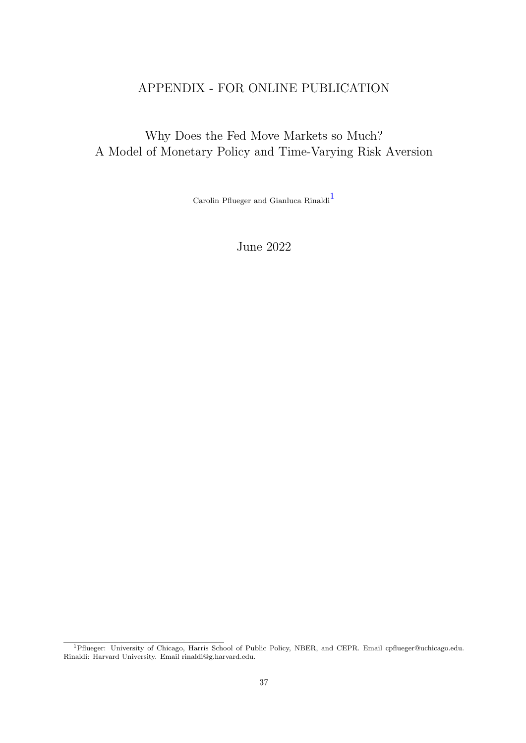# APPENDIX - FOR ONLINE PUBLICATION

## Why Does the Fed Move Markets so Much? A Model of Monetary Policy and Time-Varying Risk Aversion

Carolin Pflueger and Gianluca Rinaldi[1]

June 2022

[1] Pflueger: University of Chicago, Harris School of Public Policy, NBER, and CEPR. Email cpflueger@uchicago.edu. Rinaldi: Harvard University. Email rinaldi@g.harvard.edu.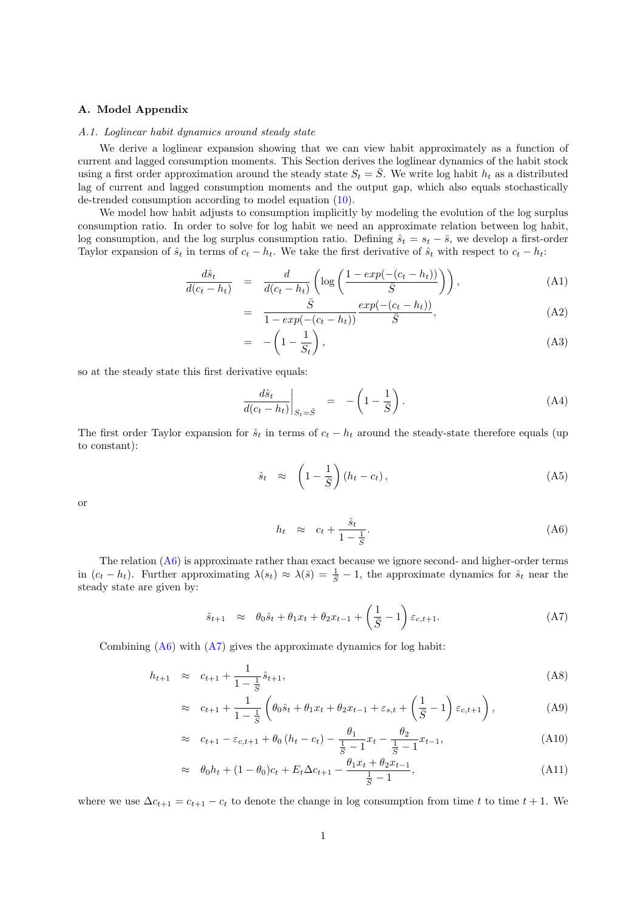## A. Model Appendix

### *A.1. Loglinear habit dynamics around steady state*

We derive a loglinear expansion showing that we can view habit approximately as a function of current and lagged consumption moments. This Section derives the loglinear dynamics of the habit stock using a first order approximation around the steady state $S_t = \bar{S}$. We write log habit $h_t$ as a distributed lag of current and lagged consumption moments and the output gap, which also equals stochastically de-trended consumption according to model equation (10).

We model how habit adjusts to consumption implicitly by modeling the evolution of the log surplus consumption ratio. In order to solve for log habit we need an approximate relation between log habit, log consumption, and the log surplus consumption ratio. Defining $\hat{s}_t = s_t - \bar{s}$, we develop a first-order Taylor expansion of $\hat{s}_t$ in terms of $c_t - h_t$. We take the first derivative of $\hat{s}_t$ with respect to $c_t - h_t$:

$$\frac{d\hat{s}_t}{d(c_t - h_t)} = \frac{d}{d(c_t - h_t)}\left(\log\left(\frac{1 - exp(-(c_t - h_t))}{\bar{S}}\right)\right), \tag{A1}$$

$$= \frac{\bar{S}}{1 - exp(-(c_t - h_t))}\frac{exp(-(c_t - h_t))}{\bar{S}}, \tag{A2}$$

$$= -\left(1 - \frac{1}{S_t}\right), \tag{A3}$$

so at the steady state this first derivative equals:

$$\left.\frac{d\hat{s}_t}{d(c_t - h_t)}\right|_{S_t = \bar{S}} = -\left(1 - \frac{1}{\bar{S}}\right). \tag{A4}$$

The first order Taylor expansion for $\hat{s}_t$ in terms of $c_t - h_t$ around the steady-state therefore equals (up to constant):

$$\hat{s}_t \approx \left(1 - \frac{1}{\bar{S}}\right)(h_t - c_t), \tag{A5}$$

or

$$h_t \approx c_t + \frac{\hat{s}_t}{1 - \frac{1}{\bar{S}}}. \tag{A6}$$

The relation (A6) is approximate rather than exact because we ignore second- and higher-order terms in $(c_t - h_t)$. Further approximating $\lambda(s_t) \approx \lambda(\bar{s}) = \frac{1}{\bar{S}} - 1$, the approximate dynamics for $\hat{s}_t$ near the steady state are given by:

$$\hat{s}_{t+1} \approx \theta_0 \hat{s}_t + \theta_1 x_t + \theta_2 x_{t-1} + \left(\frac{1}{\bar{S}} - 1\right)\varepsilon_{c,t+1}. \tag{A7}$$

Combining (A6) with (A7) gives the approximate dynamics for log habit:

$$h_{t+1} \approx c_{t+1} + \frac{1}{1 - \frac{1}{\bar{S}}}\hat{s}_{t+1}, \tag{A8}$$

$$\approx c_{t+1} + \frac{1}{1 - \frac{1}{\bar{S}}}\left(\theta_0 \hat{s}_t + \theta_1 x_t + \theta_2 x_{t-1} + \varepsilon_{s,t} + \left(\frac{1}{\bar{S}} - 1\right)\varepsilon_{c,t+1}\right), \tag{A9}$$

$$\approx c_{t+1} - \varepsilon_{c,t+1} + \theta_0 (h_t - c_t) - \frac{\theta_1}{\frac{1}{\bar{S}} - 1}x_t - \frac{\theta_2}{\frac{1}{\bar{S}} - 1}x_{t-1}, \tag{A10}$$

$$\approx \theta_0 h_t + (1 - \theta_0)c_t + E_t \Delta c_{t+1} - \frac{\theta_1 x_t + \theta_2 x_{t-1}}{\frac{1}{\bar{S}} - 1}, \tag{A11}$$

where we use $\Delta c_{t+1} = c_{t+1} - c_t$ to denote the change in log consumption from time $t$ to time $t+1$. We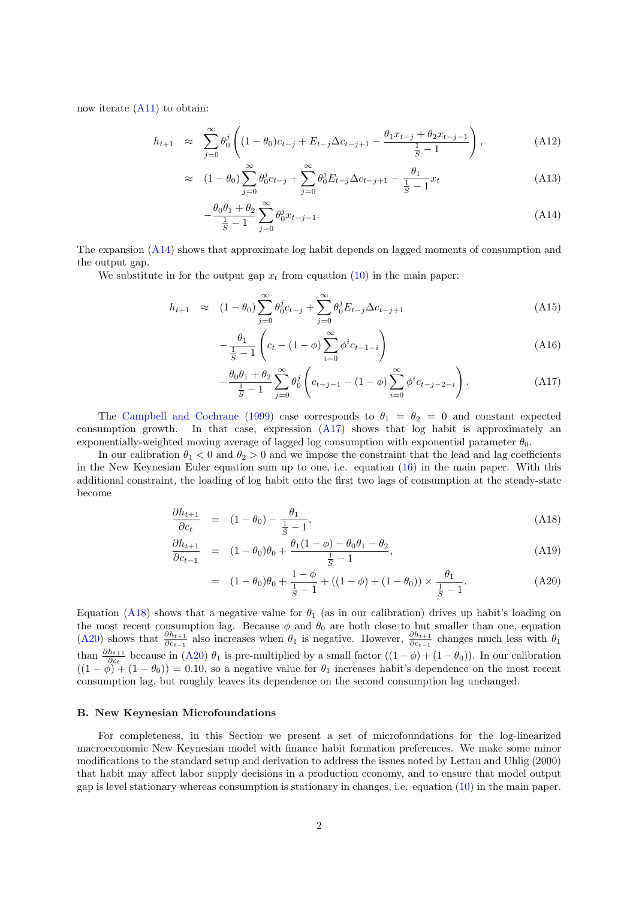now iterate (A11) to obtain:

$$h_{t+1} \approx \sum_{j=0}^{\infty} \theta_0^j \left( (1-\theta_0)c_{t-j} + E_{t-j}\Delta c_{t-j+1} - \frac{\theta_1 x_{t-j} + \theta_2 x_{t-j-1}}{\frac{1}{S}-1} \right), \tag{A12}$$

$$\approx (1-\theta_0)\sum_{j=0}^{\infty}\theta_0^j c_{t-j} + \sum_{j=0}^{\infty}\theta_0^j E_{t-j}\Delta c_{t-j+1} - \frac{\theta_1}{\frac{1}{S}-1}x_t \tag{A13}$$

$$-\frac{\theta_0\theta_1+\theta_2}{\frac{1}{S}-1}\sum_{j=0}^{\infty}\theta_0^j x_{t-j-1}. \tag{A14}$$

The expansion (A14) shows that approximate log habit depends on lagged moments of consumption and the output gap.

We substitute in for the output gap $x_t$ from equation (10) in the main paper:

$$h_{t+1} \approx (1-\theta_0)\sum_{j=0}^{\infty}\theta_0^j c_{t-j} + \sum_{j=0}^{\infty}\theta_0^j E_{t-j}\Delta c_{t-j+1} \tag{A15}$$

$$-\frac{\theta_1}{\frac{1}{S}-1}\left( c_t - (1-\phi)\sum_{i=0}^{\infty}\phi^i c_{t-1-i} \right) \tag{A16}$$

$$-\frac{\theta_0\theta_1+\theta_2}{\frac{1}{S}-1}\sum_{j=0}^{\infty}\theta_0^j \left( c_{t-j-1} - (1-\phi)\sum_{i=0}^{\infty}\phi^i c_{t-j-2-i} \right). \tag{A17}$$

The Campbell and Cochrane (1999) case corresponds to $\theta_1 = \theta_2 = 0$ and constant expected consumption growth. In that case, expression (A17) shows that log habit is approximately an exponentially-weighted moving average of lagged log consumption with exponential parameter $\theta_0$.

In our calibration $\theta_1 < 0$ and $\theta_2 > 0$ and we impose the constraint that the lead and lag coefficients in the New Keynesian Euler equation sum up to one, i.e. equation (16) in the main paper. With this additional constraint, the loading of log habit onto the first two lags of consumption at the steady-state become

$$\frac{\partial h_{t+1}}{\partial c_t} = (1-\theta_0) - \frac{\theta_1}{\frac{1}{S}-1}, \tag{A18}$$

$$\frac{\partial h_{t+1}}{\partial c_{t-1}} = (1-\theta_0)\theta_0 + \frac{\theta_1(1-\phi) - \theta_0\theta_1 - \theta_2}{\frac{1}{S}-1}, \tag{A19}$$

$$= (1-\theta_0)\theta_0 + \frac{1-\phi}{\frac{1}{S}-1} + ((1-\phi)+(1-\theta_0)) \times \frac{\theta_1}{\frac{1}{S}-1}. \tag{A20}$$

Equation (A18) shows that a negative value for $\theta_1$ (as in our calibration) drives up habit's loading on the most recent consumption lag. Because $\phi$ and $\theta_0$ are both close to but smaller than one, equation (A20) shows that $\frac{\partial h_{t+1}}{\partial c_{t-1}}$ also increases when $\theta_1$ is negative. However, $\frac{\partial h_{t+1}}{\partial c_{t-1}}$ changes much less with $\theta_1$ than $\frac{\partial h_{t+1}}{\partial c_t}$ because in (A20) $\theta_1$ is pre-multiplied by a small factor $((1-\phi)+(1-\theta_0))$. In our calibration $((1-\phi)+(1-\theta_0)) = 0.10$, so a negative value for $\theta_1$ increases habit's dependence on the most recent consumption lag, but roughly leaves its dependence on the second consumption lag unchanged.

## B. New Keynesian Microfoundations

For completeness, in this Section we present a set of microfoundations for the log-linearized macroeconomic New Keynesian model with finance habit formation preferences. We make some minor modifications to the standard setup and derivation to address the issues noted by Lettau and Uhlig (2000) that habit may affect labor supply decisions in a production economy, and to ensure that model output gap is level stationary whereas consumption is stationary in changes, i.e. equation (10) in the main paper.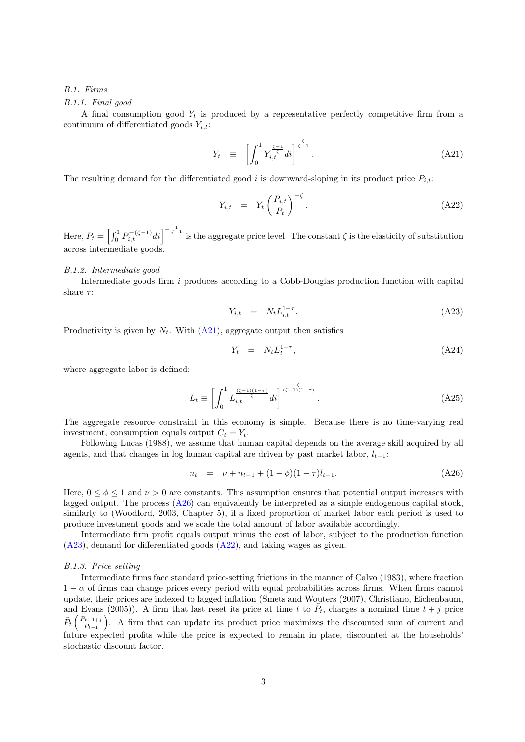*B.1. Firms*

*B.1.1. Final good*

A final consumption good $Y_t$ is produced by a representative perfectly competitive firm from a continuum of differentiated goods $Y_{i,t}$:

$$Y_t \equiv \left[ \int_0^1 Y_{i,t}^{\frac{\zeta-1}{\zeta}} di \right]^{\frac{\zeta}{\zeta-1}}. \tag{A21}$$

The resulting demand for the differentiated good $i$ is downward-sloping in its product price $P_{i,t}$:

$$Y_{i,t} = Y_t \left( \frac{P_{i,t}}{P_t} \right)^{-\zeta}. \tag{A22}$$

Here, $P_t = \left[ \int_0^1 P_{i,t}^{-(\zeta-1)} di \right]^{-\frac{1}{\zeta-1}}$ is the aggregate price level. The constant $\zeta$ is the elasticity of substitution across intermediate goods.

*B.1.2. Intermediate good*

Intermediate goods firm $i$ produces according to a Cobb-Douglas production function with capital share $\tau$:

$$Y_{i,t} = N_t L_{i,t}^{1-\tau}. \tag{A23}$$

Productivity is given by $N_t$. With (A21), aggregate output then satisfies

$$Y_t = N_t L_t^{1-\tau}, \tag{A24}$$

where aggregate labor is defined:

$$L_t \equiv \left[ \int_0^1 L_{i,t}^{\frac{(\zeta-1)(1-\tau)}{\zeta}} di \right]^{\frac{\zeta}{(\zeta-1)(1-\tau)}}. \tag{A25}$$

The aggregate resource constraint in this economy is simple. Because there is no time-varying real investment, consumption equals output $C_t = Y_t$.

Following Lucas (1988), we assume that human capital depends on the average skill acquired by all agents, and that changes in log human capital are driven by past market labor, $l_{t-1}$:

$$n_t = \nu + n_{t-1} + (1-\phi)(1-\tau) l_{t-1}. \tag{A26}$$

Here, $0 \leq \phi \leq 1$ and $\nu > 0$ are constants. This assumption ensures that potential output increases with lagged output. The process (A26) can equivalently be interpreted as a simple endogenous capital stock, similarly to (Woodford, 2003, Chapter 5), if a fixed proportion of market labor each period is used to produce investment goods and we scale the total amount of labor available accordingly.

Intermediate firm profit equals output minus the cost of labor, subject to the production function (A23), demand for differentiated goods (A22), and taking wages as given.

*B.1.3. Price setting*

Intermediate firms face standard price-setting frictions in the manner of Calvo (1983), where fraction $1-\alpha$ of firms can change prices every period with equal probabilities across firms. When firms cannot update, their prices are indexed to lagged inflation (Smets and Wouters (2007), Christiano, Eichenbaum, and Evans (2005)). A firm that last reset its price at time $t$ to $\tilde{P}_t$, charges a nominal time $t+j$ price $\tilde{P}_t \left( \frac{P_{t-1+j}}{P_{t-1}} \right)$. A firm that can update its product price maximizes the discounted sum of current and future expected profits while the price is expected to remain in place, discounted at the households' stochastic discount factor.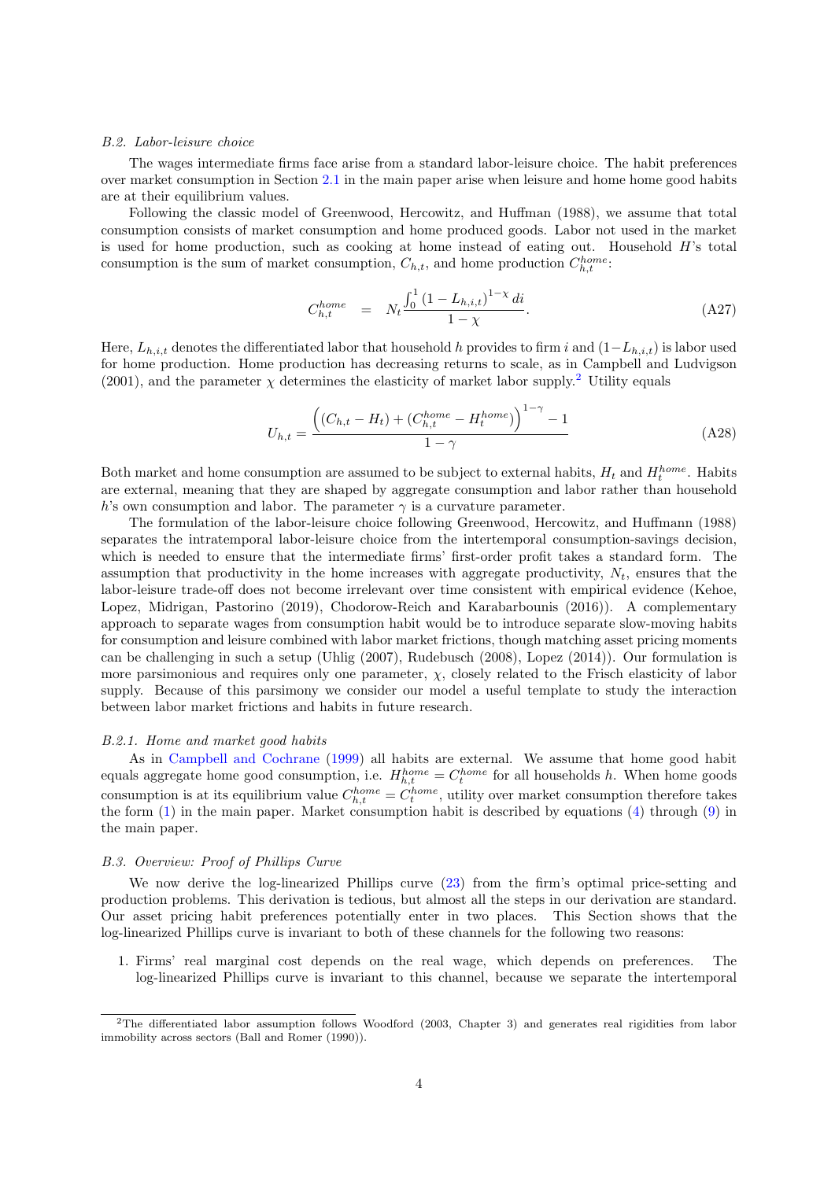### *B.2. Labor-leisure choice*

The wages intermediate firms face arise from a standard labor-leisure choice. The habit preferences over market consumption in Section 2.1 in the main paper arise when leisure and home home good habits are at their equilibrium values.

Following the classic model of Greenwood, Hercowitz, and Huffman (1988), we assume that total consumption consists of market consumption and home produced goods. Labor not used in the market is used for home production, such as cooking at home instead of eating out. Household $H$'s total consumption is the sum of market consumption, $C_{h,t}$, and home production $C_{h,t}^{home}$:

$$C_{h,t}^{home} \quad = \quad N_t \frac{\int_0^1 (1 - L_{h,i,t})^{1-\chi} \, di}{1 - \chi}. \tag{A27}$$

Here, $L_{h,i,t}$ denotes the differentiated labor that household $h$ provides to firm $i$ and $(1 - L_{h,i,t})$ is labor used for home production. Home production has decreasing returns to scale, as in Campbell and Ludvigson (2001), and the parameter $\chi$ determines the elasticity of market labor supply.[2] Utility equals

$$U_{h,t} = \frac{\left((C_{h,t} - H_t) + (C_{h,t}^{home} - H_t^{home})\right)^{1-\gamma} - 1}{1 - \gamma} \tag{A28}$$

Both market and home consumption are assumed to be subject to external habits, $H_t$ and $H_t^{home}$. Habits are external, meaning that they are shaped by aggregate consumption and labor rather than household $h$'s own consumption and labor. The parameter $\gamma$ is a curvature parameter.

The formulation of the labor-leisure choice following Greenwood, Hercowitz, and Huffmann (1988) separates the intratemporal labor-leisure choice from the intertemporal consumption-savings decision, which is needed to ensure that the intermediate firms' first-order profit takes a standard form. The assumption that productivity in the home increases with aggregate productivity, $N_t$, ensures that the labor-leisure trade-off does not become irrelevant over time consistent with empirical evidence (Kehoe, Lopez, Midrigan, Pastorino (2019), Chodorow-Reich and Karabarbounis (2016)). A complementary approach to separate wages from consumption habit would be to introduce separate slow-moving habits for consumption and leisure combined with labor market frictions, though matching asset pricing moments can be challenging in such a setup (Uhlig (2007), Rudebusch (2008), Lopez (2014)). Our formulation is more parsimonious and requires only one parameter, $\chi$, closely related to the Frisch elasticity of labor supply. Because of this parsimony we consider our model a useful template to study the interaction between labor market frictions and habits in future research.

#### *B.2.1. Home and market good habits*

As in Campbell and Cochrane (1999) all habits are external. We assume that home good habit equals aggregate home good consumption, i.e. $H_{h,t}^{home} = C_t^{home}$ for all households $h$. When home goods consumption is at its equilibrium value $C_{h,t}^{home} = C_t^{home}$, utility over market consumption therefore takes the form (1) in the main paper. Market consumption habit is described by equations (4) through (9) in the main paper.

### *B.3. Overview: Proof of Phillips Curve*

We now derive the log-linearized Phillips curve (23) from the firm's optimal price-setting and production problems. This derivation is tedious, but almost all the steps in our derivation are standard. Our asset pricing habit preferences potentially enter in two places. This Section shows that the log-linearized Phillips curve is invariant to both of these channels for the following two reasons:

1. Firms' real marginal cost depends on the real wage, which depends on preferences. The log-linearized Phillips curve is invariant to this channel, because we separate the intertemporal

[2] The differentiated labor assumption follows Woodford (2003, Chapter 3) and generates real rigidities from labor immobility across sectors (Ball and Romer (1990)).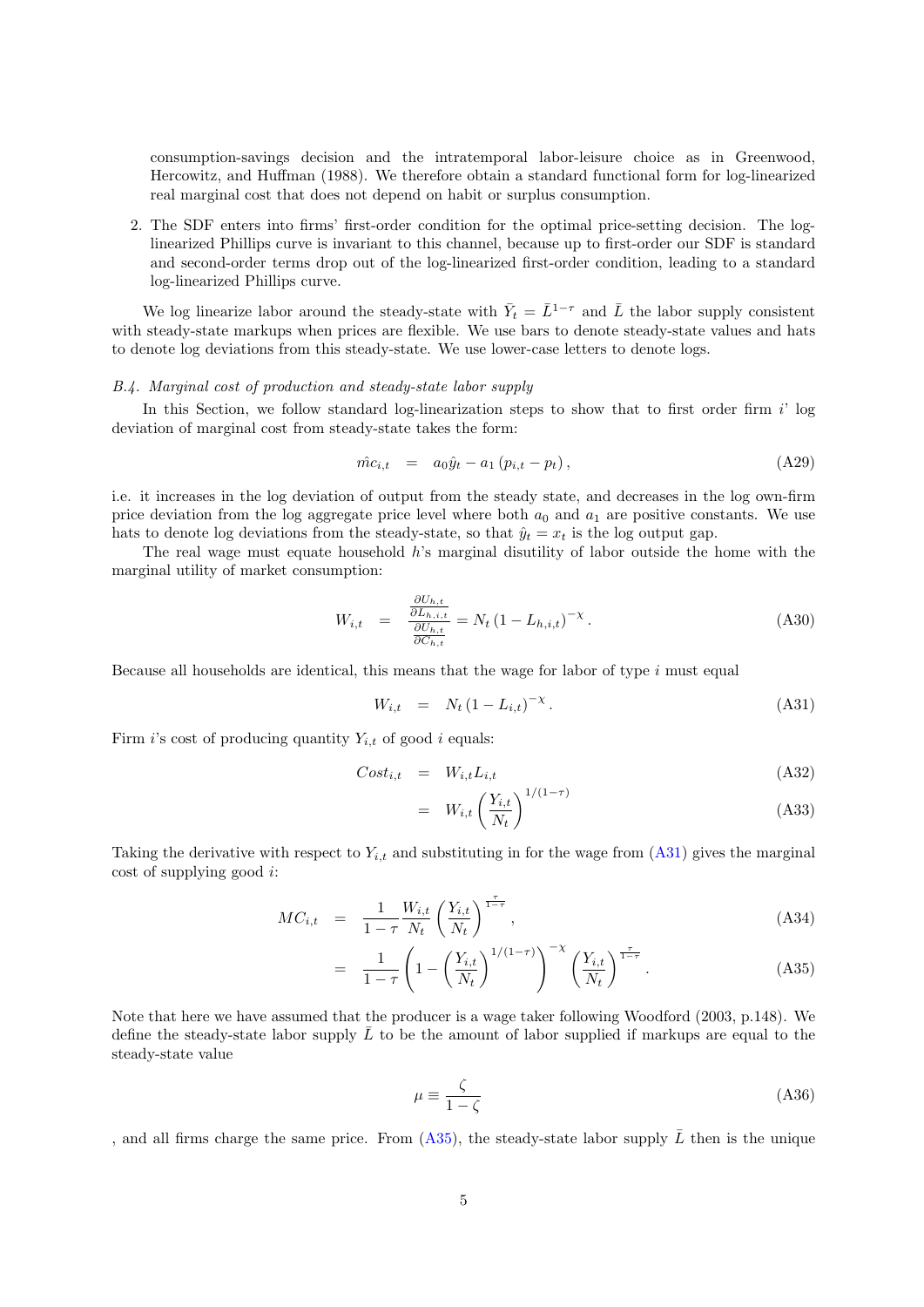consumption-savings decision and the intratemporal labor-leisure choice as in Greenwood, Hercowitz, and Huffman (1988). We therefore obtain a standard functional form for log-linearized real marginal cost that does not depend on habit or surplus consumption.

2. The SDF enters into firms' first-order condition for the optimal price-setting decision. The log-linearized Phillips curve is invariant to this channel, because up to first-order our SDF is standard and second-order terms drop out of the log-linearized first-order condition, leading to a standard log-linearized Phillips curve.

We log linearize labor around the steady-state with $\bar{Y}_t = \bar{L}^{1-\tau}$ and $\bar{L}$ the labor supply consistent with steady-state markups when prices are flexible. We use bars to denote steady-state values and hats to denote log deviations from this steady-state. We use lower-case letters to denote logs.

### *B.4. Marginal cost of production and steady-state labor supply*

In this Section, we follow standard log-linearization steps to show that to first order firm $i$' log deviation of marginal cost from steady-state takes the form:

$$\hat{mc}_{i,t} = a_0 \hat{y}_t - a_1 (p_{i,t} - p_t), \tag{A29}$$

i.e. it increases in the log deviation of output from the steady state, and decreases in the log own-firm price deviation from the log aggregate price level where both $a_0$ and $a_1$ are positive constants. We use hats to denote log deviations from the steady-state, so that $\hat{y}_t = x_t$ is the log output gap.

The real wage must equate household $h$'s marginal disutility of labor outside the home with the marginal utility of market consumption:

$$W_{i,t} = \frac{\frac{\partial U_{h,t}}{\partial L_{h,i,t}}}{\frac{\partial U_{h,t}}{\partial C_{h,t}}} = N_t (1 - L_{h,i,t})^{-\chi}. \tag{A30}$$

Because all households are identical, this means that the wage for labor of type $i$ must equal

$$W_{i,t} = N_t (1 - L_{i,t})^{-\chi}. \tag{A31}$$

Firm $i$'s cost of producing quantity $Y_{i,t}$ of good $i$ equals:

$$Cost_{i,t} = W_{i,t} L_{i,t} \tag{A32}$$

$$= W_{i,t} \left( \frac{Y_{i,t}}{N_t} \right)^{1/(1-\tau)} \tag{A33}$$

Taking the derivative with respect to $Y_{i,t}$ and substituting in for the wage from (A31) gives the marginal cost of supplying good $i$:

$$MC_{i,t} = \frac{1}{1-\tau} \frac{W_{i,t}}{N_t} \left( \frac{Y_{i,t}}{N_t} \right)^{\frac{\tau}{1-\tau}}, \tag{A34}$$

$$= \frac{1}{1-\tau} \left( 1 - \left( \frac{Y_{i,t}}{N_t} \right)^{1/(1-\tau)} \right)^{-\chi} \left( \frac{Y_{i,t}}{N_t} \right)^{\frac{\tau}{1-\tau}}. \tag{A35}$$

Note that here we have assumed that the producer is a wage taker following Woodford (2003, p.148). We define the steady-state labor supply $\bar{L}$ to be the amount of labor supplied if markups are equal to the steady-state value

$$\mu \equiv \frac{\zeta}{1-\zeta} \tag{A36}$$

, and all firms charge the same price. From (A35), the steady-state labor supply $\bar{L}$ then is the unique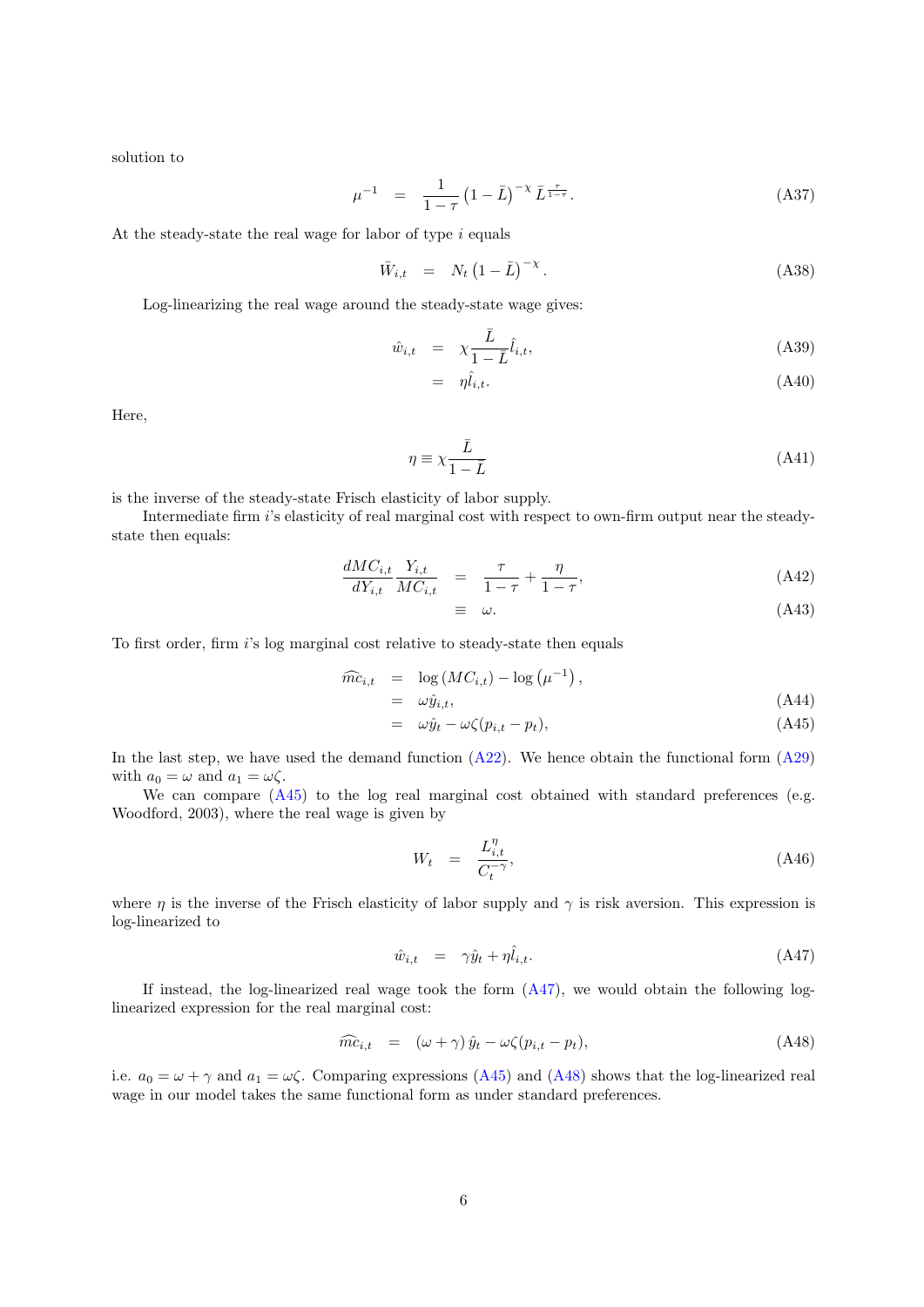solution to

$$\mu^{-1} = \frac{1}{1-\tau}\left(1-\bar{L}\right)^{-\chi}\bar{L}^{\frac{\tau}{1-\tau}}. \tag{A37}$$

At the steady-state the real wage for labor of type $i$ equals

$$\bar{W}_{i,t} = N_t\left(1-\bar{L}\right)^{-\chi}. \tag{A38}$$

Log-linearizing the real wage around the steady-state wage gives:

$$\hat{w}_{i,t} = \chi\frac{\bar{L}}{1-\bar{L}}\hat{l}_{i,t}, \tag{A39}$$

$$= \eta\hat{l}_{i,t}. \tag{A40}$$

Here,

$$\eta \equiv \chi\frac{\bar{L}}{1-\bar{L}} \tag{A41}$$

is the inverse of the steady-state Frisch elasticity of labor supply.

Intermediate firm $i$'s elasticity of real marginal cost with respect to own-firm output near the steady-state then equals:

$$\frac{dMC_{i,t}}{dY_{i,t}}\frac{Y_{i,t}}{MC_{i,t}} = \frac{\tau}{1-\tau}+\frac{\eta}{1-\tau}, \tag{A42}$$

$$\equiv \omega. \tag{A43}$$

To first order, firm $i$'s log marginal cost relative to steady-state then equals

$$\widehat{mc}_{i,t} = \log\left(MC_{i,t}\right)-\log\left(\mu^{-1}\right),$$

$$= \omega\hat{y}_{i,t}, \tag{A44}$$

$$= \omega\hat{y}_t-\omega\zeta(p_{i,t}-p_t), \tag{A45}$$

In the last step, we have used the demand function (A22). We hence obtain the functional form (A29) with $a_0=\omega$ and $a_1=\omega\zeta$.

We can compare (A45) to the log real marginal cost obtained with standard preferences (e.g. Woodford, 2003), where the real wage is given by

$$W_t = \frac{L_{i,t}^{\eta}}{C_t^{-\gamma}}, \tag{A46}$$

where $\eta$ is the inverse of the Frisch elasticity of labor supply and $\gamma$ is risk aversion. This expression is log-linearized to

$$\hat{w}_{i,t} = \gamma\hat{y}_t+\eta\hat{l}_{i,t}. \tag{A47}$$

If instead, the log-linearized real wage took the form (A47), we would obtain the following log-linearized expression for the real marginal cost:

$$\widehat{mc}_{i,t} = (\omega+\gamma)\,\hat{y}_t-\omega\zeta(p_{i,t}-p_t), \tag{A48}$$

i.e. $a_0=\omega+\gamma$ and $a_1=\omega\zeta$. Comparing expressions (A45) and (A48) shows that the log-linearized real wage in our model takes the same functional form as under standard preferences.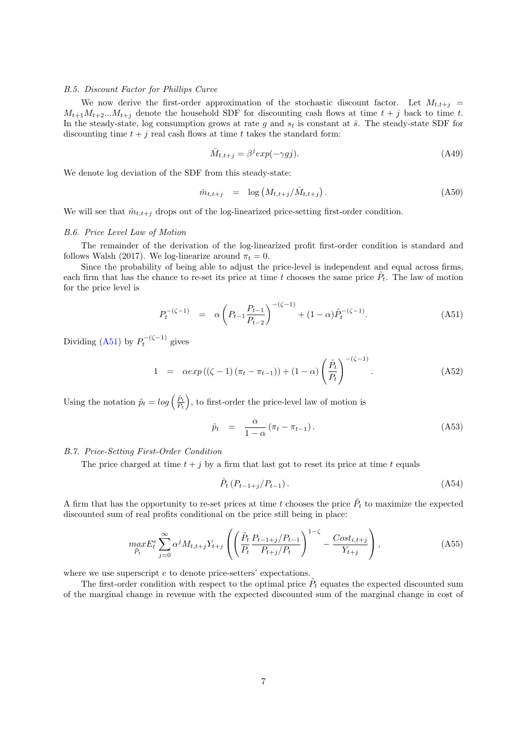*B.5. Discount Factor for Phillips Curve*

We now derive the first-order approximation of the stochastic discount factor. Let $M_{t,t+j} = M_{t+1}M_{t+2}...M_{t+j}$ denote the household SDF for discounting cash flows at time $t+j$ back to time $t$. In the steady-state, log consumption grows at rate $g$ and $s_t$ is constant at $\bar{s}$. The steady-state SDF for discounting time $t+j$ real cash flows at time $t$ takes the standard form:

$$\bar{M}_{t,t+j} = \beta^j exp(-\gamma g j). \tag{A49}$$

We denote log deviation of the SDF from this steady-state:

$$\hat{m}_{t,t+j} \quad = \quad \log\left(M_{t,t+j}/\bar{M}_{t,t+j}\right). \tag{A50}$$

We will see that $\hat{m}_{t,t+j}$ drops out of the log-linearized price-setting first-order condition.

*B.6. Price Level Law of Motion*

The remainder of the derivation of the log-linearized profit first-order condition is standard and follows Walsh (2017). We log-linearize around $\pi_t = 0$.

Since the probability of being able to adjust the price-level is independent and equal across firms, each firm that has the chance to re-set its price at time $t$ chooses the same price $\tilde{P}_t$. The law of motion for the price level is

$$P_t^{-(\zeta-1)} \quad = \quad \alpha\left(P_{t-1}\frac{P_{t-1}}{P_{t-2}}\right)^{-(\zeta-1)} + (1-\alpha)\tilde{P}_t^{-(\zeta-1)}. \tag{A51}$$

Dividing (A51) by $P_t^{-(\zeta-1)}$ gives

$$1 \quad = \quad \alpha exp\left((\zeta-1)\left(\pi_t - \pi_{t-1}\right)\right) + (1-\alpha)\left(\frac{\tilde{P}_t}{P_t}\right)^{-(\zeta-1)}. \tag{A52}$$

Using the notation $\tilde{p}_t = log\left(\frac{\tilde{P}_t}{P_t}\right)$, to first-order the price-level law of motion is

$$\tilde{p}_t \quad = \quad \frac{\alpha}{1-\alpha}\left(\pi_t - \pi_{t-1}\right). \tag{A53}$$

*B.7. Price-Setting First-Order Condition*

The price charged at time $t+j$ by a firm that last got to reset its price at time $t$ equals

$$\tilde{P}_t\left(P_{t-1+j}/P_{t-1}\right). \tag{A54}$$

A firm that has the opportunity to re-set prices at time $t$ chooses the price $\tilde{P}_t$ to maximize the expected discounted sum of real profits conditional on the price still being in place:

$$\max_{\tilde{P}_t} E_t^e \sum_{j=0}^{\infty} \alpha^j M_{t,t+j} Y_{t+j}\left(\left(\frac{\tilde{P}_t}{P_t}\frac{P_{t-1+j}/P_{t-1}}{P_{t+j}/P_t}\right)^{1-\zeta} - \frac{Cost_{i,t+j}}{Y_{t+j}}\right), \tag{A55}$$

where we use superscript $e$ to denote price-setters' expectations.

The first-order condition with respect to the optimal price $\tilde{P}_t$ equates the expected discounted sum of the marginal change in revenue with the expected discounted sum of the marginal change in cost of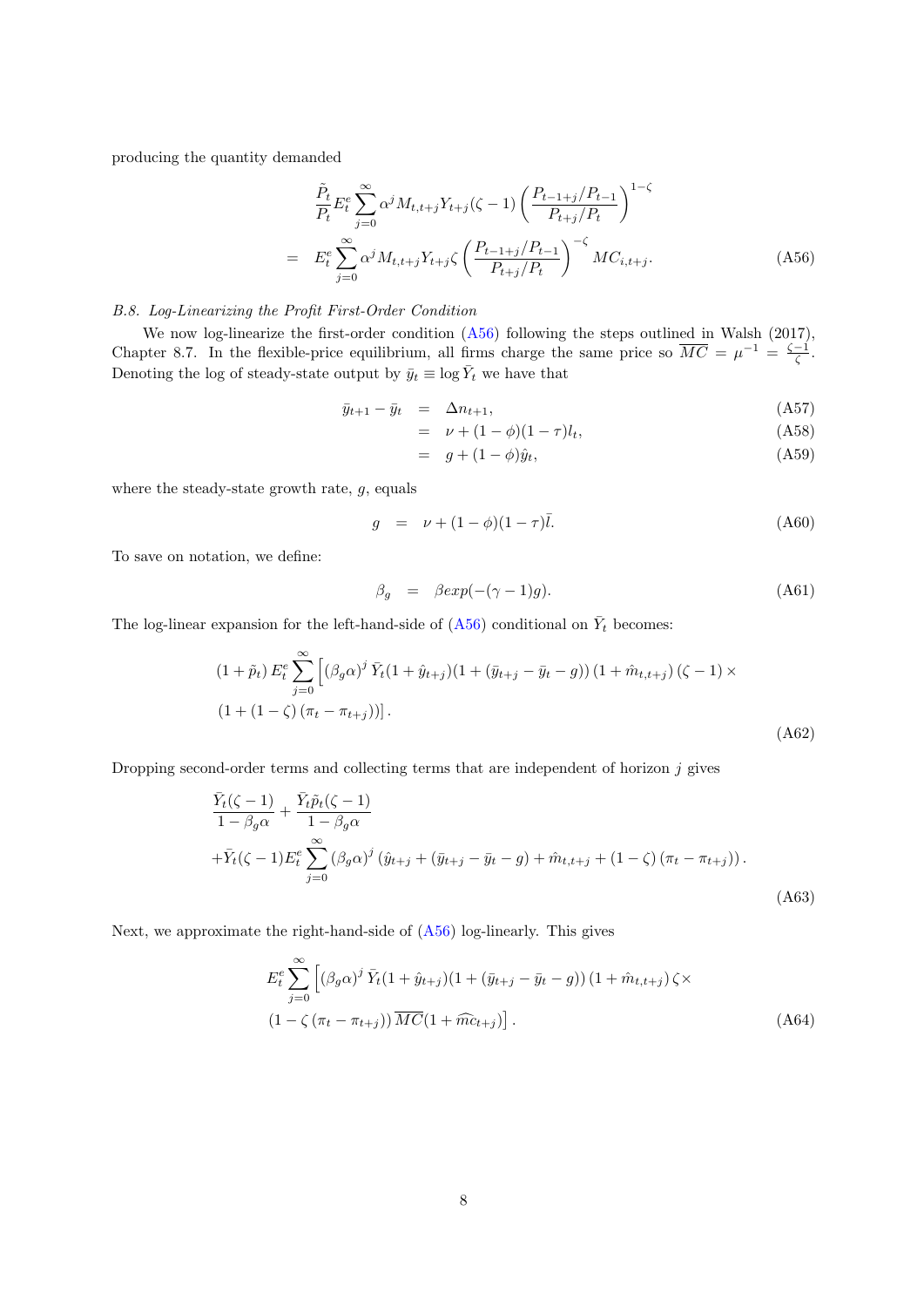producing the quantity demanded

$$
\begin{aligned}
& \frac{\tilde{P}_t}{P_t} E_t^e \sum_{j=0}^{\infty} \alpha^j M_{t,t+j} Y_{t+j} (\zeta - 1) \left( \frac{P_{t-1+j}/P_{t-1}}{P_{t+j}/P_t} \right)^{1-\zeta} \\
= \quad & E_t^e \sum_{j=0}^{\infty} \alpha^j M_{t,t+j} Y_{t+j} \zeta \left( \frac{P_{t-1+j}/P_{t-1}}{P_{t+j}/P_t} \right)^{-\zeta} MC_{i,t+j}. \qquad \text{(A56)}
\end{aligned}
$$

*B.8. Log-Linearizing the Profit First-Order Condition*

We now log-linearize the first-order condition (A56) following the steps outlined in Walsh (2017), Chapter 8.7. In the flexible-price equilibrium, all firms charge the same price so $\overline{MC} = \mu^{-1} = \frac{\zeta-1}{\zeta}$. Denoting the log of steady-state output by $\bar{y}_t \equiv \log \bar{Y}_t$ we have that

$$
\begin{aligned}
\bar{y}_{t+1} - \bar{y}_t &= \Delta n_{t+1}, && \text{(A57)} \\
&= \nu + (1-\phi)(1-\tau) l_t, && \text{(A58)} \\
&= g + (1-\phi)\hat{y}_t, && \text{(A59)}
\end{aligned}
$$

where the steady-state growth rate, $g$, equals

$$
g \quad = \quad \nu + (1-\phi)(1-\tau)\bar{l}. \qquad \text{(A60)}
$$

To save on notation, we define:

$$
\beta_g \quad = \quad \beta exp(-(\gamma - 1)g). \qquad \text{(A61)}
$$

The log-linear expansion for the left-hand-side of (A56) conditional on $\bar{Y}_t$ becomes:

$$
\begin{aligned}
& (1+\tilde{p}_t) \, E_t^e \sum_{j=0}^{\infty} \Big[ (\beta_g \alpha)^j \, \bar{Y}_t (1+\hat{y}_{t+j})(1 + (\bar{y}_{t+j} - \bar{y}_t - g)) \, (1+\hat{m}_{t,t+j}) \, (\zeta - 1) \times \\
& (1 + (1-\zeta) \, (\pi_t - \pi_{t+j})) \Big]. \qquad \text{(A62)}
\end{aligned}
$$

Dropping second-order terms and collecting terms that are independent of horizon $j$ gives

$$
\begin{aligned}
& \frac{\bar{Y}_t(\zeta - 1)}{1 - \beta_g \alpha} + \frac{\bar{Y}_t \tilde{p}_t (\zeta - 1)}{1 - \beta_g \alpha} \\
& + \bar{Y}_t(\zeta - 1) E_t^e \sum_{j=0}^{\infty} (\beta_g \alpha)^j \left( \hat{y}_{t+j} + (\bar{y}_{t+j} - \bar{y}_t - g) + \hat{m}_{t,t+j} + (1-\zeta) \, (\pi_t - \pi_{t+j}) \right). \qquad \text{(A63)}
\end{aligned}
$$

Next, we approximate the right-hand-side of (A56) log-linearly. This gives

$$
\begin{aligned}
& E_t^e \sum_{j=0}^{\infty} \Big[ (\beta_g \alpha)^j \, \bar{Y}_t (1+\hat{y}_{t+j})(1 + (\bar{y}_{t+j} - \bar{y}_t - g)) \, (1+\hat{m}_{t,t+j}) \, \zeta \times \\
& (1 - \zeta \, (\pi_t - \pi_{t+j})) \, \overline{MC} (1 + \widehat{mc}_{t+j}) \Big]. \qquad \text{(A64)}
\end{aligned}
$$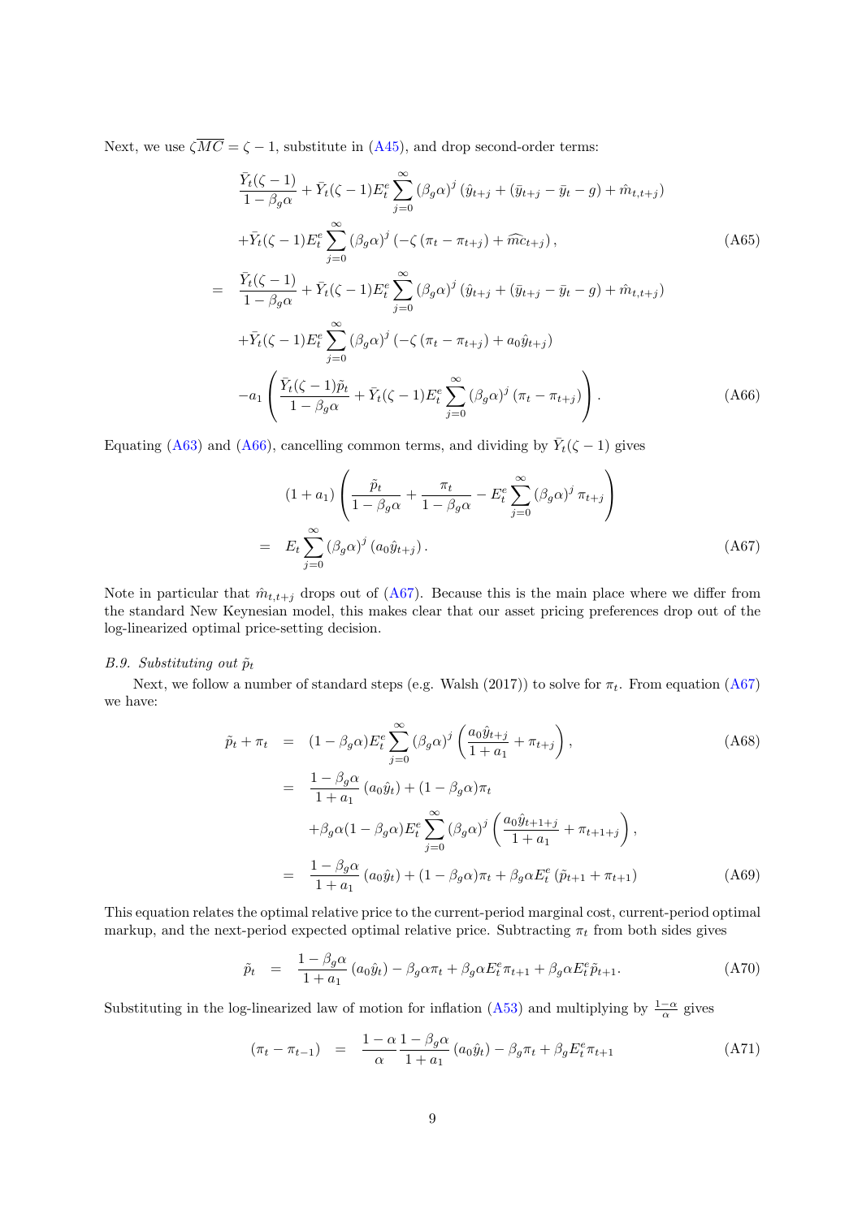Next, we use $\zeta\overline{MC} = \zeta - 1$, substitute in (A45), and drop second-order terms:

$$
\begin{aligned}
& \frac{\bar{Y}_t(\zeta-1)}{1-\beta_g\alpha} + \bar{Y}_t(\zeta-1)E_t^e\sum_{j=0}^{\infty}(\beta_g\alpha)^j\left(\hat{y}_{t+j} + (\bar{y}_{t+j} - \bar{y}_t - g) + \hat{m}_{t,t+j}\right) \\
& + \bar{Y}_t(\zeta-1)E_t^e\sum_{j=0}^{\infty}(\beta_g\alpha)^j\left(-\zeta\left(\pi_t - \pi_{t+j}\right) + \widehat{mc}_{t+j}\right), \qquad \text{(A65)} \\
= \; & \frac{\bar{Y}_t(\zeta-1)}{1-\beta_g\alpha} + \bar{Y}_t(\zeta-1)E_t^e\sum_{j=0}^{\infty}(\beta_g\alpha)^j\left(\hat{y}_{t+j} + (\bar{y}_{t+j} - \bar{y}_t - g) + \hat{m}_{t,t+j}\right) \\
& + \bar{Y}_t(\zeta-1)E_t^e\sum_{j=0}^{\infty}(\beta_g\alpha)^j\left(-\zeta\left(\pi_t - \pi_{t+j}\right) + a_0\hat{y}_{t+j}\right) \\
& - a_1\left(\frac{\bar{Y}_t(\zeta-1)\tilde{p}_t}{1-\beta_g\alpha} + \bar{Y}_t(\zeta-1)E_t^e\sum_{j=0}^{\infty}(\beta_g\alpha)^j\left(\pi_t - \pi_{t+j}\right)\right). \qquad \text{(A66)}
\end{aligned}
$$

Equating (A63) and (A66), cancelling common terms, and dividing by $\bar{Y}_t(\zeta-1)$ gives

$$
\begin{aligned}
& (1+a_1)\left(\frac{\tilde{p}_t}{1-\beta_g\alpha} + \frac{\pi_t}{1-\beta_g\alpha} - E_t^e\sum_{j=0}^{\infty}(\beta_g\alpha)^j\pi_{t+j}\right) \\
= \; & E_t\sum_{j=0}^{\infty}(\beta_g\alpha)^j\left(a_0\hat{y}_{t+j}\right). \qquad \text{(A67)}
\end{aligned}
$$

Note in particular that $\hat{m}_{t,t+j}$ drops out of (A67). Because this is the main place where we differ from the standard New Keynesian model, this makes clear that our asset pricing preferences drop out of the log-linearized optimal price-setting decision.

### *B.9. Substituting out $\tilde{p}_t$*

Next, we follow a number of standard steps (e.g. Walsh (2017)) to solve for $\pi_t$. From equation (A67) we have:

$$
\begin{aligned}
\tilde{p}_t + \pi_t &= (1-\beta_g\alpha)E_t^e\sum_{j=0}^{\infty}(\beta_g\alpha)^j\left(\frac{a_0\hat{y}_{t+j}}{1+a_1} + \pi_{t+j}\right), \qquad \text{(A68)} \\
&= \frac{1-\beta_g\alpha}{1+a_1}\left(a_0\hat{y}_t\right) + (1-\beta_g\alpha)\pi_t \\
&\quad + \beta_g\alpha(1-\beta_g\alpha)E_t^e\sum_{j=0}^{\infty}(\beta_g\alpha)^j\left(\frac{a_0\hat{y}_{t+1+j}}{1+a_1} + \pi_{t+1+j}\right), \\
&= \frac{1-\beta_g\alpha}{1+a_1}\left(a_0\hat{y}_t\right) + (1-\beta_g\alpha)\pi_t + \beta_g\alpha E_t^e\left(\tilde{p}_{t+1} + \pi_{t+1}\right) \qquad \text{(A69)}
\end{aligned}
$$

This equation relates the optimal relative price to the current-period marginal cost, current-period optimal markup, and the next-period expected optimal relative price. Subtracting $\pi_t$ from both sides gives

$$
\tilde{p}_t = \frac{1-\beta_g\alpha}{1+a_1}\left(a_0\hat{y}_t\right) - \beta_g\alpha\pi_t + \beta_g\alpha E_t^e\pi_{t+1} + \beta_g\alpha E_t^e\tilde{p}_{t+1}. \qquad \text{(A70)}
$$

Substituting in the log-linearized law of motion for inflation (A53) and multiplying by $\frac{1-\alpha}{\alpha}$ gives

$$
(\pi_t - \pi_{t-1}) = \frac{1-\alpha}{\alpha}\frac{1-\beta_g\alpha}{1+a_1}\left(a_0\hat{y}_t\right) - \beta_g\pi_t + \beta_g E_t^e\pi_{t+1} \qquad \text{(A71)}
$$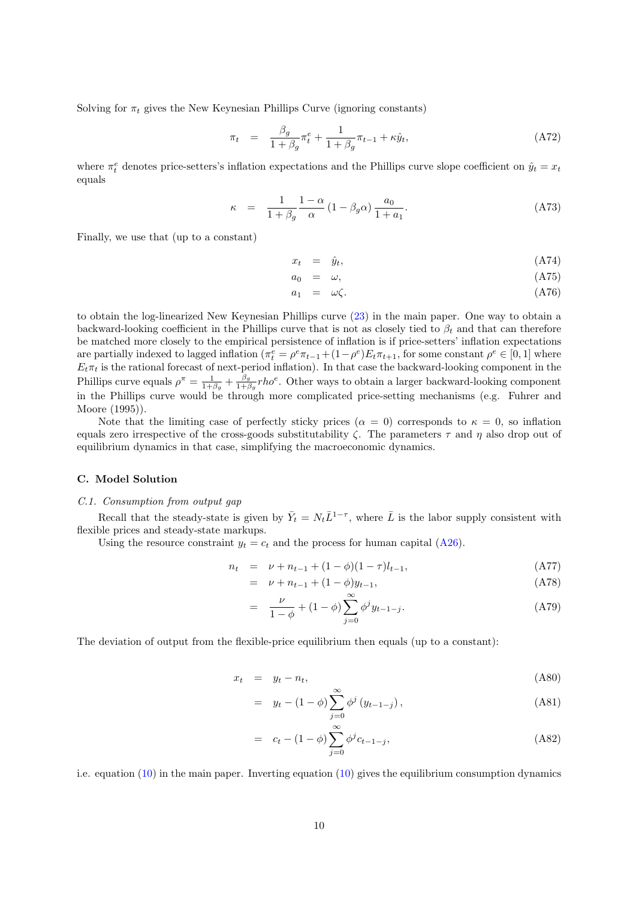Solving for $\pi_t$ gives the New Keynesian Phillips Curve (ignoring constants)

$$\pi_t = \frac{\beta_g}{1+\beta_g}\pi_t^e + \frac{1}{1+\beta_g}\pi_{t-1} + \kappa \hat{y}_t, \tag{A72}$$

where $\pi_t^e$ denotes price-setters's inflation expectations and the Phillips curve slope coefficient on $\hat{y}_t = x_t$ equals

$$\kappa = \frac{1}{1+\beta_g}\frac{1-\alpha}{\alpha}(1-\beta_g\alpha)\frac{a_0}{1+a_1}. \tag{A73}$$

Finally, we use that (up to a constant)

$$x_t = \hat{y}_t, \tag{A74}$$

$$a_0 = \omega, \tag{A75}$$

$$a_1 = \omega\zeta. \tag{A76}$$

to obtain the log-linearized New Keynesian Phillips curve (23) in the main paper. One way to obtain a backward-looking coefficient in the Phillips curve that is not as closely tied to $\beta_t$ and that can therefore be matched more closely to the empirical persistence of inflation is if price-setters' inflation expectations are partially indexed to lagged inflation ($\pi_t^e = \rho^e\pi_{t-1} + (1-\rho^e)E_t\pi_{t+1}$, for some constant $\rho^e \in [0,1]$ where $E_t\pi_t$ is the rational forecast of next-period inflation). In that case the backward-looking component in the Phillips curve equals $\rho^\pi = \frac{1}{1+\beta_g} + \frac{\beta_g}{1+\beta_g}rho^e$. Other ways to obtain a larger backward-looking component in the Phillips curve would be through more complicated price-setting mechanisms (e.g. Fuhrer and Moore (1995)).

Note that the limiting case of perfectly sticky prices ($\alpha = 0$) corresponds to $\kappa = 0$, so inflation equals zero irrespective of the cross-goods substitutability $\zeta$. The parameters $\tau$ and $\eta$ also drop out of equilibrium dynamics in that case, simplifying the macroeconomic dynamics.

## C. Model Solution

### C.1. Consumption from output gap

Recall that the steady-state is given by $\bar{Y}_t = N_t\bar{L}^{1-\tau}$, where $\bar{L}$ is the labor supply consistent with flexible prices and steady-state markups.

Using the resource constraint $y_t = c_t$ and the process for human capital (A26).

$$\begin{aligned} n_t &= \nu + n_{t-1} + (1-\phi)(1-\tau)l_{t-1}, && \text{(A77)}\\ &= \nu + n_{t-1} + (1-\phi)y_{t-1}, && \text{(A78)}\\ &= \frac{\nu}{1-\phi} + (1-\phi)\sum_{j=0}^{\infty}\phi^j y_{t-1-j}. && \text{(A79)} \end{aligned}$$

The deviation of output from the flexible-price equilibrium then equals (up to a constant):

$$\begin{aligned} x_t &= y_t - n_t, && \text{(A80)}\\ &= y_t - (1-\phi)\sum_{j=0}^{\infty}\phi^j\left(y_{t-1-j}\right), && \text{(A81)}\\ &= c_t - (1-\phi)\sum_{j=0}^{\infty}\phi^j c_{t-1-j}, && \text{(A82)} \end{aligned}$$

i.e. equation (10) in the main paper. Inverting equation (10) gives the equilibrium consumption dynamics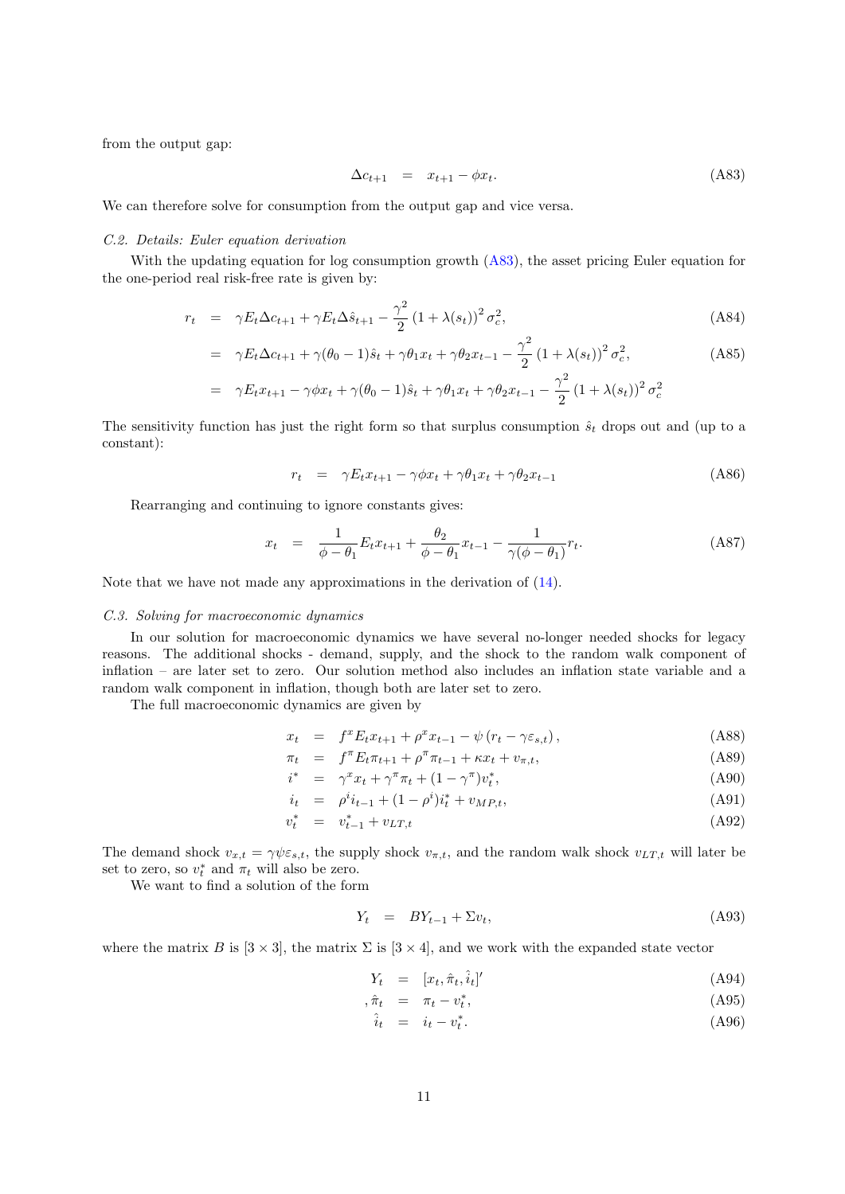from the output gap:

$$\Delta c_{t+1} \quad = \quad x_{t+1} - \phi x_t. \tag{A83}$$

We can therefore solve for consumption from the output gap and vice versa.

### C.2. Details: Euler equation derivation

With the updating equation for log consumption growth (A83), the asset pricing Euler equation for the one-period real risk-free rate is given by:

$$r_t \quad = \quad \gamma E_t \Delta c_{t+1} + \gamma E_t \Delta \hat{s}_{t+1} - \frac{\gamma^2}{2}\left(1+\lambda(s_t)\right)^2 \sigma_c^2, \tag{A84}$$

$$= \quad \gamma E_t \Delta c_{t+1} + \gamma(\theta_0 - 1)\hat{s}_t + \gamma\theta_1 x_t + \gamma\theta_2 x_{t-1} - \frac{\gamma^2}{2}\left(1+\lambda(s_t)\right)^2 \sigma_c^2, \tag{A85}$$

$$= \quad \gamma E_t x_{t+1} - \gamma\phi x_t + \gamma(\theta_0 - 1)\hat{s}_t + \gamma\theta_1 x_t + \gamma\theta_2 x_{t-1} - \frac{\gamma^2}{2}\left(1+\lambda(s_t)\right)^2 \sigma_c^2$$

The sensitivity function has just the right form so that surplus consumption $\hat{s}_t$ drops out and (up to a constant):

$$r_t \quad = \quad \gamma E_t x_{t+1} - \gamma\phi x_t + \gamma\theta_1 x_t + \gamma\theta_2 x_{t-1} \tag{A86}$$

Rearranging and continuing to ignore constants gives:

$$x_t \quad = \quad \frac{1}{\phi - \theta_1} E_t x_{t+1} + \frac{\theta_2}{\phi - \theta_1} x_{t-1} - \frac{1}{\gamma(\phi - \theta_1)} r_t. \tag{A87}$$

Note that we have not made any approximations in the derivation of (14).

### C.3. Solving for macroeconomic dynamics

In our solution for macroeconomic dynamics we have several no-longer needed shocks for legacy reasons. The additional shocks - demand, supply, and the shock to the random walk component of inflation – are later set to zero. Our solution method also includes an inflation state variable and a random walk component in inflation, though both are later set to zero.

The full macroeconomic dynamics are given by

$$x_t \quad = \quad f^x E_t x_{t+1} + \rho^x x_{t-1} - \psi\left(r_t - \gamma\varepsilon_{s,t}\right), \tag{A88}$$

$$\pi_t \quad = \quad f^\pi E_t \pi_{t+1} + \rho^\pi \pi_{t-1} + \kappa x_t + v_{\pi,t}, \tag{A89}$$

$$i^* \quad = \quad \gamma^x x_t + \gamma^\pi \pi_t + (1-\gamma^\pi) v_t^*, \tag{A90}$$

$$i_t \quad = \quad \rho^i i_{t-1} + (1-\rho^i) i_t^* + v_{MP,t}, \tag{A91}$$

$$v_t^* \quad = \quad v_{t-1}^* + v_{LT,t} \tag{A92}$$

The demand shock $v_{x,t} = \gamma\psi\varepsilon_{s,t}$, the supply shock $v_{\pi,t}$, and the random walk shock $v_{LT,t}$ will later be set to zero, so $v_t^*$ and $\pi_t$ will also be zero.

We want to find a solution of the form

$$Y_t \quad = \quad BY_{t-1} + \Sigma v_t, \tag{A93}$$

where the matrix $B$ is $[3 \times 3]$, the matrix $\Sigma$ is $[3 \times 4]$, and we work with the expanded state vector

$$Y_t \quad = \quad [x_t, \hat{\pi}_t, \hat{i}_t]' \tag{A94}$$

$$, \hat{\pi}_t \quad = \quad \pi_t - v_t^*, \tag{A95}$$

$$\hat{i}_t \quad = \quad i_t - v_t^*. \tag{A96}$$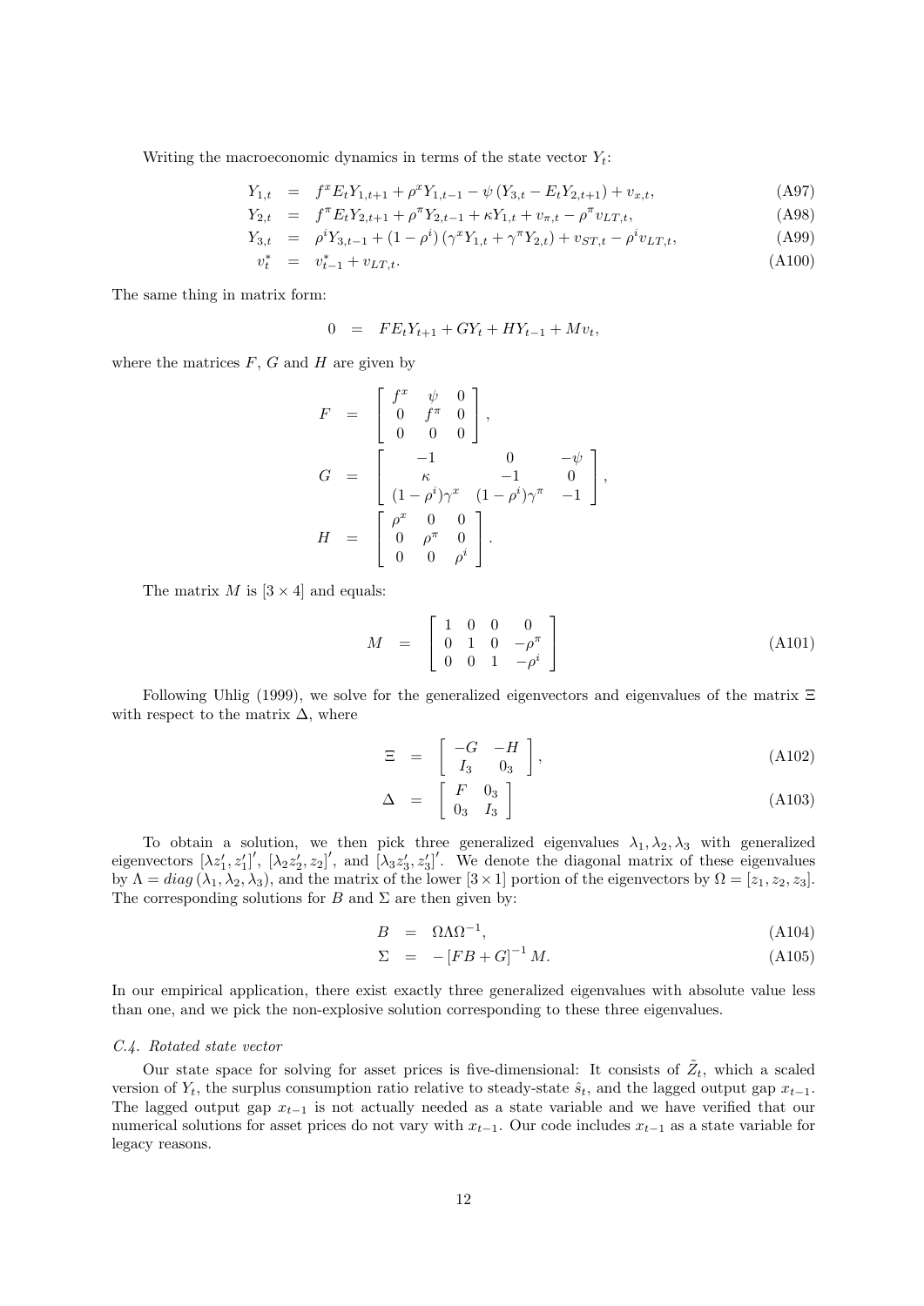Writing the macroeconomic dynamics in terms of the state vector $Y_t$:

$$
\begin{aligned}
Y_{1,t} &= f^x E_t Y_{1,t+1} + \rho^x Y_{1,t-1} - \psi \left( Y_{3,t} - E_t Y_{2,t+1} \right) + v_{x,t}, && \text{(A97)}\\
Y_{2,t} &= f^\pi E_t Y_{2,t+1} + \rho^\pi Y_{2,t-1} + \kappa Y_{1,t} + v_{\pi,t} - \rho^\pi v_{LT,t}, && \text{(A98)}\\
Y_{3,t} &= \rho^i Y_{3,t-1} + (1-\rho^i)\left(\gamma^x Y_{1,t} + \gamma^\pi Y_{2,t}\right) + v_{ST,t} - \rho^i v_{LT,t}, && \text{(A99)}\\
v_t^* &= v_{t-1}^* + v_{LT,t}. && \text{(A100)}
\end{aligned}
$$

The same thing in matrix form:

$$
0 = F E_t Y_{t+1} + G Y_t + H Y_{t-1} + M v_t,
$$

where the matrices $F$, $G$ and $H$ are given by

$$
\begin{aligned}
F &= \begin{bmatrix} f^x & \psi & 0 \\ 0 & f^\pi & 0 \\ 0 & 0 & 0 \end{bmatrix},\\
G &= \begin{bmatrix} -1 & 0 & -\psi \\ \kappa & -1 & 0 \\ (1-\rho^i)\gamma^x & (1-\rho^i)\gamma^\pi & -1 \end{bmatrix},\\
H &= \begin{bmatrix} \rho^x & 0 & 0 \\ 0 & \rho^\pi & 0 \\ 0 & 0 & \rho^i \end{bmatrix}.
\end{aligned}
$$

The matrix $M$ is $[3 \times 4]$ and equals:

$$
M = \begin{bmatrix} 1 & 0 & 0 & 0 \\ 0 & 1 & 0 & -\rho^\pi \\ 0 & 0 & 1 & -\rho^i \end{bmatrix} \tag{A101}
$$

Following Uhlig (1999), we solve for the generalized eigenvectors and eigenvalues of the matrix $\Xi$ with respect to the matrix $\Delta$, where

$$
\begin{aligned}
\Xi &= \begin{bmatrix} -G & -H \\ I_3 & 0_3 \end{bmatrix}, && \text{(A102)}\\
\Delta &= \begin{bmatrix} F & 0_3 \\ 0_3 & I_3 \end{bmatrix} && \text{(A103)}
\end{aligned}
$$

To obtain a solution, we then pick three generalized eigenvalues $\lambda_1, \lambda_2, \lambda_3$ with generalized eigenvectors $[\lambda z_1', z_1']'$, $[\lambda_2 z_2', z_2]'$, and $[\lambda_3 z_3', z_3]'$. We denote the diagonal matrix of these eigenvalues by $\Lambda = diag(\lambda_1, \lambda_2, \lambda_3)$, and the matrix of the lower $[3 \times 1]$ portion of the eigenvectors by $\Omega = [z_1, z_2, z_3]$. The corresponding solutions for $B$ and $\Sigma$ are then given by:

$$
\begin{aligned}
B &= \Omega \Lambda \Omega^{-1}, && \text{(A104)}\\
\Sigma &= -\left[ FB + G \right]^{-1} M. && \text{(A105)}
\end{aligned}
$$

In our empirical application, there exist exactly three generalized eigenvalues with absolute value less than one, and we pick the non-explosive solution corresponding to these three eigenvalues.

### *C.4. Rotated state vector*

Our state space for solving for asset prices is five-dimensional: It consists of $\tilde{Z}_t$, which a scaled version of $Y_t$, the surplus consumption ratio relative to steady-state $\hat{s}_t$, and the lagged output gap $x_{t-1}$. The lagged output gap $x_{t-1}$ is not actually needed as a state variable and we have verified that our numerical solutions for asset prices do not vary with $x_{t-1}$. Our code includes $x_{t-1}$ as a state variable for legacy reasons.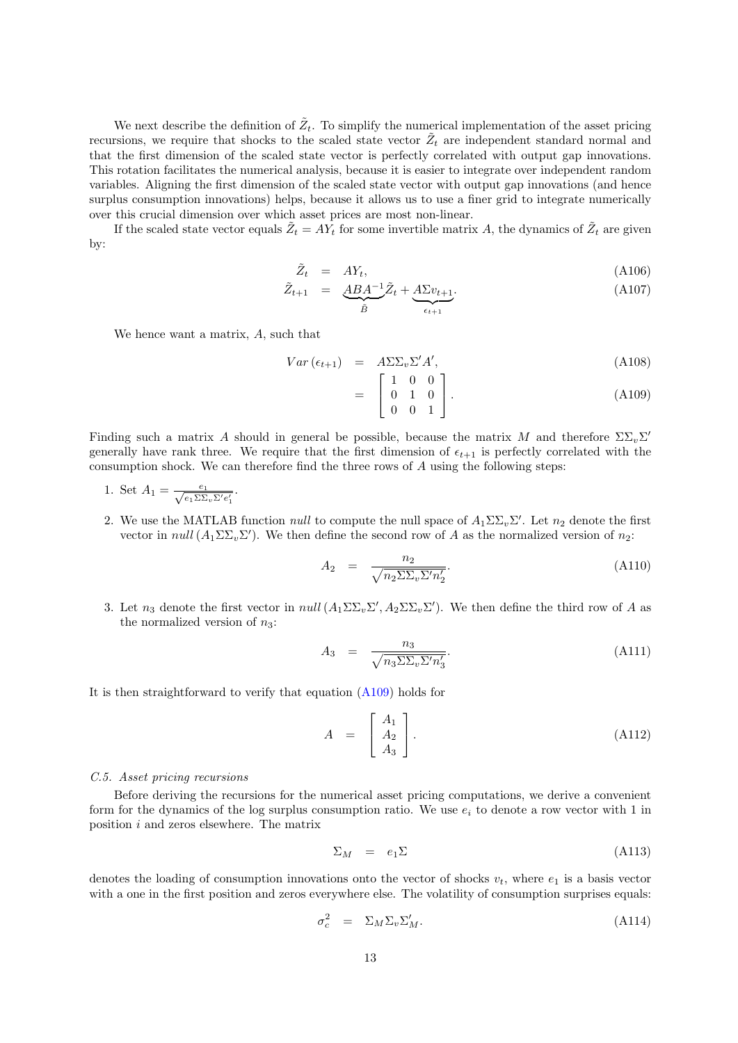We next describe the definition of $\tilde{Z}_t$. To simplify the numerical implementation of the asset pricing recursions, we require that shocks to the scaled state vector $\tilde{Z}_t$ are independent standard normal and that the first dimension of the scaled state vector is perfectly correlated with output gap innovations. This rotation facilitates the numerical analysis, because it is easier to integrate over independent random variables. Aligning the first dimension of the scaled state vector with output gap innovations (and hence surplus consumption innovations) helps, because it allows us to use a finer grid to integrate numerically over this crucial dimension over which asset prices are most non-linear.

If the scaled state vector equals $\tilde{Z}_t = AY_t$ for some invertible matrix $A$, the dynamics of $\tilde{Z}_t$ are given by:

$$\tilde{Z}_t = AY_t, \tag{A106}$$

$$\tilde{Z}_{t+1} = \underbrace{ABA^{-1}}_{\tilde{B}}\tilde{Z}_t + \underbrace{A\Sigma v_{t+1}}_{\epsilon_{t+1}}. \tag{A107}$$

We hence want a matrix, $A$, such that

$$Var\left(\epsilon_{t+1}\right) = A\Sigma\Sigma_v\Sigma' A', \tag{A108}$$

$$= \begin{bmatrix} 1 & 0 & 0 \\ 0 & 1 & 0 \\ 0 & 0 & 1 \end{bmatrix}. \tag{A109}$$

Finding such a matrix $A$ should in general be possible, because the matrix $M$ and therefore $\Sigma\Sigma_v\Sigma'$ generally have rank three. We require that the first dimension of $\epsilon_{t+1}$ is perfectly correlated with the consumption shock. We can therefore find the three rows of $A$ using the following steps:

1. Set $A_1 = \frac{e_1}{\sqrt{e_1\Sigma\Sigma_v\Sigma' e_1'}}$.
2. We use the MATLAB function *null* to compute the null space of $A_1\Sigma\Sigma_v\Sigma'$. Let $n_2$ denote the first vector in $null\left(A_1\Sigma\Sigma_v\Sigma'\right)$. We then define the second row of $A$ as the normalized version of $n_2$:

$$A_2 = \frac{n_2}{\sqrt{n_2\Sigma\Sigma_v\Sigma' n_2'}}. \tag{A110}$$

3. Let $n_3$ denote the first vector in $null\left(A_1\Sigma\Sigma_v\Sigma', A_2\Sigma\Sigma_v\Sigma'\right)$. We then define the third row of $A$ as the normalized version of $n_3$:

$$A_3 = \frac{n_3}{\sqrt{n_3\Sigma\Sigma_v\Sigma' n_3'}}. \tag{A111}$$

It is then straightforward to verify that equation (A109) holds for

$$A = \begin{bmatrix} A_1 \\ A_2 \\ A_3 \end{bmatrix}. \tag{A112}$$

### *C.5. Asset pricing recursions*

Before deriving the recursions for the numerical asset pricing computations, we derive a convenient form for the dynamics of the log surplus consumption ratio. We use $e_i$ to denote a row vector with 1 in position $i$ and zeros elsewhere. The matrix

$$\Sigma_M = e_1\Sigma \tag{A113}$$

denotes the loading of consumption innovations onto the vector of shocks $v_t$, where $e_1$ is a basis vector with a one in the first position and zeros everywhere else. The volatility of consumption surprises equals:

$$\sigma_c^2 = \Sigma_M\Sigma_v\Sigma_M'. \tag{A114}$$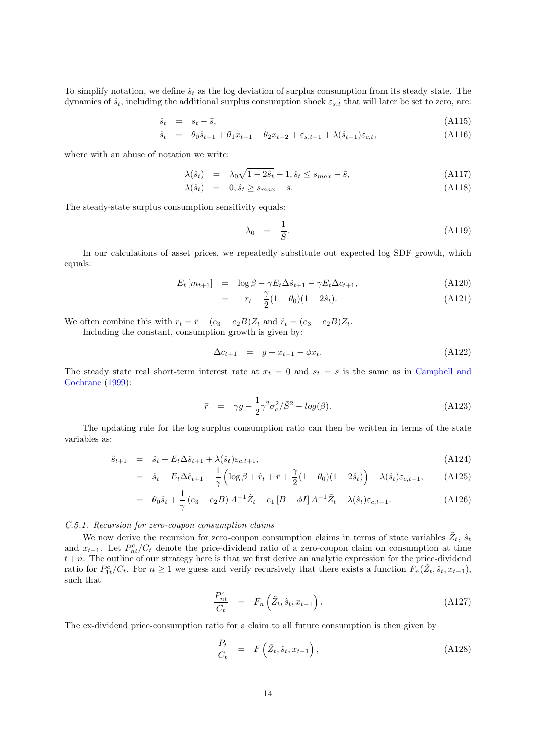To simplify notation, we define $\hat{s}_t$ as the log deviation of surplus consumption from its steady state. The dynamics of $\hat{s}_t$, including the additional surplus consumption shock $\varepsilon_{s,t}$ that will later be set to zero, are:

$$\hat{s}_t = s_t - \bar{s}, \tag{A115}$$

$$\hat{s}_t = \theta_0 \hat{s}_{t-1} + \theta_1 x_{t-1} + \theta_2 x_{t-2} + \varepsilon_{s,t-1} + \lambda(\hat{s}_{t-1})\varepsilon_{c,t}, \tag{A116}$$

where with an abuse of notation we write:

$$\lambda(\hat{s}_t) = \lambda_0 \sqrt{1 - 2\hat{s}_t} - 1, \hat{s}_t \leq s_{max} - \bar{s}, \tag{A117}$$

$$\lambda(\hat{s}_t) = 0, \hat{s}_t \geq s_{max} - \bar{s}. \tag{A118}$$

The steady-state surplus consumption sensitivity equals:

$$\lambda_0 = \frac{1}{\bar{S}}. \tag{A119}$$

In our calculations of asset prices, we repeatedly substitute out expected log SDF growth, which equals:

$$E_t[m_{t+1}] = \log\beta - \gamma E_t \Delta\hat{s}_{t+1} - \gamma E_t \Delta c_{t+1}, \tag{A120}$$

$$= -r_t - \frac{\gamma}{2}(1-\theta_0)(1 - 2\hat{s}_t). \tag{A121}$$

We often combine this with $r_t = \bar{r} + (e_3 - e_2 B)Z_t$ and $\hat{r}_t = (e_3 - e_2 B)Z_t$.

Including the constant, consumption growth is given by:

$$\Delta c_{t+1} = g + x_{t+1} - \phi x_t. \tag{A122}$$

The steady state real short-term interest rate at $x_t = 0$ and $s_t = \bar{s}$ is the same as in Campbell and Cochrane (1999):

$$\bar{r} = \gamma g - \frac{1}{2}\gamma^2 \sigma_c^2 / \bar{S}^2 - log(\beta). \tag{A123}$$

The updating rule for the log surplus consumption ratio can then be written in terms of the state variables as:

$$\hat{s}_{t+1} = \hat{s}_t + E_t \Delta\hat{s}_{t+1} + \lambda(\hat{s}_t)\varepsilon_{c,t+1}, \tag{A124}$$

$$= \hat{s}_t - E_t \Delta\hat{c}_{t+1} + \frac{1}{\gamma}\left(\log\beta + \hat{r}_t + \bar{r} + \frac{\gamma}{2}(1-\theta_0)(1-2\hat{s}_t)\right) + \lambda(\hat{s}_t)\varepsilon_{c,t+1}, \tag{A125}$$

$$= \theta_0 \hat{s}_t + \frac{1}{\gamma}(e_3 - e_2 B) A^{-1}\tilde{Z}_t - e_1 [B - \phi I] A^{-1}\tilde{Z}_t + \lambda(\hat{s}_t)\varepsilon_{c,t+1}. \tag{A126}$$

*C.5.1. Recursion for zero-coupon consumption claims*

We now derive the recursion for zero-coupon consumption claims in terms of state variables $\tilde{Z}_t$, $\hat{s}_t$ and $x_{t-1}$. Let $P_{nt}^c / C_t$ denote the price-dividend ratio of a zero-coupon claim on consumption at time $t+n$. The outline of our strategy here is that we first derive an analytic expression for the price-dividend ratio for $P_{1t}^c / C_t$. For $n \geq 1$ we guess and verify recursively that there exists a function $F_n(\tilde{Z}_t, \hat{s}_t, x_{t-1})$, such that

$$\frac{P_{nt}^c}{C_t} = F_n\left(\tilde{Z}_t, \hat{s}_t, x_{t-1}\right). \tag{A127}$$

The ex-dividend price-consumption ratio for a claim to all future consumption is then given by

$$\frac{P_t}{C_t} = F\left(\tilde{Z}_t, \hat{s}_t, x_{t-1}\right), \tag{A128}$$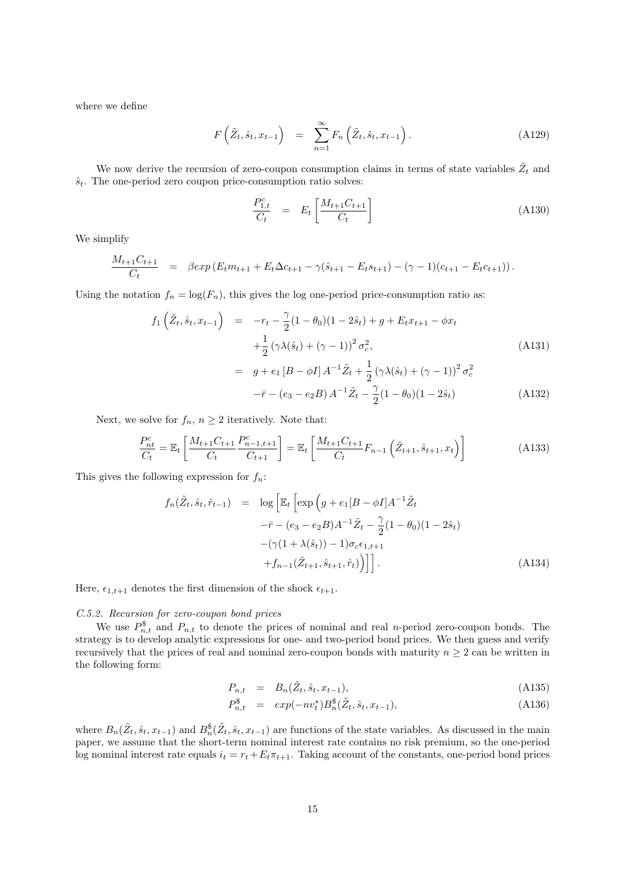where we define

$$F\left(\tilde{Z}_t, \hat{s}_t, x_{t-1}\right) = \sum_{n=1}^{\infty} F_n\left(\tilde{Z}_t, \hat{s}_t, x_{t-1}\right). \tag{A129}$$

We now derive the recursion of zero-coupon consumption claims in terms of state variables $\tilde{Z}_t$ and $\hat{s}_t$. The one-period zero coupon price-consumption ratio solves:

$$\frac{P^c_{1,t}}{C_t} = E_t\left[\frac{M_{t+1}C_{t+1}}{C_t}\right] \tag{A130}$$

We simplify

$$\frac{M_{t+1}C_{t+1}}{C_t} = \beta exp\left(E_t m_{t+1} + E_t \Delta c_{t+1} - \gamma(\hat{s}_{t+1} - E_t s_{t+1}) - (\gamma - 1)(c_{t+1} - E_t c_{t+1})\right).$$

Using the notation $f_n = \log(F_n)$, this gives the log one-period price-consumption ratio as:

$$\begin{aligned} f_1\left(\tilde{Z}_t, \hat{s}_t, x_{t-1}\right) &= -r_t - \frac{\gamma}{2}(1-\theta_0)(1-2\hat{s}_t) + g + E_t x_{t+1} - \phi x_t \\ &\quad + \frac{1}{2}\left(\gamma\lambda(\hat{s}_t) + (\gamma-1)\right)^2 \sigma_c^2, \qquad \text{(A131)} \\ &= g + e_1\left[B - \phi I\right] A^{-1}\tilde{Z}_t + \frac{1}{2}\left(\gamma\lambda(\hat{s}_t) + (\gamma-1)\right)^2 \sigma_c^2 \\ &\quad - \bar{r} - \left(e_3 - e_2 B\right) A^{-1}\tilde{Z}_t - \frac{\gamma}{2}(1-\theta_0)(1-2\hat{s}_t) \qquad \text{(A132)} \end{aligned}$$

Next, we solve for $f_n$, $n \geq 2$ iteratively. Note that:

$$\frac{P^c_{nt}}{C_t} = \mathbb{E}_t\left[\frac{M_{t+1}C_{t+1}}{C_t}\frac{P^c_{n-1,t+1}}{C_{t+1}}\right] = \mathbb{E}_t\left[\frac{M_{t+1}C_{t+1}}{C_t}F_{n-1}\left(\tilde{Z}_{t+1}, \hat{s}_{t+1}, x_t\right)\right] \tag{A133}$$

This gives the following expression for $f_n$:

$$\begin{aligned} f_n(\tilde{Z}_t, \hat{s}_t, \hat{r}_{t-1}) &= \log\Big[\mathbb{E}_t\Big[\exp\Big(g + e_1[B - \phi I]A^{-1}\tilde{Z}_t \\ &\quad - \bar{r} - (e_3 - e_2 B)A^{-1}\tilde{Z}_t - \frac{\gamma}{2}(1-\theta_0)(1-2\hat{s}_t) \\ &\quad - (\gamma(1+\lambda(\hat{s}_t)) - 1)\sigma_c \epsilon_{1,t+1} \\ &\quad + f_{n-1}(\tilde{Z}_{t+1}, \hat{s}_{t+1}, \hat{r}_t)\Big)\Big]\Big]. \qquad \text{(A134)} \end{aligned}$$

Here, $\epsilon_{1,t+1}$ denotes the first dimension of the shock $\epsilon_{t+1}$.

*C.5.2. Recursion for zero-coupon bond prices*

We use $P^{\$}_{n,t}$ and $P_{n,t}$ to denote the prices of nominal and real $n$-period zero-coupon bonds. The strategy is to develop analytic expressions for one- and two-period bond prices. We then guess and verify recursively that the prices of real and nominal zero-coupon bonds with maturity $n \geq 2$ can be written in the following form:

$$\begin{aligned} P_{n,t} &= B_n(\tilde{Z}_t, \hat{s}_t, x_{t-1}), \qquad \text{(A135)} \\ P^{\$}_{n,t} &= exp(-nv^*_t)B^{\$}_n(\tilde{Z}_t, \hat{s}_t, x_{t-1}), \qquad \text{(A136)} \end{aligned}$$

where $B_n(\tilde{Z}_t, \hat{s}_t, x_{t-1})$ and $B^{\$}_n(\tilde{Z}_t, \hat{s}_t, x_{t-1})$ are functions of the state variables. As discussed in the main paper, we assume that the short-term nominal interest rate contains no risk premium, so the one-period log nominal interest rate equals $i_t = r_t + E_t\pi_{t+1}$. Taking account of the constants, one-period bond prices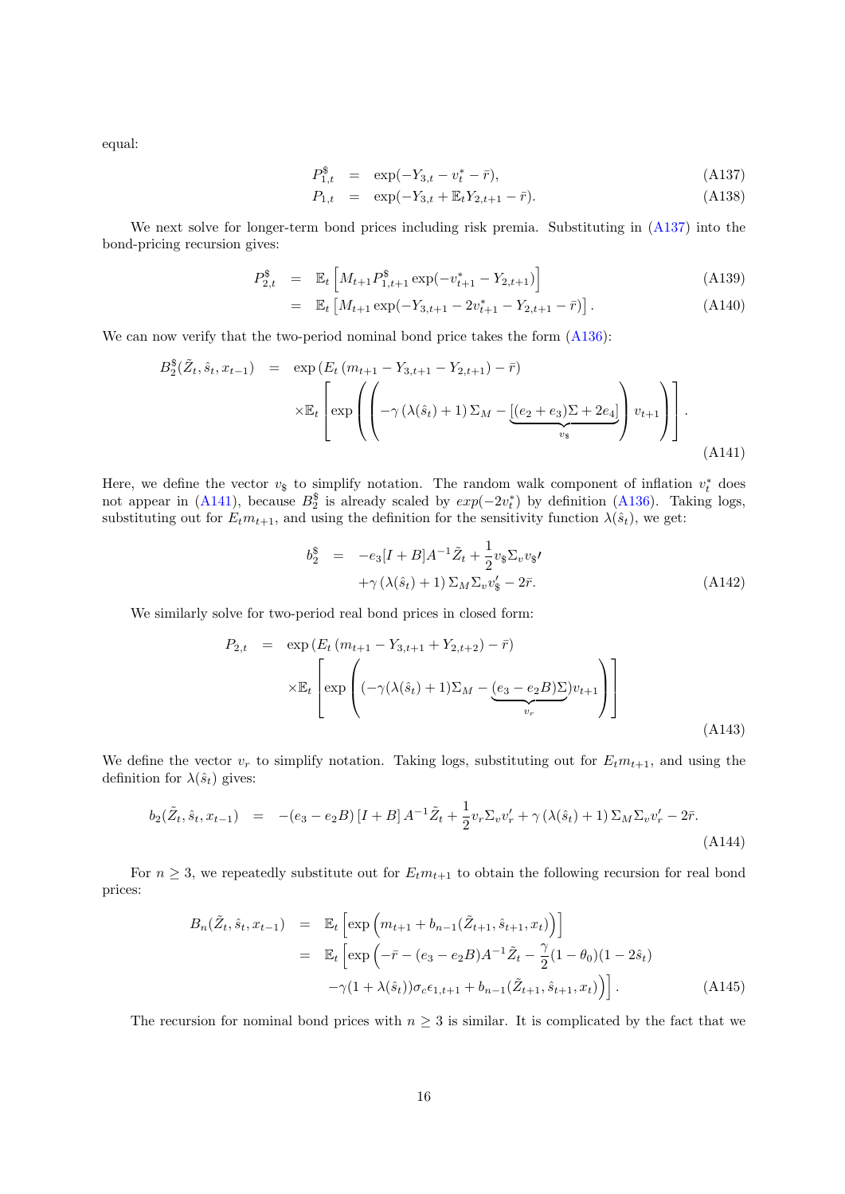equal:

$$P^{\$}_{1,t} = \exp(-Y_{3,t} - v^*_t - \bar{r}), \tag{A137}$$

$$P_{1,t} = \exp(-Y_{3,t} + \mathbb{E}_t Y_{2,t+1} - \bar{r}). \tag{A138}$$

We next solve for longer-term bond prices including risk premia. Substituting in (A137) into the bond-pricing recursion gives:

$$P^{\$}_{2,t} = \mathbb{E}_t\left[M_{t+1} P^{\$}_{1,t+1} \exp(-v^*_{t+1} - Y_{2,t+1})\right] \tag{A139}$$

$$= \mathbb{E}_t\left[M_{t+1} \exp(-Y_{3,t+1} - 2v^*_{t+1} - Y_{2,t+1} - \bar{r})\right]. \tag{A140}$$

We can now verify that the two-period nominal bond price takes the form (A136):

$$B^{\$}_2(\tilde{Z}_t, \hat{s}_t, x_{t-1}) = \exp\left(E_t\left(m_{t+1} - Y_{3,t+1} - Y_{2,t+1}\right) - \bar{r}\right) \times \mathbb{E}_t\left[\exp\left(\left(-\gamma\left(\lambda(\hat{s}_t)+1\right)\Sigma_M - \underbrace{\left[(e_2+e_3)\Sigma + 2e_4\right]}_{v_\$}\right) v_{t+1}\right)\right]. \tag{A141}$$

Here, we define the vector $v_\$$ to simplify notation. The random walk component of inflation $v^*_t$ does not appear in (A141), because $B^{\$}_2$ is already scaled by $exp(-2v^*_t)$ by definition (A136). Taking logs, substituting out for $E_t m_{t+1}$, and using the definition for the sensitivity function $\lambda(\hat{s}_t)$, we get:

$$b^{\$}_2 = -e_3[I+B]A^{-1}\tilde{Z}_t + \frac{1}{2}v_\$\Sigma_v v_\$\prime + \gamma\left(\lambda(\hat{s}_t)+1\right)\Sigma_M\Sigma_v v'_\$ - 2\bar{r}. \tag{A142}$$

We similarly solve for two-period real bond prices in closed form:

$$P_{2,t} = \exp\left(E_t\left(m_{t+1} - Y_{3,t+1} + Y_{2,t+2}\right) - \bar{r}\right) \times \mathbb{E}_t\left[\exp\left((-\gamma(\lambda(\hat{s}_t)+1)\Sigma_M - \underbrace{(e_3 - e_2 B)\Sigma}_{v_r})v_{t+1}\right)\right] \tag{A143}$$

We define the vector $v_r$ to simplify notation. Taking logs, substituting out for $E_t m_{t+1}$, and using the definition for $\lambda(\hat{s}_t)$ gives:

$$b_2(\tilde{Z}_t, \hat{s}_t, x_{t-1}) = -(e_3 - e_2 B)\left[I+B\right]A^{-1}\tilde{Z}_t + \frac{1}{2}v_r\Sigma_v v'_r + \gamma\left(\lambda(\hat{s}_t)+1\right)\Sigma_M\Sigma_v v'_r - 2\bar{r}. \tag{A144}$$

For $n \geq 3$, we repeatedly substitute out for $E_t m_{t+1}$ to obtain the following recursion for real bond prices:

$$B_n(\tilde{Z}_t, \hat{s}_t, x_{t-1}) = \mathbb{E}_t\left[\exp\left(m_{t+1} + b_{n-1}(\tilde{Z}_{t+1}, \hat{s}_{t+1}, x_t)\right)\right]$$

$$= \mathbb{E}_t\left[\exp\left(-\bar{r} - (e_3 - e_2 B)A^{-1}\tilde{Z}_t - \frac{\gamma}{2}(1-\theta_0)(1-2\hat{s}_t) - \gamma(1+\lambda(\hat{s}_t))\sigma_c\epsilon_{1,t+1} + b_{n-1}(\tilde{Z}_{t+1}, \hat{s}_{t+1}, x_t)\right)\right]. \tag{A145}$$

The recursion for nominal bond prices with $n \geq 3$ is similar. It is complicated by the fact that we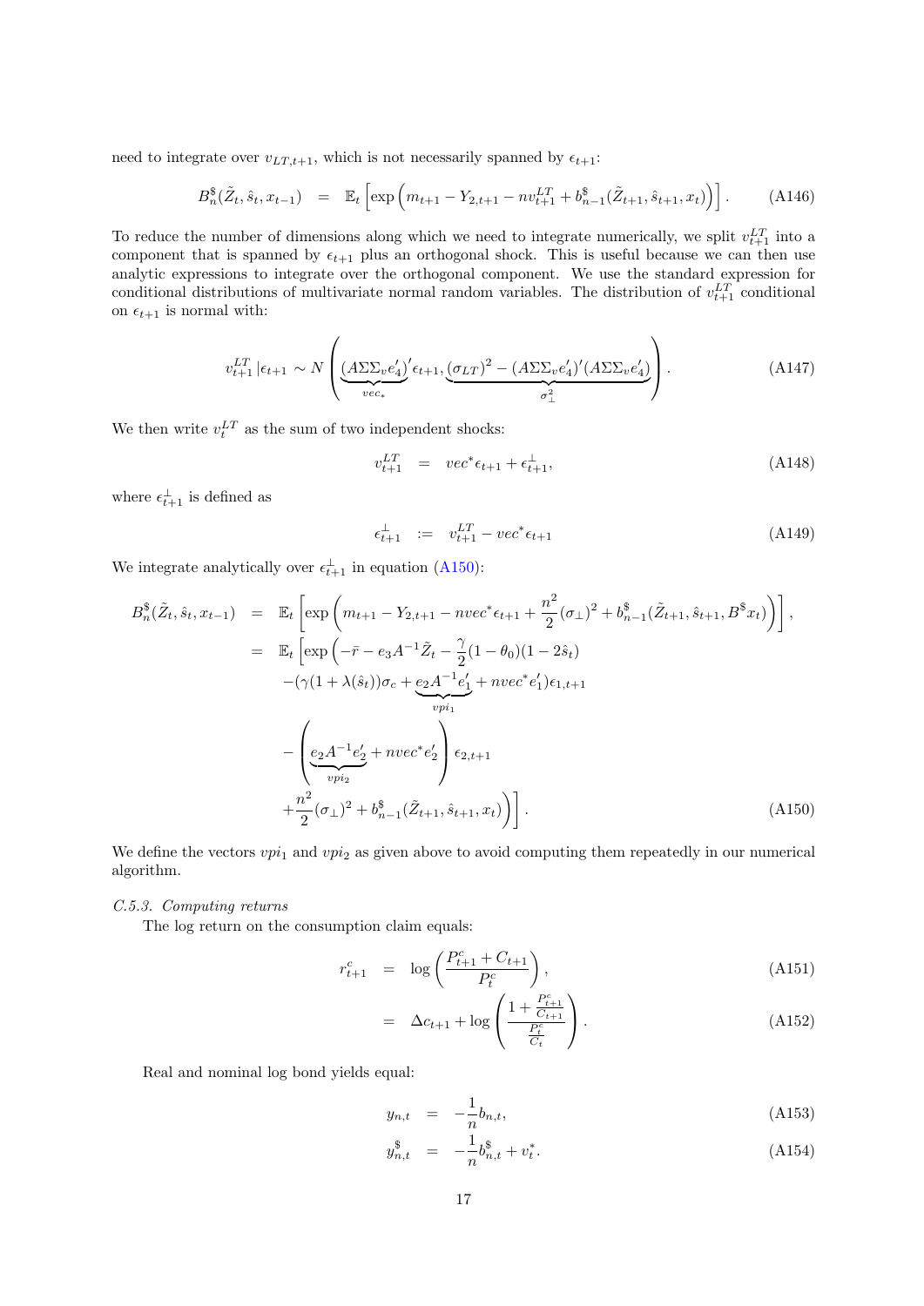need to integrate over $v_{LT,t+1}$, which is not necessarily spanned by $\epsilon_{t+1}$:

$$B_n^{\$}(\tilde{Z}_t, \hat{s}_t, x_{t-1}) = \mathbb{E}_t\left[\exp\left(m_{t+1} - Y_{2,t+1} - nv_{t+1}^{LT} + b_{n-1}^{\$}(\tilde{Z}_{t+1}, \hat{s}_{t+1}, x_t)\right)\right]. \tag{A146}$$

To reduce the number of dimensions along which we need to integrate numerically, we split $v_{t+1}^{LT}$ into a component that is spanned by $\epsilon_{t+1}$ plus an orthogonal shock. This is useful because we can then use analytic expressions to integrate over the orthogonal component. We use the standard expression for conditional distributions of multivariate normal random variables. The distribution of $v_{t+1}^{LT}$ conditional on $\epsilon_{t+1}$ is normal with:

$$v_{t+1}^{LT}|\epsilon_{t+1} \sim N\left(\underbrace{(A\Sigma\Sigma_v e_4')'}_{vec_*}\epsilon_{t+1}, \underbrace{(\sigma_{LT})^2 - (A\Sigma\Sigma_v e_4')'(A\Sigma\Sigma_v e_4')}_{\sigma_\perp^2}\right). \tag{A147}$$

We then write $v_t^{LT}$ as the sum of two independent shocks:

$$v_{t+1}^{LT} = vec^*\epsilon_{t+1} + \epsilon_{t+1}^{\perp}, \tag{A148}$$

where $\epsilon_{t+1}^{\perp}$ is defined as

$$\epsilon_{t+1}^{\perp} := v_{t+1}^{LT} - vec^*\epsilon_{t+1} \tag{A149}$$

We integrate analytically over $\epsilon_{t+1}^{\perp}$ in equation (A150):

$$\begin{aligned}
B_n^{\$}(\tilde{Z}_t, \hat{s}_t, x_{t-1}) &= \mathbb{E}_t\left[\exp\left(m_{t+1} - Y_{2,t+1} - nvec^*\epsilon_{t+1} + \frac{n^2}{2}(\sigma_\perp)^2 + b_{n-1}^{\$}(\tilde{Z}_{t+1}, \hat{s}_{t+1}, B^{\$}x_t)\right)\right], \\
&= \mathbb{E}_t\Big[\exp\Big(-\bar{r} - e_3A^{-1}\tilde{Z}_t - \frac{\gamma}{2}(1-\theta_0)(1-2\hat{s}_t) \\
&\quad -(\gamma(1+\lambda(\hat{s}_t))\sigma_c + \underbrace{e_2A^{-1}e_1'}_{vpi_1} + nvec^*e_1')\epsilon_{1,t+1} \\
&\quad - \Big(\underbrace{e_2A^{-1}e_2'}_{vpi_2} + nvec^*e_2'\Big)\epsilon_{2,t+1} \\
&\quad + \frac{n^2}{2}(\sigma_\perp)^2 + b_{n-1}^{\$}(\tilde{Z}_{t+1}, \hat{s}_{t+1}, x_t)\Big)\Big].
\end{aligned} \tag{A150}$$

We define the vectors $vpi_1$ and $vpi_2$ as given above to avoid computing them repeatedly in our numerical algorithm.

### C.5.3. Computing returns

The log return on the consumption claim equals:

$$\begin{aligned}
r_{t+1}^c &= \log\left(\frac{P_{t+1}^c + C_{t+1}}{P_t^c}\right), \\
&= \Delta c_{t+1} + \log\left(\frac{1 + \frac{P_{t+1}^c}{C_{t+1}}}{\frac{P_t^c}{C_t}}\right).
\end{aligned} \tag{A151, A152}$$

Real and nominal log bond yields equal:

$$y_{n,t} = -\frac{1}{n}b_{n,t}, \tag{A153}$$

$$y_{n,t}^{\$} = -\frac{1}{n}b_{n,t}^{\$} + v_t^*. \tag{A154}$$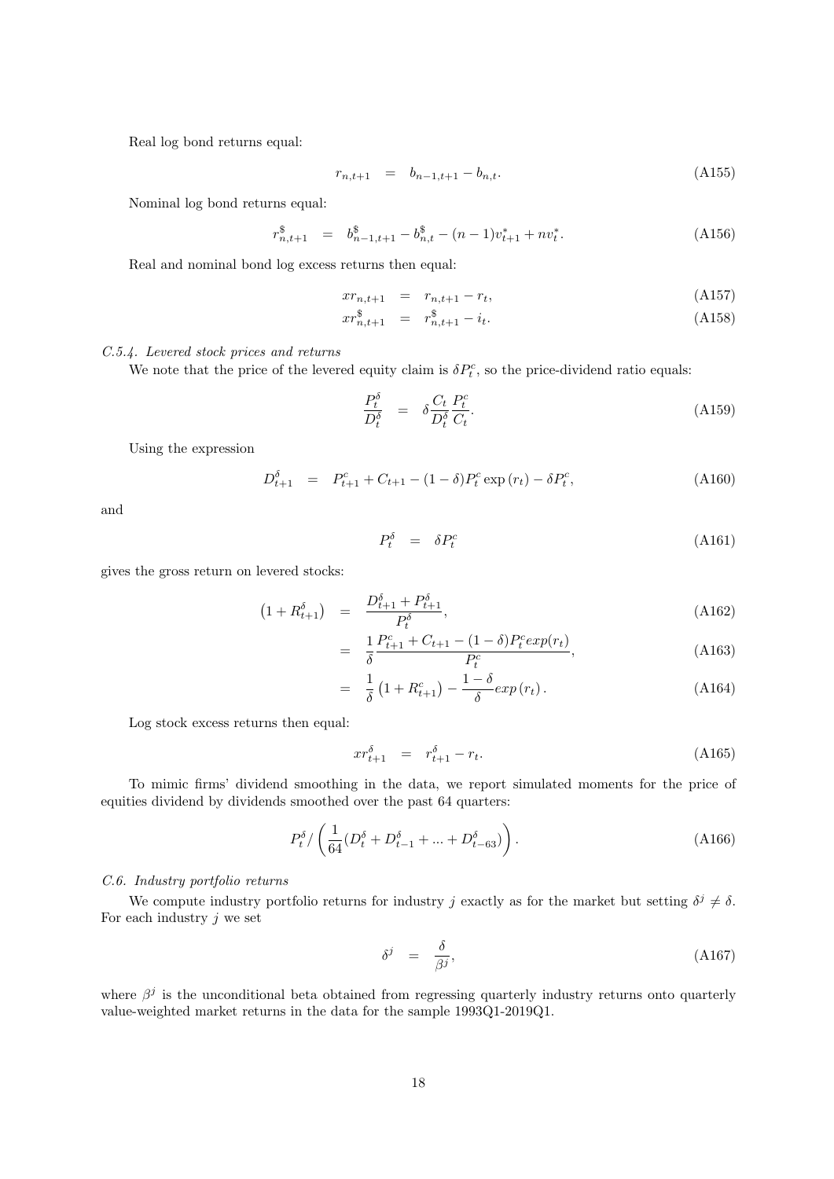Real log bond returns equal:

$$r_{n,t+1} = b_{n-1,t+1} - b_{n,t}. \tag{A155}$$

Nominal log bond returns equal:

$$r^{\$}_{n,t+1} = b^{\$}_{n-1,t+1} - b^{\$}_{n,t} - (n-1)v^{*}_{t+1} + nv^{*}_{t}. \tag{A156}$$

Real and nominal bond log excess returns then equal:

$$xr_{n,t+1} = r_{n,t+1} - r_t, \tag{A157}$$

$$xr^{\$}_{n,t+1} = r^{\$}_{n,t+1} - i_t. \tag{A158}$$

*C.5.4. Levered stock prices and returns*

We note that the price of the levered equity claim is $\delta P^c_t$, so the price-dividend ratio equals:

$$\frac{P^{\delta}_t}{D^{\delta}_t} = \delta \frac{C_t}{D^{\delta}_t} \frac{P^c_t}{C_t}. \tag{A159}$$

Using the expression

$$D^{\delta}_{t+1} = P^c_{t+1} + C_{t+1} - (1-\delta)P^c_t \exp(r_t) - \delta P^c_t, \tag{A160}$$

and

$$P^{\delta}_t = \delta P^c_t \tag{A161}$$

gives the gross return on levered stocks:

$$\left(1 + R^{\delta}_{t+1}\right) = \frac{D^{\delta}_{t+1} + P^{\delta}_{t+1}}{P^{\delta}_t}, \tag{A162}$$

$$= \frac{1}{\delta} \frac{P^c_{t+1} + C_{t+1} - (1-\delta)P^c_t exp(r_t)}{P^c_t}, \tag{A163}$$

$$= \frac{1}{\delta}\left(1 + R^c_{t+1}\right) - \frac{1-\delta}{\delta} exp(r_t). \tag{A164}$$

Log stock excess returns then equal:

$$xr^{\delta}_{t+1} = r^{\delta}_{t+1} - r_t. \tag{A165}$$

To mimic firms' dividend smoothing in the data, we report simulated moments for the price of equities dividend by dividends smoothed over the past 64 quarters:

$$P^{\delta}_t / \left(\frac{1}{64}(D^{\delta}_t + D^{\delta}_{t-1} + ... + D^{\delta}_{t-63})\right). \tag{A166}$$

*C.6. Industry portfolio returns*

We compute industry portfolio returns for industry $j$ exactly as for the market but setting $\delta^j \neq \delta$. For each industry $j$ we set

$$\delta^j = \frac{\delta}{\beta^j}, \tag{A167}$$

where $\beta^j$ is the unconditional beta obtained from regressing quarterly industry returns onto quarterly value-weighted market returns in the data for the sample 1993Q1-2019Q1.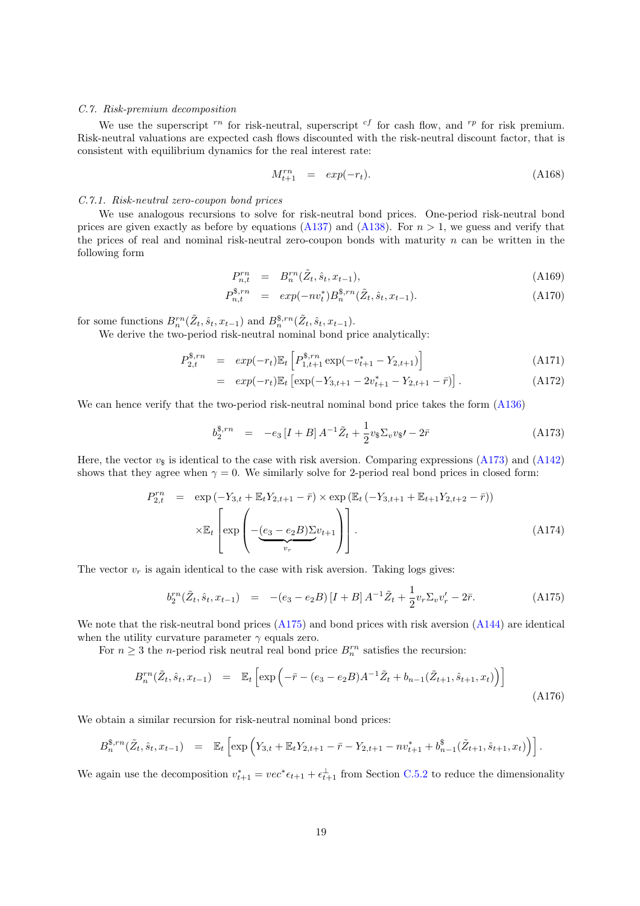*C.7. Risk-premium decomposition*

We use the superscript $^{rn}$ for risk-neutral, superscript $^{cf}$ for cash flow, and $^{rp}$ for risk premium. Risk-neutral valuations are expected cash flows discounted with the risk-neutral discount factor, that is consistent with equilibrium dynamics for the real interest rate:

$$M^{rn}_{t+1} \quad = \quad exp(-r_t). \tag{A168}$$

*C.7.1. Risk-neutral zero-coupon bond prices*

We use analogous recursions to solve for risk-neutral bond prices. One-period risk-neutral bond prices are given exactly as before by equations (A137) and (A138). For $n > 1$, we guess and verify that the prices of real and nominal risk-neutral zero-coupon bonds with maturity $n$ can be written in the following form

$$P^{rn}_{n,t} \quad = \quad B^{rn}_n(\tilde{Z}_t, \hat{s}_t, x_{t-1}), \tag{A169}$$

$$P^{\$,rn}_{n,t} \quad = \quad exp(-nv^*_t)B^{\$,rn}_n(\tilde{Z}_t, \hat{s}_t, x_{t-1}). \tag{A170}$$

for some functions $B^{rn}_n(\tilde{Z}_t, \hat{s}_t, x_{t-1})$ and $B^{\$,rn}_n(\tilde{Z}_t, \hat{s}_t, x_{t-1})$.

We derive the two-period risk-neutral nominal bond price analytically:

$$P^{\$,rn}_{2,t} \quad = \quad exp(-r_t)\mathbb{E}_t\left[P^{\$,rn}_{1,t+1}\exp(-v^*_{t+1} - Y_{2,t+1})\right] \tag{A171}$$

$$\quad = \quad exp(-r_t)\mathbb{E}_t\left[\exp(-Y_{3,t+1} - 2v^*_{t+1} - Y_{2,t+1} - \bar{r})\right]. \tag{A172}$$

We can hence verify that the two-period risk-neutral nominal bond price takes the form (A136)

$$b^{\$,rn}_2 \quad = \quad -e_3\left[I + B\right]A^{-1}\tilde{Z}_t + \frac{1}{2}v_{\$}\Sigma_v v_{\$}\prime - 2\bar{r} \tag{A173}$$

Here, the vector $v_{\$}$ is identical to the case with risk aversion. Comparing expressions (A173) and (A142) shows that they agree when $\gamma = 0$. We similarly solve for 2-period real bond prices in closed form:

$$P^{rn}_{2,t} \quad = \quad \exp\left(-Y_{3,t} + \mathbb{E}_t Y_{2,t+1} - \bar{r}\right) \times \exp\left(\mathbb{E}_t\left(-Y_{3,t+1} + \mathbb{E}_{t+1}Y_{2,t+2} - \bar{r}\right)\right)$$
$$\times\mathbb{E}_t\left[\exp\left(-\underbrace{(e_3 - e_2 B)\Sigma}_{v_r}v_{t+1}\right)\right]. \tag{A174}$$

The vector $v_r$ is again identical to the case with risk aversion. Taking logs gives:

$$b^{rn}_2(\tilde{Z}_t, \hat{s}_t, x_{t-1}) \quad = \quad -(e_3 - e_2 B)\left[I + B\right]A^{-1}\tilde{Z}_t + \frac{1}{2}v_r\Sigma_v v_r' - 2\bar{r}. \tag{A175}$$

We note that the risk-neutral bond prices (A175) and bond prices with risk aversion (A144) are identical when the utility curvature parameter $\gamma$ equals zero.

For $n \geq 3$ the $n$-period risk neutral real bond price $B^{rn}_n$ satisfies the recursion:

$$B^{rn}_n(\tilde{Z}_t, \hat{s}_t, x_{t-1}) \quad = \quad \mathbb{E}_t\left[\exp\left(-\bar{r} - (e_3 - e_2 B)A^{-1}\tilde{Z}_t + b_{n-1}(\tilde{Z}_{t+1}, \hat{s}_{t+1}, x_t)\right)\right] \tag{A176}$$

We obtain a similar recursion for risk-neutral nominal bond prices:

$$B^{\$,rn}_n(\tilde{Z}_t, \hat{s}_t, x_{t-1}) \quad = \quad \mathbb{E}_t\left[\exp\left(Y_{3,t} + \mathbb{E}_t Y_{2,t+1} - \bar{r} - Y_{2,t+1} - nv^*_{t+1} + b^{\$}_{n-1}(\tilde{Z}_{t+1}, \hat{s}_{t+1}, x_t)\right)\right].$$

We again use the decomposition $v^*_{t+1} = vec^*\epsilon_{t+1} + \epsilon^{\perp}_{t+1}$ from Section C.5.2 to reduce the dimensionality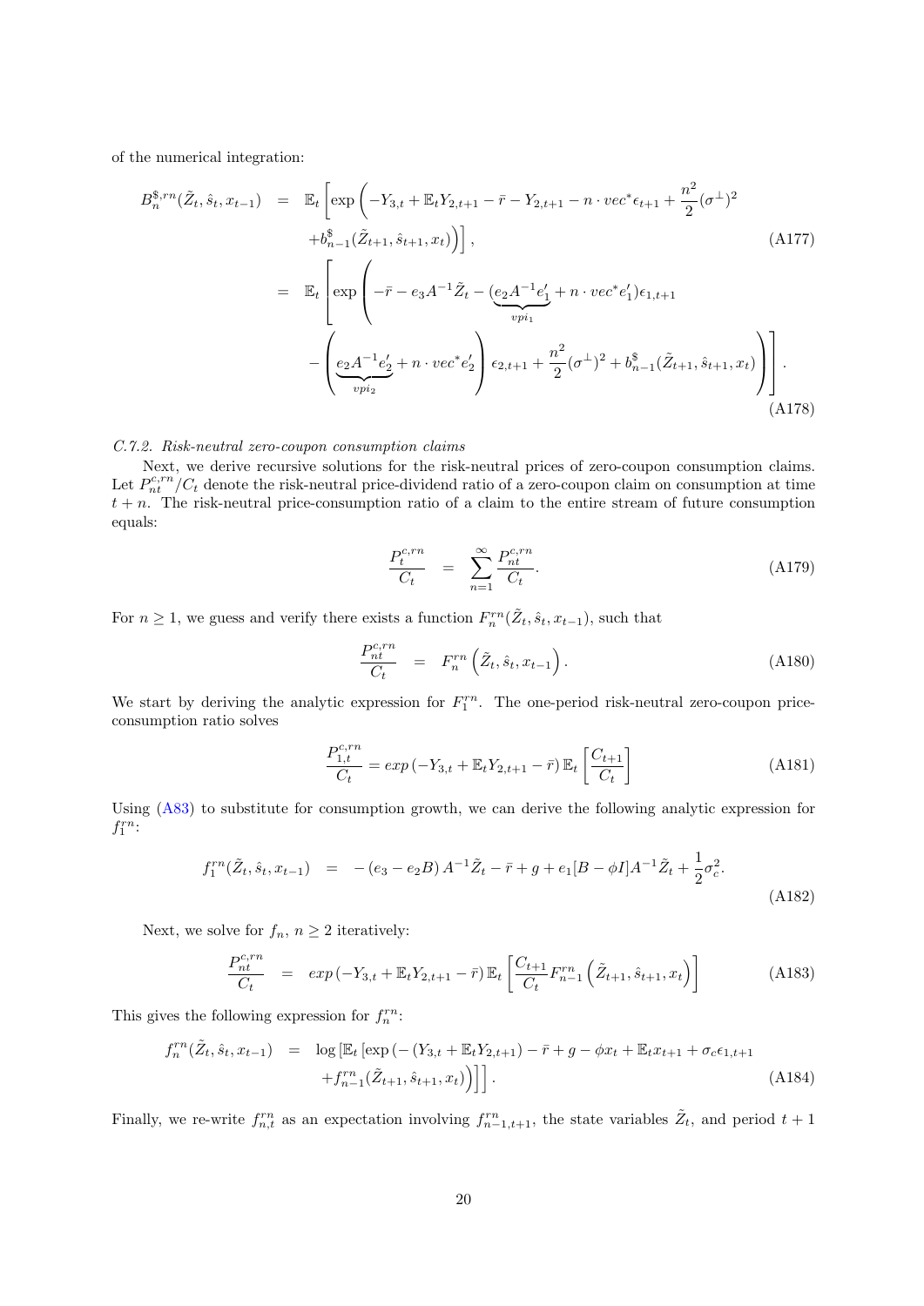of the numerical integration:

$$
\begin{aligned}
B_n^{\$,rn}(\tilde{Z}_t, \hat{s}_t, x_{t-1}) &= \mathbb{E}_t \Big[ \exp \Big( -Y_{3,t} + \mathbb{E}_t Y_{2,t+1} - \bar{r} - Y_{2,t+1} - n \cdot vec^* \epsilon_{t+1} + \frac{n^2}{2} (\sigma^\perp)^2 \\
&\quad + b_{n-1}^{\$}(\tilde{Z}_{t+1}, \hat{s}_{t+1}, x_t) \Big) \Big], \qquad \text{(A177)} \\
&= \mathbb{E}_t \Bigg[ \exp \Bigg( -\bar{r} - e_3 A^{-1} \tilde{Z}_t - (\underbrace{e_2 A^{-1} e_1'}_{vpi_1} + n \cdot vec^* e_1') \epsilon_{1,t+1} \\
&\quad - \Bigg( \underbrace{e_2 A^{-1} e_2'}_{vpi_2} + n \cdot vec^* e_2' \Bigg) \epsilon_{2,t+1} + \frac{n^2}{2} (\sigma^\perp)^2 + b_{n-1}^{\$}(\tilde{Z}_{t+1}, \hat{s}_{t+1}, x_t) \Bigg) \Bigg]. \qquad \text{(A178)}
\end{aligned}
$$

*C.7.2. Risk-neutral zero-coupon consumption claims*

Next, we derive recursive solutions for the risk-neutral prices of zero-coupon consumption claims. Let $P_{nt}^{c,rn}/C_t$ denote the risk-neutral price-dividend ratio of a zero-coupon claim on consumption at time $t+n$. The risk-neutral price-consumption ratio of a claim to the entire stream of future consumption equals:

$$
\frac{P_t^{c,rn}}{C_t} = \sum_{n=1}^{\infty} \frac{P_{nt}^{c,rn}}{C_t}. \qquad \text{(A179)}
$$

For $n \geq 1$, we guess and verify there exists a function $F_n^{rn}(\tilde{Z}_t, \hat{s}_t, x_{t-1})$, such that

$$
\frac{P_{nt}^{c,rn}}{C_t} = F_n^{rn}\left(\tilde{Z}_t, \hat{s}_t, x_{t-1}\right). \qquad \text{(A180)}
$$

We start by deriving the analytic expression for $F_1^{rn}$. The one-period risk-neutral zero-coupon price-consumption ratio solves

$$
\frac{P_{1,t}^{c,rn}}{C_t} = exp\left(-Y_{3,t} + \mathbb{E}_t Y_{2,t+1} - \bar{r}\right) \mathbb{E}_t \left[\frac{C_{t+1}}{C_t}\right] \qquad \text{(A181)}
$$

Using (A83) to substitute for consumption growth, we can derive the following analytic expression for $f_1^{rn}$:

$$
f_1^{rn}(\tilde{Z}_t, \hat{s}_t, x_{t-1}) = -\left(e_3 - e_2 B\right) A^{-1} \tilde{Z}_t - \bar{r} + g + e_1 [B - \phi I] A^{-1} \tilde{Z}_t + \frac{1}{2} \sigma_c^2. \qquad \text{(A182)}
$$

Next, we solve for $f_n$, $n \geq 2$ iteratively:

$$
\frac{P_{nt}^{c,rn}}{C_t} = exp\left(-Y_{3,t} + \mathbb{E}_t Y_{2,t+1} - \bar{r}\right) \mathbb{E}_t \left[\frac{C_{t+1}}{C_t} F_{n-1}^{rn}\left(\tilde{Z}_{t+1}, \hat{s}_{t+1}, x_t\right)\right] \qquad \text{(A183)}
$$

This gives the following expression for $f_n^{rn}$:

$$
\begin{aligned}
f_n^{rn}(\tilde{Z}_t, \hat{s}_t, x_{t-1}) &= \log \Big[ \mathbb{E}_t \Big[ \exp \big( - (Y_{3,t} + \mathbb{E}_t Y_{2,t+1}) - \bar{r} + g - \phi x_t + \mathbb{E}_t x_{t+1} + \sigma_c \epsilon_{1,t+1} \\
&\quad + f_{n-1}^{rn}(\tilde{Z}_{t+1}, \hat{s}_{t+1}, x_t) \big) \Big] \Big]. \qquad \text{(A184)}
\end{aligned}
$$

Finally, we re-write $f_{n,t}^{rn}$ as an expectation involving $f_{n-1,t+1}^{rn}$, the state variables $\tilde{Z}_t$, and period $t+1$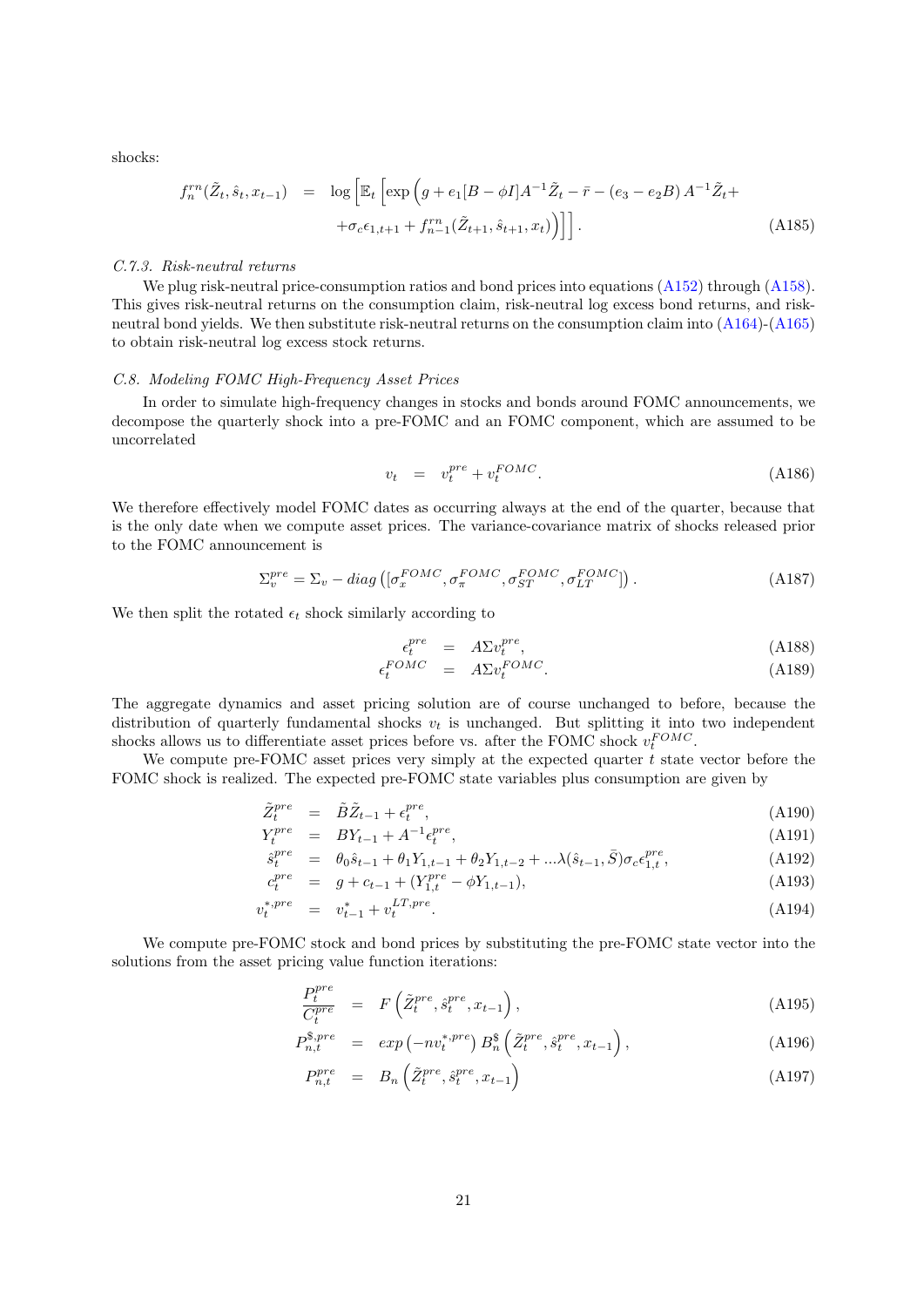shocks:

$$
\begin{aligned}
f_n^{rn}(\tilde{Z}_t, \hat{s}_t, x_{t-1}) &= \log\Big[\mathbb{E}_t\Big[\exp\Big(g + e_1[B - \phi I]A^{-1}\tilde{Z}_t - \bar{r} - (e_3 - e_2 B)\, A^{-1}\tilde{Z}_t + \\
&\quad + \sigma_c \epsilon_{1,t+1} + f_{n-1}^{rn}(\tilde{Z}_{t+1}, \hat{s}_{t+1}, x_t)\Big)\Big]\Big]. \qquad \text{(A185)}
\end{aligned}
$$

*C.7.3. Risk-neutral returns*

We plug risk-neutral price-consumption ratios and bond prices into equations (A152) through (A158). This gives risk-neutral returns on the consumption claim, risk-neutral log excess bond returns, and risk-neutral bond yields. We then substitute risk-neutral returns on the consumption claim into (A164)-(A165) to obtain risk-neutral log excess stock returns.

*C.8. Modeling FOMC High-Frequency Asset Prices*

In order to simulate high-frequency changes in stocks and bonds around FOMC announcements, we decompose the quarterly shock into a pre-FOMC and an FOMC component, which are assumed to be uncorrelated

$$
v_t = v_t^{pre} + v_t^{FOMC}. \qquad \text{(A186)}
$$

We therefore effectively model FOMC dates as occurring always at the end of the quarter, because that is the only date when we compute asset prices. The variance-covariance matrix of shocks released prior to the FOMC announcement is

$$
\Sigma_v^{pre} = \Sigma_v - diag\left([\sigma_x^{FOMC}, \sigma_\pi^{FOMC}, \sigma_{ST}^{FOMC}, \sigma_{LT}^{FOMC}]\right). \qquad \text{(A187)}
$$

We then split the rotated $\epsilon_t$ shock similarly according to

$$
\begin{aligned}
\epsilon_t^{pre} &= A\Sigma v_t^{pre}, \qquad \text{(A188)} \\
\epsilon_t^{FOMC} &= A\Sigma v_t^{FOMC}. \qquad \text{(A189)}
\end{aligned}
$$

The aggregate dynamics and asset pricing solution are of course unchanged to before, because the distribution of quarterly fundamental shocks $v_t$ is unchanged. But splitting it into two independent shocks allows us to differentiate asset prices before vs. after the FOMC shock $v_t^{FOMC}$.

We compute pre-FOMC asset prices very simply at the expected quarter $t$ state vector before the FOMC shock is realized. The expected pre-FOMC state variables plus consumption are given by

$$
\begin{aligned}
\tilde{Z}_t^{pre} &= \tilde{B}\tilde{Z}_{t-1} + \epsilon_t^{pre}, \qquad \text{(A190)} \\
Y_t^{pre} &= BY_{t-1} + A^{-1}\epsilon_t^{pre}, \qquad \text{(A191)} \\
\hat{s}_t^{pre} &= \theta_0 \hat{s}_{t-1} + \theta_1 Y_{1,t-1} + \theta_2 Y_{1,t-2} + ...\lambda(\hat{s}_{t-1}, \bar{S})\sigma_c \epsilon_{1,t}^{pre}, \qquad \text{(A192)} \\
c_t^{pre} &= g + c_{t-1} + (Y_{1,t}^{pre} - \phi Y_{1,t-1}), \qquad \text{(A193)} \\
v_t^{*,pre} &= v_{t-1}^* + v_t^{LT,pre}. \qquad \text{(A194)}
\end{aligned}
$$

We compute pre-FOMC stock and bond prices by substituting the pre-FOMC state vector into the solutions from the asset pricing value function iterations:

$$
\begin{aligned}
\frac{P_t^{pre}}{C_t^{pre}} &= F\left(\tilde{Z}_t^{pre}, \hat{s}_t^{pre}, x_{t-1}\right), \qquad \text{(A195)} \\
P_{n,t}^{\$,pre} &= exp\left(-nv_t^{*,pre}\right) B_n^{\$}\left(\tilde{Z}_t^{pre}, \hat{s}_t^{pre}, x_{t-1}\right), \qquad \text{(A196)} \\
P_{n,t}^{pre} &= B_n\left(\tilde{Z}_t^{pre}, \hat{s}_t^{pre}, x_{t-1}\right) \qquad \text{(A197)}
\end{aligned}
$$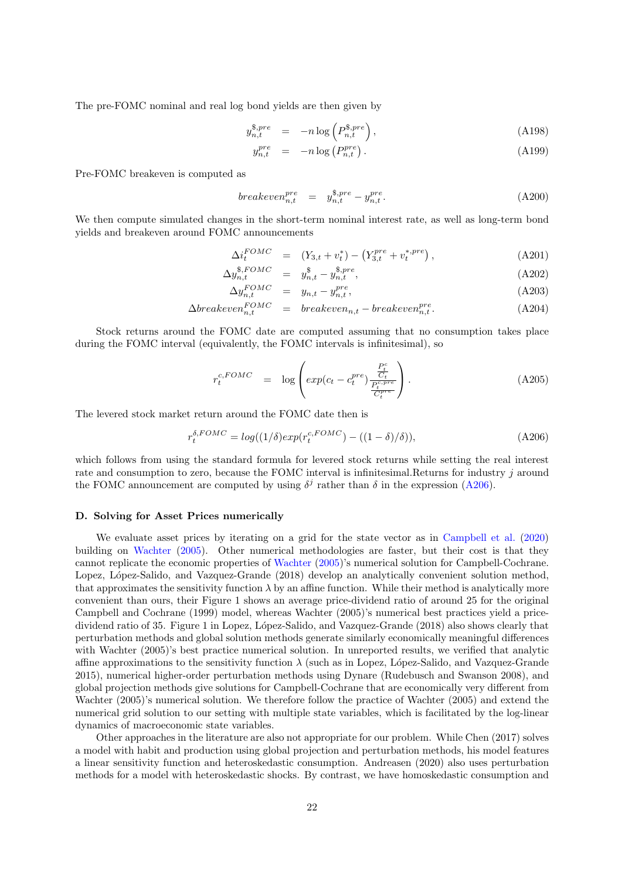The pre-FOMC nominal and real log bond yields are then given by

$$y_{n,t}^{\$,pre} = -n \log\left(P_{n,t}^{\$,pre}\right), \tag{A198}$$

$$y_{n,t}^{pre} = -n \log\left(P_{n,t}^{pre}\right). \tag{A199}$$

Pre-FOMC breakeven is computed as

$$breakeven_{n,t}^{pre} = y_{n,t}^{\$,pre} - y_{n,t}^{pre}. \tag{A200}$$

We then compute simulated changes in the short-term nominal interest rate, as well as long-term bond yields and breakeven around FOMC announcements

$$\Delta i_t^{FOMC} = \left(Y_{3,t} + v_t^*\right) - \left(Y_{3,t}^{pre} + v_t^{*,pre}\right), \tag{A201}$$

$$\Delta y_{n,t}^{\$,FOMC} = y_{n,t}^{\$} - y_{n,t}^{\$,pre}, \tag{A202}$$

$$\Delta y_{n,t}^{FOMC} = y_{n,t} - y_{n,t}^{pre}, \tag{A203}$$

$$\Delta breakeven_{n,t}^{FOMC} = breakeven_{n,t} - breakeven_{n,t}^{pre}. \tag{A204}$$

Stock returns around the FOMC date are computed assuming that no consumption takes place during the FOMC interval (equivalently, the FOMC intervals is infinitesimal), so

$$r_t^{c,FOMC} = \log\left( exp(c_t - c_t^{pre}) \frac{\frac{P_t^c}{C_t}}{\frac{P_t^{c,pre}}{C_t^{pre}}} \right). \tag{A205}$$

The levered stock market return around the FOMC date then is

$$r_t^{\delta,FOMC} = log((1/\delta) exp(r_t^{c,FOMC}) - ((1-\delta)/\delta)), \tag{A206}$$

which follows from using the standard formula for levered stock returns while setting the real interest rate and consumption to zero, because the FOMC interval is infinitesimal.Returns for industry $j$ around the FOMC announcement are computed by using $\delta^j$ rather than $\delta$ in the expression (A206).

## D. Solving for Asset Prices numerically

We evaluate asset prices by iterating on a grid for the state vector as in Campbell et al. (2020) building on Wachter (2005). Other numerical methodologies are faster, but their cost is that they cannot replicate the economic properties of Wachter (2005)'s numerical solution for Campbell-Cochrane. Lopez, López-Salido, and Vazquez-Grande (2018) develop an analytically convenient solution method, that approximates the sensitivity function $\lambda$ by an affine function. While their method is analytically more convenient than ours, their Figure 1 shows an average price-dividend ratio of around 25 for the original Campbell and Cochrane (1999) model, whereas Wachter (2005)'s numerical best practices yield a price-dividend ratio of 35. Figure 1 in Lopez, López-Salido, and Vazquez-Grande (2018) also shows clearly that perturbation methods and global solution methods generate similarly economically meaningful differences with Wachter (2005)'s best practice numerical solution. In unreported results, we verified that analytic affine approximations to the sensitivity function $\lambda$ (such as in Lopez, López-Salido, and Vazquez-Grande 2015), numerical higher-order perturbation methods using Dynare (Rudebusch and Swanson 2008), and global projection methods give solutions for Campbell-Cochrane that are economically very different from Wachter (2005)'s numerical solution. We therefore follow the practice of Wachter (2005) and extend the numerical grid solution to our setting with multiple state variables, which is facilitated by the log-linear dynamics of macroeconomic state variables.

Other approaches in the literature are also not appropriate for our problem. While Chen (2017) solves a model with habit and production using global projection and perturbation methods, his model features a linear sensitivity function and heteroskedastic consumption. Andreasen (2020) also uses perturbation methods for a model with heteroskedastic shocks. By contrast, we have homoskedastic consumption and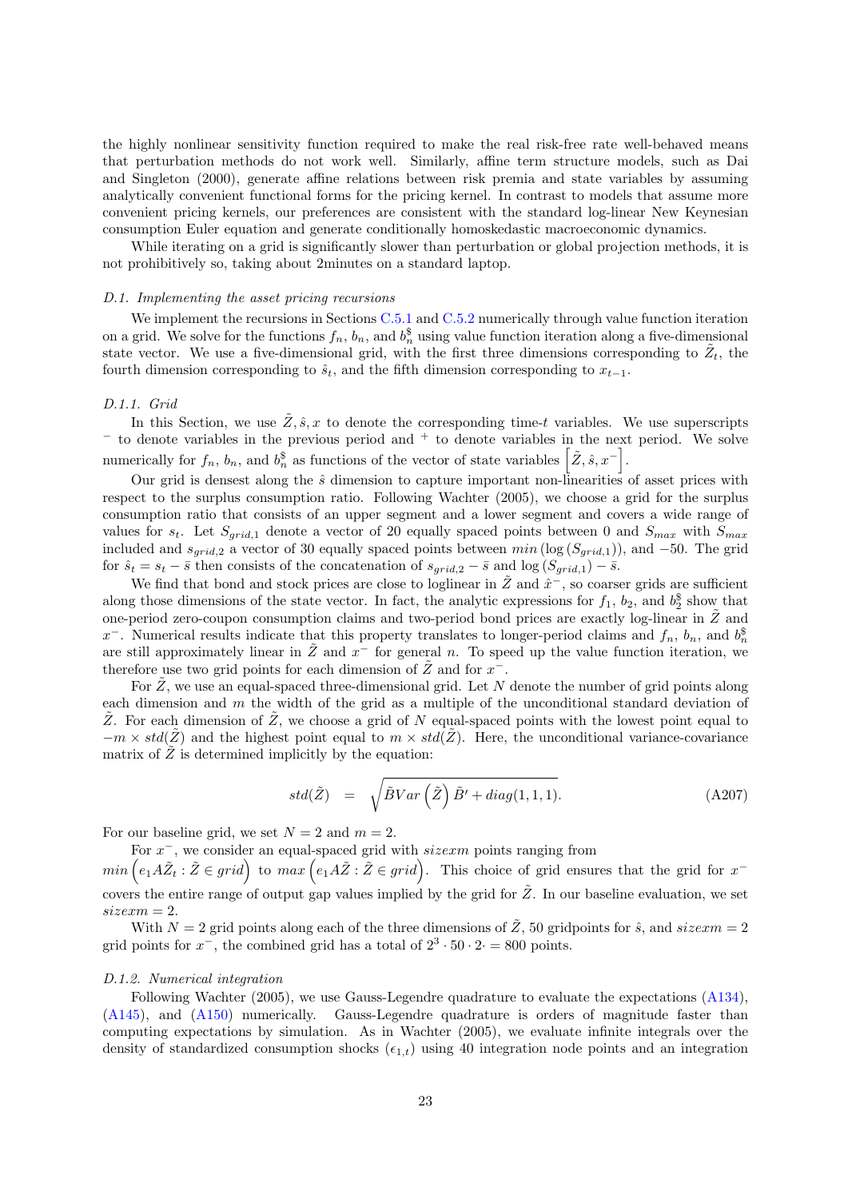the highly nonlinear sensitivity function required to make the real risk-free rate well-behaved means that perturbation methods do not work well. Similarly, affine term structure models, such as Dai and Singleton (2000), generate affine relations between risk premia and state variables by assuming analytically convenient functional forms for the pricing kernel. In contrast to models that assume more convenient pricing kernels, our preferences are consistent with the standard log-linear New Keynesian consumption Euler equation and generate conditionally homoskedastic macroeconomic dynamics.

While iterating on a grid is significantly slower than perturbation or global projection methods, it is not prohibitively so, taking about 2minutes on a standard laptop.

### *D.1. Implementing the asset pricing recursions*

We implement the recursions in Sections C.5.1 and C.5.2 numerically through value function iteration on a grid. We solve for the functions $f_n$, $b_n$, and $b_n^{\$}$ using value function iteration along a five-dimensional state vector. We use a five-dimensional grid, with the first three dimensions corresponding to $\tilde{Z}_t$, the fourth dimension corresponding to $\hat{s}_t$, and the fifth dimension corresponding to $x_{t-1}$.

#### *D.1.1. Grid*

In this Section, we use $\tilde{Z}, \hat{s}, x$ to denote the corresponding time-$t$ variables. We use superscripts $^-$ to denote variables in the previous period and $^+$ to denote variables in the next period. We solve numerically for $f_n$, $b_n$, and $b_n^{\$}$ as functions of the vector of state variables $\left[\tilde{Z}, \hat{s}, x^-\right]$.

Our grid is densest along the $\hat{s}$ dimension to capture important non-linearities of asset prices with respect to the surplus consumption ratio. Following Wachter (2005), we choose a grid for the surplus consumption ratio that consists of an upper segment and a lower segment and covers a wide range of values for $s_t$. Let $S_{grid,1}$ denote a vector of 20 equally spaced points between 0 and $S_{max}$ with $S_{max}$ included and $s_{grid,2}$ a vector of 30 equally spaced points between $min\left(\log\left(S_{grid,1}\right)\right)$, and $-50$. The grid for $\hat{s}_t = s_t - \bar{s}$ then consists of the concatenation of $s_{grid,2} - \bar{s}$ and $\log\left(S_{grid,1}\right) - \bar{s}$.

We find that bond and stock prices are close to loglinear in $\tilde{Z}$ and $\hat{x}^-$, so coarser grids are sufficient along those dimensions of the state vector. In fact, the analytic expressions for $f_1$, $b_2$, and $b_2^{\$}$ show that one-period zero-coupon consumption claims and two-period bond prices are exactly log-linear in $\tilde{Z}$ and $x^-$. Numerical results indicate that this property translates to longer-period claims and $f_n$, $b_n$, and $b_n^{\$}$ are still approximately linear in $\tilde{Z}$ and $x^-$ for general $n$. To speed up the value function iteration, we therefore use two grid points for each dimension of $\tilde{Z}$ and for $x^-$.

For $\tilde{Z}$, we use an equal-spaced three-dimensional grid. Let $N$ denote the number of grid points along each dimension and $m$ the width of the grid as a multiple of the unconditional standard deviation of $\tilde{Z}$. For each dimension of $\tilde{Z}$, we choose a grid of $N$ equal-spaced points with the lowest point equal to $-m \times std(\tilde{Z})$ and the highest point equal to $m \times std(\tilde{Z})$. Here, the unconditional variance-covariance matrix of $\tilde{Z}$ is determined implicitly by the equation:

$$std(\tilde{Z}) \quad = \quad \sqrt{\tilde{B} Var\left(\tilde{Z}\right)\tilde{B}' + diag(1,1,1)}. \tag{A207}$$

For our baseline grid, we set $N = 2$ and $m = 2$.

For $x^-$, we consider an equal-spaced grid with $sizexm$ points ranging from $min\left(e_1 A\tilde{Z}_t : \tilde{Z} \in grid\right)$ to $max\left(e_1 A\tilde{Z} : \tilde{Z} \in grid\right)$. This choice of grid ensures that the grid for $x^-$ covers the entire range of output gap values implied by the grid for $\tilde{Z}$. In our baseline evaluation, we set $sizexm = 2$.

With $N = 2$ grid points along each of the three dimensions of $\tilde{Z}$, 50 gridpoints for $\hat{s}$, and $sizexm = 2$ grid points for $x^-$, the combined grid has a total of $2^3 \cdot 50 \cdot 2 \cdot = 800$ points.

#### *D.1.2. Numerical integration*

Following Wachter (2005), we use Gauss-Legendre quadrature to evaluate the expectations (A134), (A145), and (A150) numerically. Gauss-Legendre quadrature is orders of magnitude faster than computing expectations by simulation. As in Wachter (2005), we evaluate infinite integrals over the density of standardized consumption shocks ($\epsilon_{1,t}$) using 40 integration node points and an integration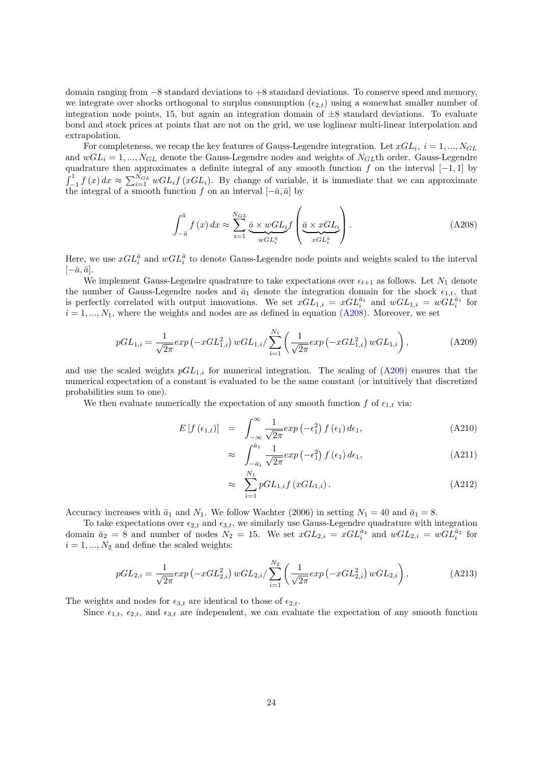domain ranging from −8 standard deviations to +8 standard deviations. To conserve speed and memory, we integrate over shocks orthogonal to surplus consumption ($\epsilon_{2,t}$) using a somewhat smaller number of integration node points, 15, but again an integration domain of ±8 standard deviations. To evaluate bond and stock prices at points that are not on the grid, we use loglinear multi-linear interpolation and extrapolation.

For completeness, we recap the key features of Gauss-Legendre integration. Let $xGL_i$, $i = 1, ..., N_{GL}$ and $wGL_i = 1, ..., N_{GL}$ denote the Gauss-Legendre nodes and weights of $N_{GL}$th order. Gauss-Legendre quadrature then approximates a definite integral of any smooth function $f$ on the interval $[-1, 1]$ by $\int_{-1}^{1} f(x)\, dx \approx \sum_{i=1}^{N_{GL}} wGL_i f(xGL_i)$. By change of variable, it is immediate that we can approximate the integral of a smooth function $f$ on an interval $[-\bar{a}, \bar{a}]$ by

$$\int_{-\bar{a}}^{\bar{a}} f(x)\, dx \approx \sum_{i=1}^{N_{GL}} \underbrace{\bar{a} \times wGL_i}_{wGL_i^{\bar{a}}} f\left(\underbrace{\bar{a} \times xGL_i}_{xGL_i^{\bar{a}}}\right). \tag{A208}$$

Here, we use $xGL_i^{\bar{a}}$ and $wGL_i^{\bar{a}}$ to denote Gauss-Legendre node points and weights scaled to the interval $[-\bar{a}, \bar{a}]$.

We implement Gauss-Legendre quadrature to take expectations over $\epsilon_{t+1}$ as follows. Let $N_1$ denote the number of Gauss-Legendre nodes and $\bar{a}_1$ denote the integration domain for the shock $\epsilon_{1,t}$, that is perfectly correlated with output innovations. We set $xGL_{1,i} = xGL_i^{\bar{a}_1}$ and $wGL_{1,i} = wGL_i^{\bar{a}_1}$ for $i = 1, ..., N_1$, where the weights and nodes are as defined in equation (A208). Moreover, we set

$$pGL_{1,i} = \frac{1}{\sqrt{2\pi}} exp\left(-xGL_{1,i}^2\right) wGL_{1,i} / \sum_{i=1}^{N_1} \left( \frac{1}{\sqrt{2\pi}} exp\left(-xGL_{1,i}^2\right) wGL_{1,i} \right), \tag{A209}$$

and use the scaled weights $pGL_{1,i}$ for numerical integration. The scaling of (A209) ensures that the numerical expectation of a constant is evaluated to be the same constant (or intuitively that discretized probabilities sum to one).

We then evaluate numerically the expectation of any smooth function $f$ of $\epsilon_{1,t}$ via:

$$E[f(\epsilon_{1,t})] = \int_{-\infty}^{\infty} \frac{1}{\sqrt{2\pi}} exp\left(-\epsilon_1^2\right) f(\epsilon_1)\, d\epsilon_1, \tag{A210}$$

$$\approx \int_{-\bar{a}_1}^{\bar{a}_1} \frac{1}{\sqrt{2\pi}} exp\left(-\epsilon_1^2\right) f(\epsilon_1)\, d\epsilon_1, \tag{A211}$$

$$\approx \sum_{i=1}^{N_1} pGL_{1,i} f(xGL_{1,i}). \tag{A212}$$

Accuracy increases with $\bar{a}_1$ and $N_1$. We follow Wachter (2006) in setting $N_1 = 40$ and $\bar{a}_1 = 8$.

To take expectations over $\epsilon_{2,t}$ and $\epsilon_{3,t}$, we similarly use Gauss-Legendre quadrature with integration domain $\bar{a}_2 = 8$ and number of nodes $N_2 = 15$. We set $xGL_{2,i} = xGL_i^{\bar{a}_2}$ and $wGL_{2,i} = wGL_i^{\bar{a}_2}$ for $i = 1, ..., N_2$ and define the scaled weights:

$$pGL_{2,i} = \frac{1}{\sqrt{2\pi}} exp\left(-xGL_{2,i}^2\right) wGL_{2,i} / \sum_{i=1}^{N_2} \left( \frac{1}{\sqrt{2\pi}} exp\left(-xGL_{2,i}^2\right) wGL_{2,i} \right), \tag{A213}$$

The weights and nodes for $\epsilon_{3,t}$ are identical to those of $\epsilon_{2,t}$.

Since $\epsilon_{1,t}$, $\epsilon_{2,t}$, and $\epsilon_{3,t}$ are independent, we can evaluate the expectation of any smooth function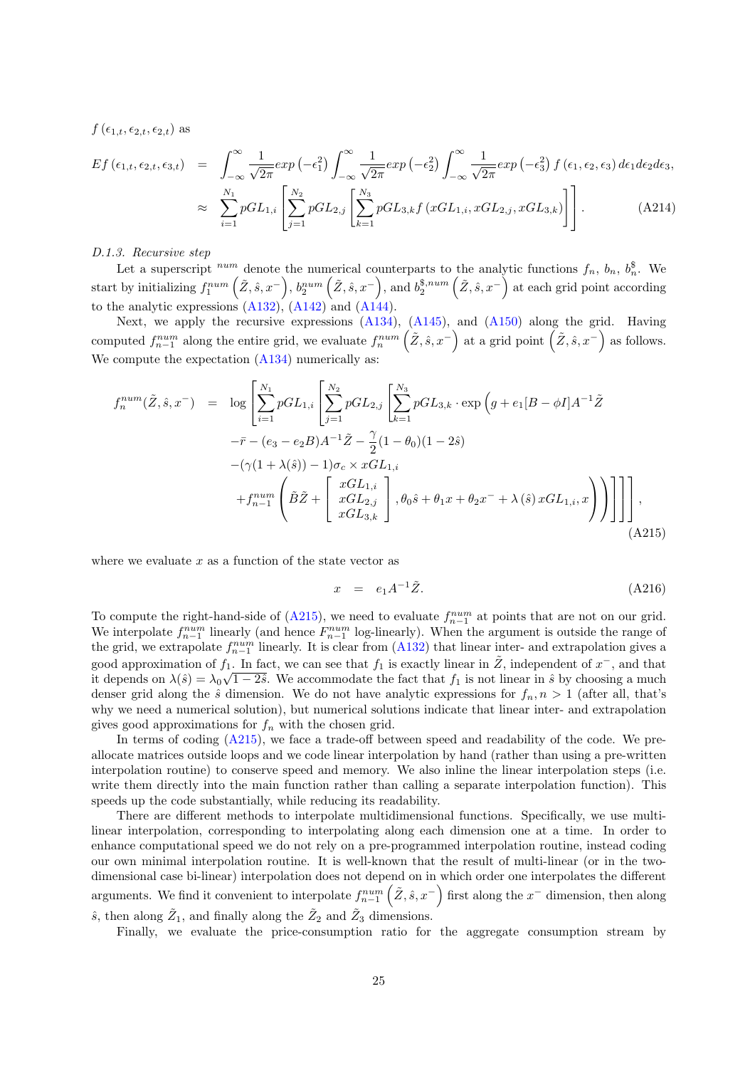$f(\epsilon_{1,t}, \epsilon_{2,t}, \epsilon_{2,t})$ as

$$
\begin{aligned}
Ef(\epsilon_{1,t}, \epsilon_{2,t}, \epsilon_{3,t}) &= \int_{-\infty}^{\infty} \frac{1}{\sqrt{2\pi}} exp\left(-\epsilon_1^2\right) \int_{-\infty}^{\infty} \frac{1}{\sqrt{2\pi}} exp\left(-\epsilon_2^2\right) \int_{-\infty}^{\infty} \frac{1}{\sqrt{2\pi}} exp\left(-\epsilon_3^2\right) f(\epsilon_1, \epsilon_2, \epsilon_3)\, d\epsilon_1 d\epsilon_2 d\epsilon_3, \\
&\approx \sum_{i=1}^{N_1} pGL_{1,i} \left[ \sum_{j=1}^{N_2} pGL_{2,j} \left[ \sum_{k=1}^{N_3} pGL_{3,k} f(xGL_{1,i}, xGL_{2,j}, xGL_{3,k}) \right] \right]. \qquad \text{(A214)}
\end{aligned}
$$

*D.1.3. Recursive step*

Let a superscript $^{num}$ denote the numerical counterparts to the analytic functions $f_n$, $b_n$, $b_n^{\$}$. We start by initializing $f_1^{num}\left(\tilde{Z}, \hat{s}, x^-\right)$, $b_2^{num}\left(\tilde{Z}, \hat{s}, x^-\right)$, and $b_2^{\$,num}\left(\tilde{Z}, \hat{s}, x^-\right)$ at each grid point according to the analytic expressions (A132), (A142) and (A144).

Next, we apply the recursive expressions (A134), (A145), and (A150) along the grid. Having computed $f_{n-1}^{num}$ along the entire grid, we evaluate $f_n^{num}\left(\tilde{Z}, \hat{s}, x^-\right)$ at a grid point $\left(\tilde{Z}, \hat{s}, x^-\right)$ as follows. We compute the expectation (A134) numerically as:

$$
\begin{aligned}
f_n^{num}(\tilde{Z}, \hat{s}, x^-) &= \log \Bigg[ \sum_{i=1}^{N_1} pGL_{1,i} \Bigg[ \sum_{j=1}^{N_2} pGL_{2,j} \Bigg[ \sum_{k=1}^{N_3} pGL_{3,k} \cdot \exp\Big( g + e_1[B - \phi I]A^{-1}\tilde{Z} \\
&\quad - \bar{r} - (e_3 - e_2 B)A^{-1}\tilde{Z} - \frac{\gamma}{2}(1-\theta_0)(1 - 2\hat{s}) \\
&\quad - (\gamma(1 + \lambda(\hat{s})) - 1)\sigma_c \times xGL_{1,i} \\
&\quad + f_{n-1}^{num}\left( \tilde{B}\tilde{Z} + \begin{bmatrix} xGL_{1,i} \\ xGL_{2,j} \\ xGL_{3,k} \end{bmatrix}, \theta_0\hat{s} + \theta_1 x + \theta_2 x^- + \lambda(\hat{s})\, xGL_{1,i}, x \right) \Big) \Bigg] \Bigg] \Bigg],
\end{aligned}
\qquad \text{(A215)}
$$

where we evaluate $x$ as a function of the state vector as

$$
x = e_1 A^{-1}\tilde{Z}. \qquad \text{(A216)}
$$

To compute the right-hand-side of (A215), we need to evaluate $f_{n-1}^{num}$ at points that are not on our grid. We interpolate $f_{n-1}^{num}$ linearly (and hence $F_{n-1}^{num}$ log-linearly). When the argument is outside the range of the grid, we extrapolate $f_{n-1}^{num}$ linearly. It is clear from (A132) that linear inter- and extrapolation gives a good approximation of $f_1$. In fact, we can see that $f_1$ is exactly linear in $\tilde{Z}$, independent of $x^-$, and that it depends on $\lambda(\hat{s}) = \lambda_0\sqrt{1-2\hat{s}}$. We accommodate the fact that $f_1$ is not linear in $\hat{s}$ by choosing a much denser grid along the $\hat{s}$ dimension. We do not have analytic expressions for $f_n, n > 1$ (after all, that's why we need a numerical solution), but numerical solutions indicate that linear inter- and extrapolation gives good approximations for $f_n$ with the chosen grid.

In terms of coding (A215), we face a trade-off between speed and readability of the code. We pre-allocate matrices outside loops and we code linear interpolation by hand (rather than using a pre-written interpolation routine) to conserve speed and memory. We also inline the linear interpolation steps (i.e. write them directly into the main function rather than calling a separate interpolation function). This speeds up the code substantially, while reducing its readability.

There are different methods to interpolate multidimensional functions. Specifically, we use multi-linear interpolation, corresponding to interpolating along each dimension one at a time. In order to enhance computational speed we do not rely on a pre-programmed interpolation routine, instead coding our own minimal interpolation routine. It is well-known that the result of multi-linear (or in the two-dimensional case bi-linear) interpolation does not depend on in which order one interpolates the different arguments. We find it convenient to interpolate $f_{n-1}^{num}\left(\tilde{Z}, \hat{s}, x^-\right)$ first along the $x^-$ dimension, then along $\hat{s}$, then along $\tilde{Z}_1$, and finally along the $\tilde{Z}_2$ and $\tilde{Z}_3$ dimensions.

Finally, we evaluate the price-consumption ratio for the aggregate consumption stream by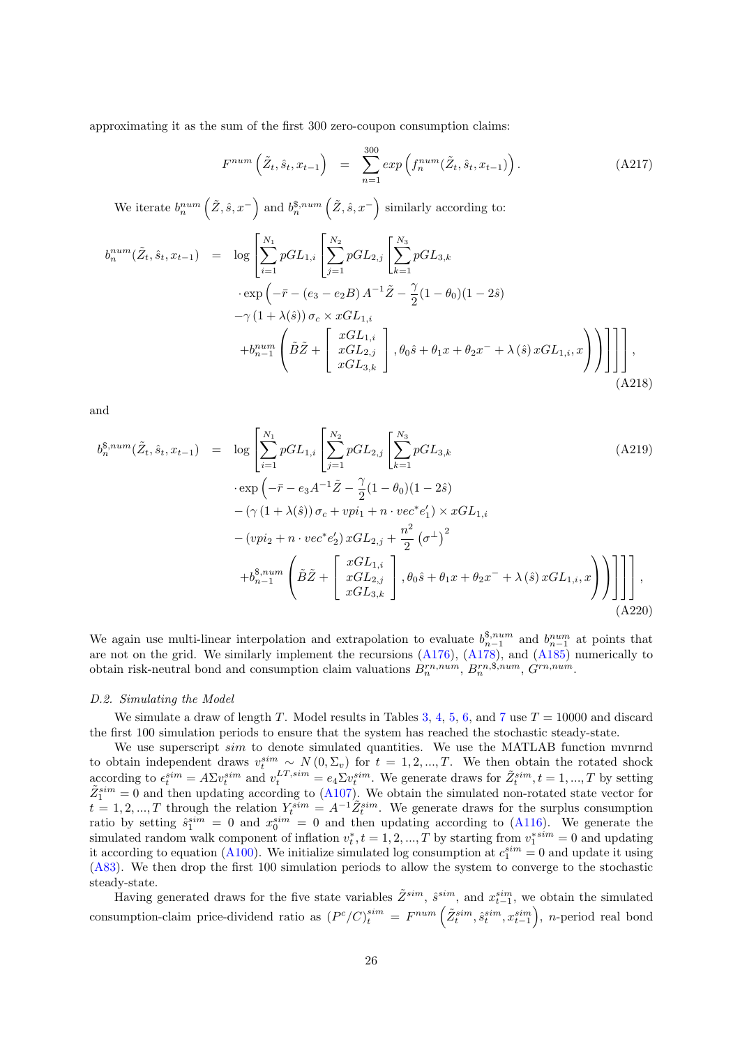approximating it as the sum of the first 300 zero-coupon consumption claims:

$$F^{num}\left(\tilde{Z}_t, \hat{s}_t, x_{t-1}\right) = \sum_{n=1}^{300} exp\left(f_n^{num}(\tilde{Z}_t, \hat{s}_t, x_{t-1})\right). \tag{A217}$$

We iterate $b_n^{num}\left(\tilde{Z}, \hat{s}, x^-\right)$ and $b_n^{\$,num}\left(\tilde{Z}, \hat{s}, x^-\right)$ similarly according to:

$$\begin{aligned} b_n^{num}(\tilde{Z}_t, \hat{s}_t, x_{t-1}) = \; & \log\Bigg[\sum_{i=1}^{N_1} pGL_{1,i}\Bigg[\sum_{j=1}^{N_2} pGL_{2,j}\Bigg[\sum_{k=1}^{N_3} pGL_{3,k} \\ & \cdot \exp\Bigg(-\bar{r} - (e_3 - e_2 B)\, A^{-1}\tilde{Z} - \frac{\gamma}{2}(1-\theta_0)(1-2\hat{s}) \\ & -\gamma\left(1+\lambda(\hat{s})\right)\sigma_c \times xGL_{1,i} \\ & + b_{n-1}^{num}\left(\tilde{B}\tilde{Z} + \begin{bmatrix} xGL_{1,i} \\ xGL_{2,j} \\ xGL_{3,k} \end{bmatrix}, \theta_0\hat{s} + \theta_1 x + \theta_2 x^- + \lambda\left(\hat{s}\right) xGL_{1,i}, x\right)\Bigg)\Bigg]\Bigg]\Bigg], \end{aligned} \tag{A218}$$

and

$$\begin{aligned} b_n^{\$,num}(\tilde{Z}_t, \hat{s}_t, x_{t-1}) = \; & \log\Bigg[\sum_{i=1}^{N_1} pGL_{1,i}\Bigg[\sum_{j=1}^{N_2} pGL_{2,j}\Bigg[\sum_{k=1}^{N_3} pGL_{3,k} \\ & \cdot \exp\Bigg(-\bar{r} - e_3 A^{-1}\tilde{Z} - \frac{\gamma}{2}(1-\theta_0)(1-2\hat{s}) \\ & - \left(\gamma\left(1+\lambda(\hat{s})\right)\sigma_c + vpi_1 + n\cdot vec^* e_1'\right) \times xGL_{1,i} \\ & - \left(vpi_2 + n\cdot vec^* e_2'\right) xGL_{2,j} + \frac{n^2}{2}\left(\sigma^{\perp}\right)^2 \\ & + b_{n-1}^{\$,num}\left(\tilde{B}\tilde{Z} + \begin{bmatrix} xGL_{1,i} \\ xGL_{2,j} \\ xGL_{3,k} \end{bmatrix}, \theta_0\hat{s} + \theta_1 x + \theta_2 x^- + \lambda\left(\hat{s}\right) xGL_{1,i}, x\right)\Bigg)\Bigg]\Bigg]\Bigg], \end{aligned} \tag{A219, A220}$$

We again use multi-linear interpolation and extrapolation to evaluate $b_{n-1}^{\$,num}$ and $b_{n-1}^{num}$ at points that are not on the grid. We similarly implement the recursions (A176), (A178), and (A185) numerically to obtain risk-neutral bond and consumption claim valuations $B_n^{rn,num}$, $B_n^{rn,\$,num}$, $G^{rn,num}$.

### D.2. Simulating the Model

We simulate a draw of length $T$. Model results in Tables 3, 4, 5, 6, and 7 use $T = 10000$ and discard the first 100 simulation periods to ensure that the system has reached the stochastic steady-state.

We use superscript $sim$ to denote simulated quantities. We use the MATLAB function mvnrnd to obtain independent draws $v_t^{sim} \sim N(0, \Sigma_v)$ for $t = 1, 2, ..., T$. We then obtain the rotated shock according to $\epsilon_t^{sim} = A\Sigma v_t^{sim}$ and $v_t^{LT,sim} = e_4 \Sigma v_t^{sim}$. We generate draws for $\tilde{Z}_t^{sim}, t = 1, ..., T$ by setting $\tilde{Z}_1^{sim} = 0$ and then updating according to (A107). We obtain the simulated non-rotated state vector for $t = 1, 2, ..., T$ through the relation $Y_t^{sim} = A^{-1}\tilde{Z}_t^{sim}$. We generate draws for the surplus consumption ratio by setting $\hat{s}_1^{sim} = 0$ and $x_0^{sim} = 0$ and then updating according to (A116). We generate the simulated random walk component of inflation $v_t^*, t = 1, 2, ..., T$ by starting from $v_1^{*sim} = 0$ and updating it according to equation (A100). We initialize simulated log consumption at $c_1^{sim} = 0$ and update it using (A83). We then drop the first 100 simulation periods to allow the system to converge to the stochastic steady-state.

Having generated draws for the five state variables $\tilde{Z}^{sim}$, $\hat{s}^{sim}$, and $x_{t-1}^{sim}$, we obtain the simulated consumption-claim price-dividend ratio as $(P^c/C)_t^{sim} = F^{num}\left(\tilde{Z}_t^{sim}, \hat{s}_t^{sim}, x_{t-1}^{sim}\right)$, $n$-period real bond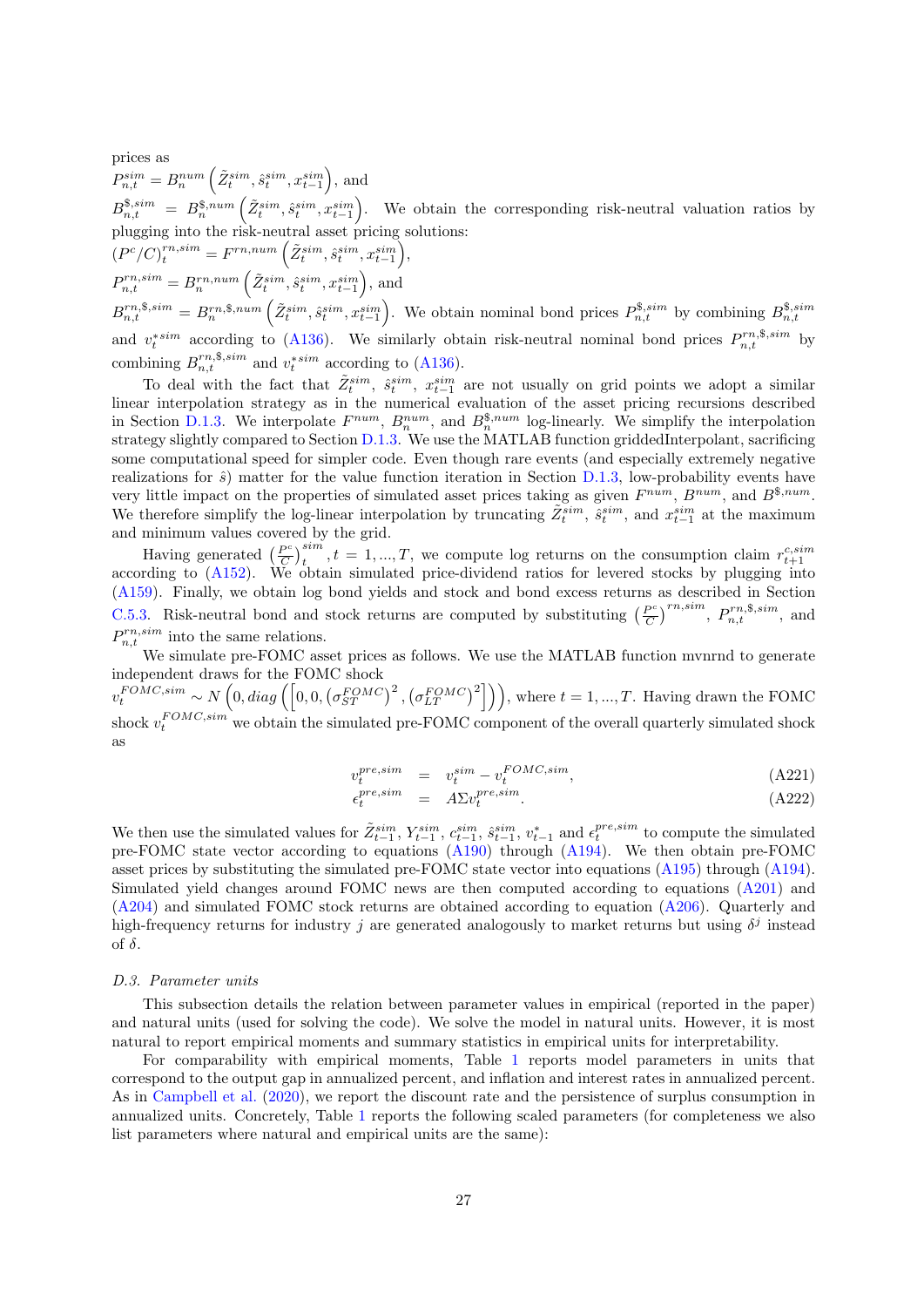prices as
$P^{sim}_{n,t} = B^{num}_n\left(\tilde{Z}^{sim}_t, \hat{s}^{sim}_t, x^{sim}_{t-1}\right)$, and
$B^{\$,sim}_{n,t} = B^{\$,num}_n\left(\tilde{Z}^{sim}_t, \hat{s}^{sim}_t, x^{sim}_{t-1}\right)$. We obtain the corresponding risk-neutral valuation ratios by plugging into the risk-neutral asset pricing solutions:
$(P^c/C)^{rn,sim}_t = F^{rn,num}\left(\tilde{Z}^{sim}_t, \hat{s}^{sim}_t, x^{sim}_{t-1}\right)$,
$P^{rn,sim}_{n,t} = B^{rn,num}_n\left(\tilde{Z}^{sim}_t, \hat{s}^{sim}_t, x^{sim}_{t-1}\right)$, and
$B^{rn,\$,sim}_{n,t} = B^{rn,\$,num}_n\left(\tilde{Z}^{sim}_t, \hat{s}^{sim}_t, x^{sim}_{t-1}\right)$. We obtain nominal bond prices $P^{\$,sim}_{n,t}$ by combining $B^{\$,sim}_{n,t}$ and $v^{*sim}_t$ according to (A136). We similarly obtain risk-neutral nominal bond prices $P^{rn,\$,sim}_{n,t}$ by combining $B^{rn,\$,sim}_{n,t}$ and $v^{*sim}_t$ according to (A136).

To deal with the fact that $\tilde{Z}^{sim}_t$, $\hat{s}^{sim}_t$, $x^{sim}_{t-1}$ are not usually on grid points we adopt a similar linear interpolation strategy as in the numerical evaluation of the asset pricing recursions described in Section D.1.3. We interpolate $F^{num}$, $B^{num}_n$, and $B^{\$,num}_n$ log-linearly. We simplify the interpolation strategy slightly compared to Section D.1.3. We use the MATLAB function griddedInterpolant, sacrificing some computational speed for simpler code. Even though rare events (and especially extremely negative realizations for $\hat{s}$) matter for the value function iteration in Section D.1.3, low-probability events have very little impact on the properties of simulated asset prices taking as given $F^{num}$, $B^{num}$, and $B^{\$,num}$. We therefore simplify the log-linear interpolation by truncating $\tilde{Z}^{sim}_t$, $\hat{s}^{sim}_t$, and $x^{sim}_{t-1}$ at the maximum and minimum values covered by the grid.

Having generated $\left(\frac{P^c}{C}\right)^{sim}_t, t = 1, ..., T$, we compute log returns on the consumption claim $r^{c,sim}_{t+1}$ according to (A152). We obtain simulated price-dividend ratios for levered stocks by plugging into (A159). Finally, we obtain log bond yields and stock and bond excess returns as described in Section C.5.3. Risk-neutral bond and stock returns are computed by substituting $\left(\frac{P^c}{C}\right)^{rn,sim}$, $P^{rn,\$,sim}_{n,t}$, and $P^{rn,sim}_{n,t}$ into the same relations.

We simulate pre-FOMC asset prices as follows. We use the MATLAB function mvnrnd to generate independent draws for the FOMC shock
$v^{FOMC,sim}_t \sim N\left(0, diag\left(\left[0, 0, \left(\sigma^{FOMC}_{ST}\right)^2, \left(\sigma^{FOMC}_{LT}\right)^2\right]\right)\right)$, where $t = 1, ..., T$. Having drawn the FOMC shock $v^{FOMC,sim}_t$ we obtain the simulated pre-FOMC component of the overall quarterly simulated shock as

$$
\begin{aligned}
v^{pre,sim}_t &= v^{sim}_t - v^{FOMC,sim}_t, &\text{(A221)}\\
\epsilon^{pre,sim}_t &= A\Sigma v^{pre,sim}_t. &\text{(A222)}
\end{aligned}
$$

We then use the simulated values for $\tilde{Z}^{sim}_{t-1}$, $Y^{sim}_{t-1}$, $c^{sim}_{t-1}$, $\hat{s}^{sim}_{t-1}$, $v^*_{t-1}$ and $\epsilon^{pre,sim}_t$ to compute the simulated pre-FOMC state vector according to equations (A190) through (A194). We then obtain pre-FOMC asset prices by substituting the simulated pre-FOMC state vector into equations (A195) through (A194). Simulated yield changes around FOMC news are then computed according to equations (A201) and (A204) and simulated FOMC stock returns are obtained according to equation (A206). Quarterly and high-frequency returns for industry $j$ are generated analogously to market returns but using $\delta^j$ instead of $\delta$.

### D.3. Parameter units

This subsection details the relation between parameter values in empirical (reported in the paper) and natural units (used for solving the code). We solve the model in natural units. However, it is most natural to report empirical moments and summary statistics in empirical units for interpretability.

For comparability with empirical moments, Table 1 reports model parameters in units that correspond to the output gap in annualized percent, and inflation and interest rates in annualized percent. As in Campbell et al. (2020), we report the discount rate and the persistence of surplus consumption in annualized units. Concretely, Table 1 reports the following scaled parameters (for completeness we also list parameters where natural and empirical units are the same):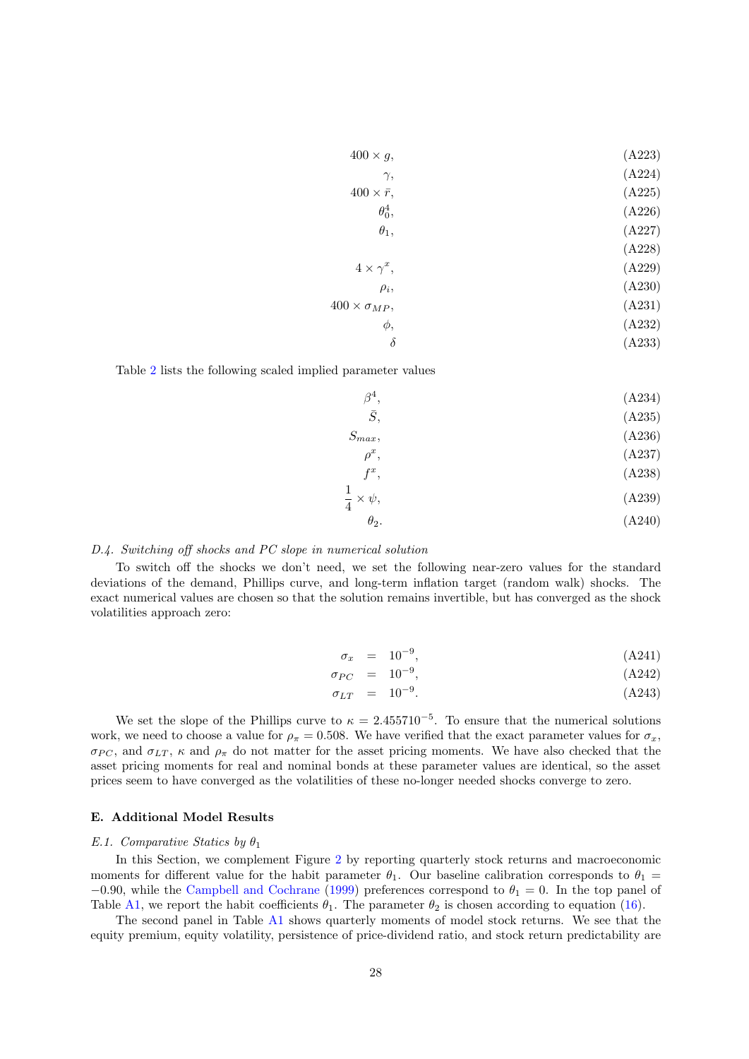$$400 \times g, \tag{A223}$$
$$\gamma, \tag{A224}$$
$$400 \times \bar{r}, \tag{A225}$$
$$\theta_0^4, \tag{A226}$$
$$\theta_1, \tag{A227}$$
$$\tag{A228}$$
$$4 \times \gamma^x, \tag{A229}$$
$$\rho_i, \tag{A230}$$
$$400 \times \sigma_{MP}, \tag{A231}$$
$$\phi, \tag{A232}$$
$$\delta \tag{A233}$$

Table 2 lists the following scaled implied parameter values

$$\beta^4, \tag{A234}$$
$$\bar{S}, \tag{A235}$$
$$S_{max}, \tag{A236}$$
$$\rho^x, \tag{A237}$$
$$f^x, \tag{A238}$$
$$\frac{1}{4} \times \psi, \tag{A239}$$
$$\theta_2. \tag{A240}$$

*D.4. Switching off shocks and PC slope in numerical solution*

To switch off the shocks we don't need, we set the following near-zero values for the standard deviations of the demand, Phillips curve, and long-term inflation target (random walk) shocks. The exact numerical values are chosen so that the solution remains invertible, but has converged as the shock volatilities approach zero:

$$\sigma_x = 10^{-9}, \tag{A241}$$
$$\sigma_{PC} = 10^{-9}, \tag{A242}$$
$$\sigma_{LT} = 10^{-9}. \tag{A243}$$

We set the slope of the Phillips curve to $\kappa = 2.455710^{-5}$. To ensure that the numerical solutions work, we need to choose a value for $\rho_\pi = 0.508$. We have verified that the exact parameter values for $\sigma_x$, $\sigma_{PC}$, and $\sigma_{LT}$, $\kappa$ and $\rho_\pi$ do not matter for the asset pricing moments. We have also checked that the asset pricing moments for real and nominal bonds at these parameter values are identical, so the asset prices seem to have converged as the volatilities of these no-longer needed shocks converge to zero.

## E. Additional Model Results

*E.1. Comparative Statics by $\theta_1$*

In this Section, we complement Figure 2 by reporting quarterly stock returns and macroeconomic moments for different value for the habit parameter $\theta_1$. Our baseline calibration corresponds to $\theta_1 = -0.90$, while the Campbell and Cochrane (1999) preferences correspond to $\theta_1 = 0$. In the top panel of Table A1, we report the habit coefficients $\theta_1$. The parameter $\theta_2$ is chosen according to equation (16).

The second panel in Table A1 shows quarterly moments of model stock returns. We see that the equity premium, equity volatility, persistence of price-dividend ratio, and stock return predictability are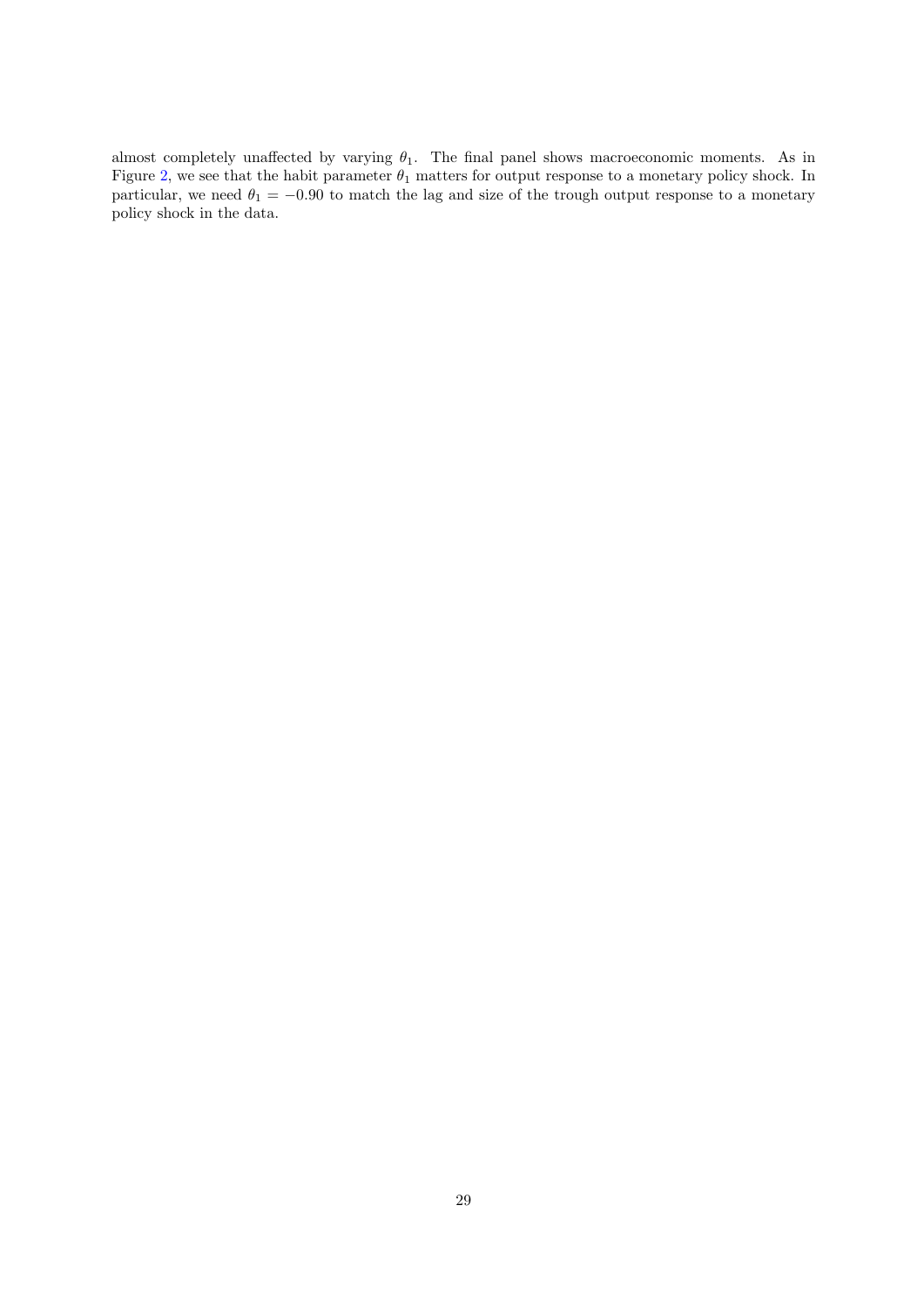almost completely unaffected by varying $\theta_1$. The final panel shows macroeconomic moments. As in Figure 2, we see that the habit parameter $\theta_1$ matters for output response to a monetary policy shock. In particular, we need $\theta_1 = -0.90$ to match the lag and size of the trough output response to a monetary policy shock in the data.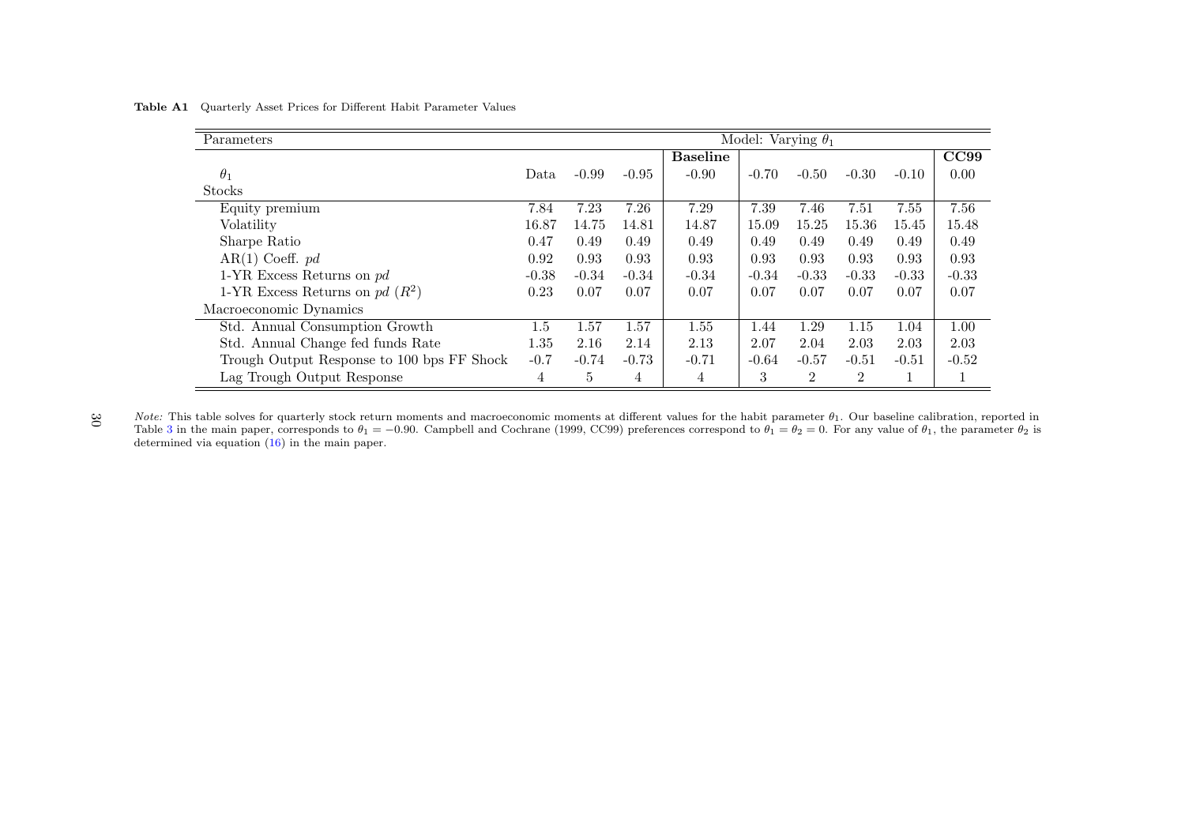**Table A1** Quarterly Asset Prices for Different Habit Parameter Values

| Parameters | | | | Model: Varying $\theta_1$ | | | | | |
|---|---|---|---|---|---|---|---|---|---|
| | | | | **Baseline** | | | | | **CC99** |
| $\theta_1$ | Data | -0.99 | -0.95 | -0.90 | -0.70 | -0.50 | -0.30 | -0.10 | 0.00 |
| Stocks | | | | | | | | | |
| Equity premium | 7.84 | 7.23 | 7.26 | 7.29 | 7.39 | 7.46 | 7.51 | 7.55 | 7.56 |
| Volatility | 16.87 | 14.75 | 14.81 | 14.87 | 15.09 | 15.25 | 15.36 | 15.45 | 15.48 |
| Sharpe Ratio | 0.47 | 0.49 | 0.49 | 0.49 | 0.49 | 0.49 | 0.49 | 0.49 | 0.49 |
| AR(1) Coeff. $pd$ | 0.92 | 0.93 | 0.93 | 0.93 | 0.93 | 0.93 | 0.93 | 0.93 | 0.93 |
| 1-YR Excess Returns on $pd$ | -0.38 | -0.34 | -0.34 | -0.34 | -0.34 | -0.33 | -0.33 | -0.33 | -0.33 |
| 1-YR Excess Returns on $pd$ ($R^2$) | 0.23 | 0.07 | 0.07 | 0.07 | 0.07 | 0.07 | 0.07 | 0.07 | 0.07 |
| Macroeconomic Dynamics | | | | | | | | | |
| Std. Annual Consumption Growth | 1.5 | 1.57 | 1.57 | 1.55 | 1.44 | 1.29 | 1.15 | 1.04 | 1.00 |
| Std. Annual Change fed funds Rate | 1.35 | 2.16 | 2.14 | 2.13 | 2.07 | 2.04 | 2.03 | 2.03 | 2.03 |
| Trough Output Response to 100 bps FF Shock | -0.7 | -0.74 | -0.73 | -0.71 | -0.64 | -0.57 | -0.51 | -0.51 | -0.52 |
| Lag Trough Output Response | 4 | 5 | 4 | 4 | 3 | 2 | 2 | 1 | 1 |

*Note:* This table solves for quarterly stock return moments and macroeconomic moments at different values for the habit parameter $\theta_1$. Our baseline calibration, reported in Table 3 in the main paper, corresponds to $\theta_1 = -0.90$. Campbell and Cochrane (1999, CC99) preferences correspond to $\theta_1 = \theta_2 = 0$. For any value of $\theta_1$, the parameter $\theta_2$ is determined via equation (16) in the main paper.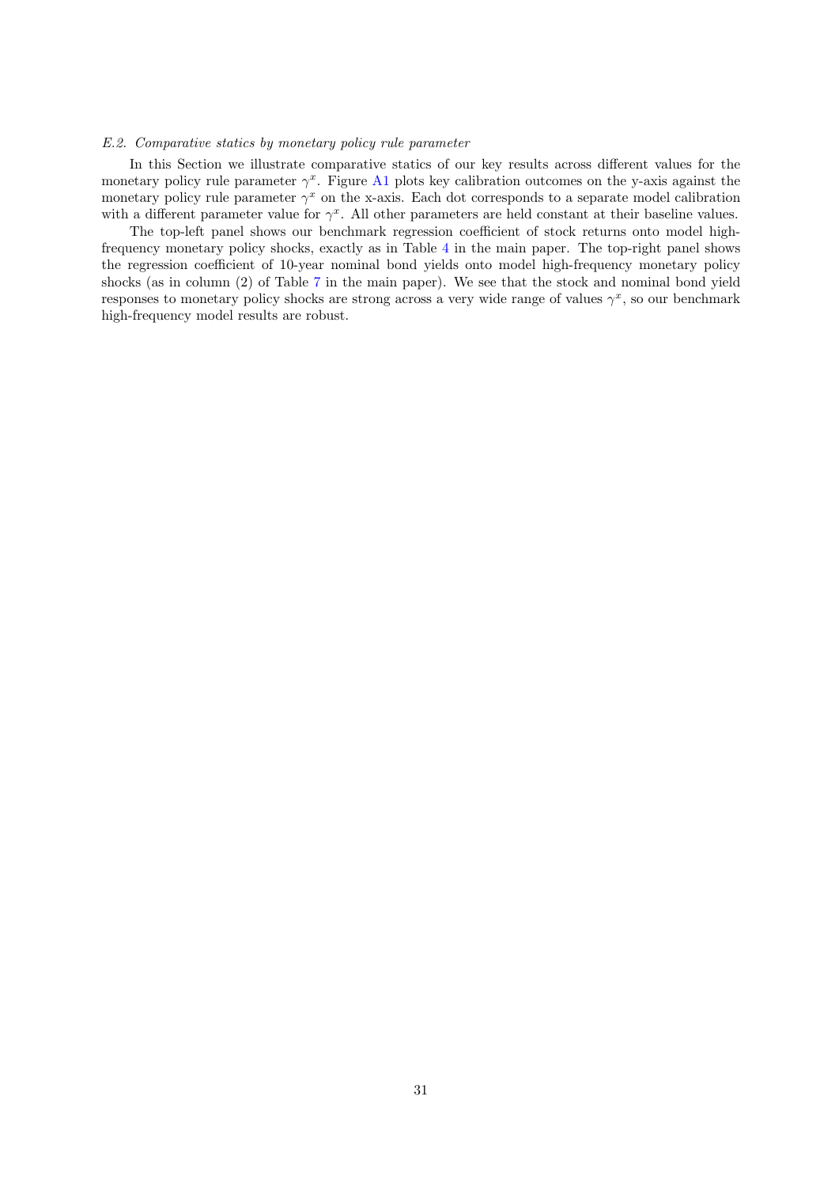### *E.2. Comparative statics by monetary policy rule parameter*

In this Section we illustrate comparative statics of our key results across different values for the monetary policy rule parameter $\gamma^x$. Figure A1 plots key calibration outcomes on the y-axis against the monetary policy rule parameter $\gamma^x$ on the x-axis. Each dot corresponds to a separate model calibration with a different parameter value for $\gamma^x$. All other parameters are held constant at their baseline values.

The top-left panel shows our benchmark regression coefficient of stock returns onto model high-frequency monetary policy shocks, exactly as in Table 4 in the main paper. The top-right panel shows the regression coefficient of 10-year nominal bond yields onto model high-frequency monetary policy shocks (as in column (2) of Table 7 in the main paper). We see that the stock and nominal bond yield responses to monetary policy shocks are strong across a very wide range of values $\gamma^x$, so our benchmark high-frequency model results are robust.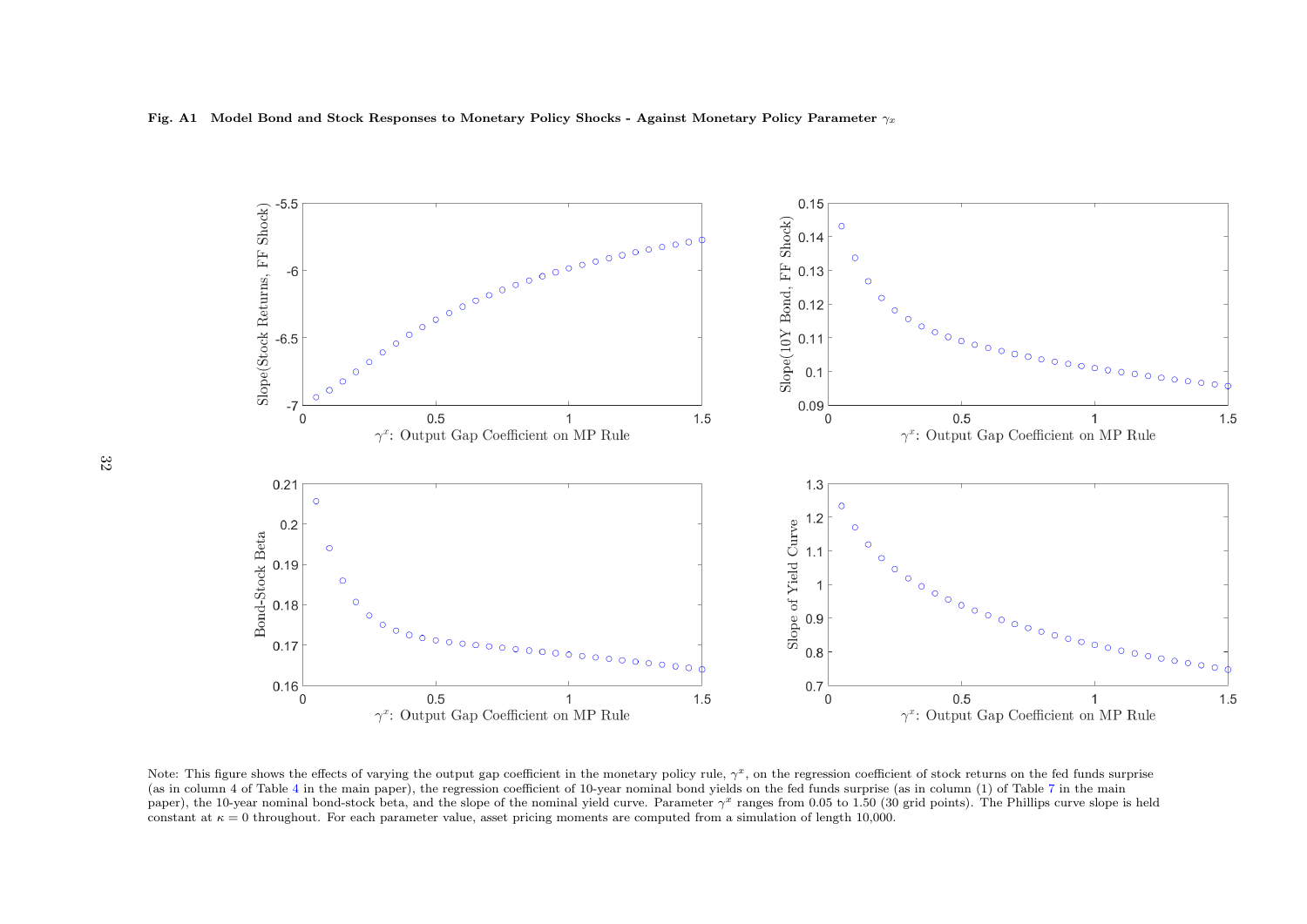**Fig. A1 Model Bond and Stock Responses to Monetary Policy Shocks - Against Monetary Policy Parameter $\gamma_x$**

Note: This figure shows the effects of varying the output gap coefficient in the monetary policy rule, $\gamma^x$, on the regression coefficient of stock returns on the fed funds surprise (as in column 4 of Table 4 in the main paper), the regression coefficient of 10-year nominal bond yields on the fed funds surprise (as in column (1) of Table 7 in the main paper), the 10-year nominal bond-stock beta, and the slope of the nominal yield curve. Parameter $\gamma^x$ ranges from 0.05 to 1.50 (30 grid points). The Phillips curve slope is held constant at $\kappa = 0$ throughout. For each parameter value, asset pricing moments are computed from a simulation of length 10,000.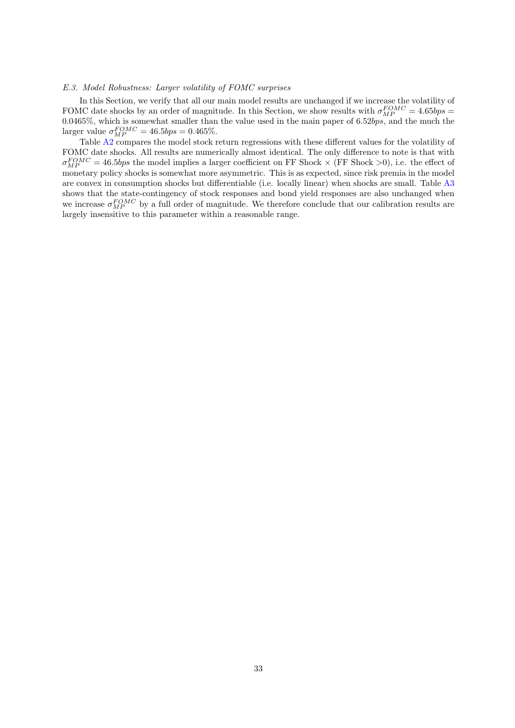### *E.3. Model Robustness: Larger volatility of FOMC surprises*

In this Section, we verify that all our main model results are unchanged if we increase the volatility of FOMC date shocks by an order of magnitude. In this Section, we show results with $\sigma_{MP}^{FOMC} = 4.65bps = 0.0465\%$, which is somewhat smaller than the value used in the main paper of $6.52bps$, and the much the larger value $\sigma_{MP}^{FOMC} = 46.5bps = 0.465\%$.

Table A2 compares the model stock return regressions with these different values for the volatility of FOMC date shocks. All results are numerically almost identical. The only difference to note is that with $\sigma_{MP}^{FOMC} = 46.5bps$ the model implies a larger coefficient on FF Shock × (FF Shock >0), i.e. the effect of monetary policy shocks is somewhat more asymmetric. This is as expected, since risk premia in the model are convex in consumption shocks but differentiable (i.e. locally linear) when shocks are small. Table A3 shows that the state-contingency of stock responses and bond yield responses are also unchanged when we increase $\sigma_{MP}^{FOMC}$ by a full order of magnitude. We therefore conclude that our calibration results are largely insensitive to this parameter within a reasonable range.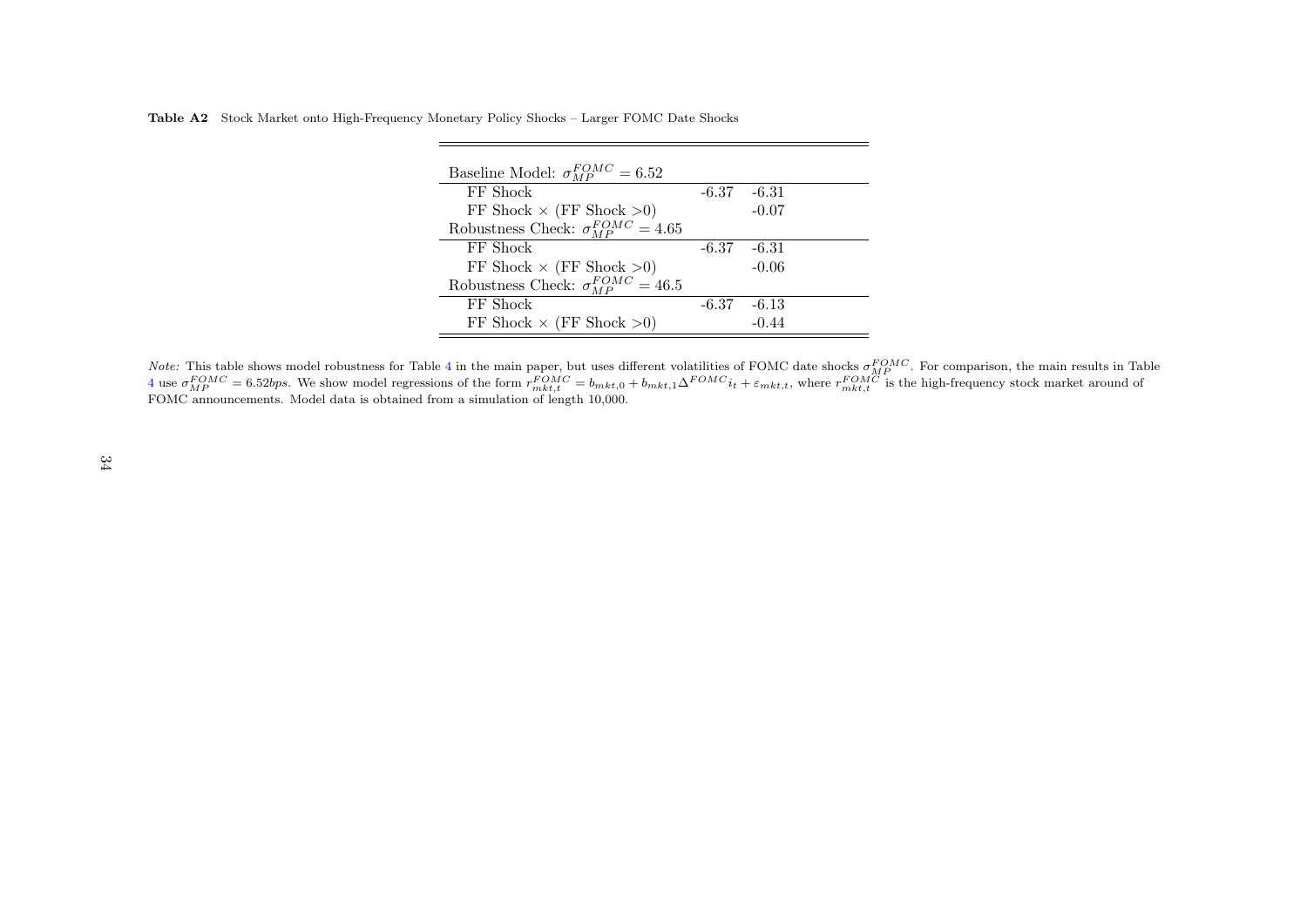**Table A2** Stock Market onto High-Frequency Monetary Policy Shocks – Larger FOMC Date Shocks

| | | |
|---|---|---|
| Baseline Model: $\sigma_{MP}^{FOMC} = 6.52$ | | |
| FF Shock | -6.37 | -6.31 |
| FF Shock × (FF Shock >0) | | -0.07 |
| Robustness Check: $\sigma_{MP}^{FOMC} = 4.65$ | | |
| FF Shock | -6.37 | -6.31 |
| FF Shock × (FF Shock >0) | | -0.06 |
| Robustness Check: $\sigma_{MP}^{FOMC} = 46.5$ | | |
| FF Shock | -6.37 | -6.13 |
| FF Shock × (FF Shock >0) | | -0.44 |

*Note:* This table shows model robustness for Table 4 in the main paper, but uses different volatilities of FOMC date shocks $\sigma_{MP}^{FOMC}$. For comparison, the main results in Table 4 use $\sigma_{MP}^{FOMC} = 6.52bps$. We show model regressions of the form $r_{mkt,t}^{FOMC} = b_{mkt,0} + b_{mkt,1}\Delta^{FOMC} i_t + \varepsilon_{mkt,t}$, where $r_{mkt,t}^{FOMC}$ is the high-frequency stock market around of FOMC announcements. Model data is obtained from a simulation of length 10,000.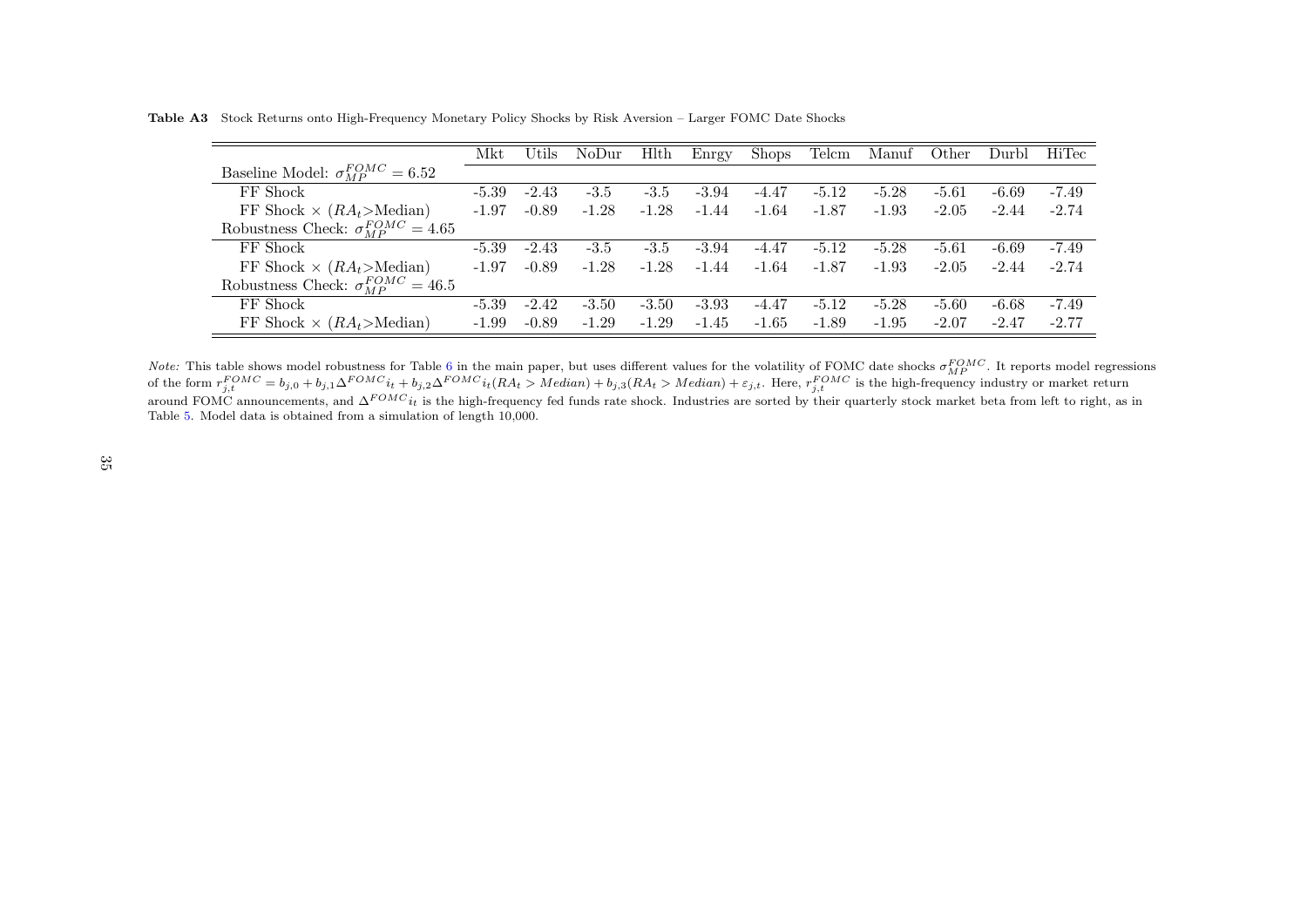**Table A3** Stock Returns onto High-Frequency Monetary Policy Shocks by Risk Aversion – Larger FOMC Date Shocks

| | Mkt | Utils | NoDur | Hlth | Enrgy | Shops | Telcm | Manuf | Other | Durbl | HiTec |
|---|---|---|---|---|---|---|---|---|---|---|---|
| Baseline Model: $\sigma_{MP}^{FOMC} = 6.52$ | | | | | | | | | | | |
| FF Shock | -5.39 | -2.43 | -3.5 | -3.5 | -3.94 | -4.47 | -5.12 | -5.28 | -5.61 | -6.69 | -7.49 |
| FF Shock × ($RA_t$>Median) | -1.97 | -0.89 | -1.28 | -1.28 | -1.44 | -1.64 | -1.87 | -1.93 | -2.05 | -2.44 | -2.74 |
| Robustness Check: $\sigma_{MP}^{FOMC} = 4.65$ | | | | | | | | | | | |
| FF Shock | -5.39 | -2.43 | -3.5 | -3.5 | -3.94 | -4.47 | -5.12 | -5.28 | -5.61 | -6.69 | -7.49 |
| FF Shock × ($RA_t$>Median) | -1.97 | -0.89 | -1.28 | -1.28 | -1.44 | -1.64 | -1.87 | -1.93 | -2.05 | -2.44 | -2.74 |
| Robustness Check: $\sigma_{MP}^{FOMC} = 46.5$ | | | | | | | | | | | |
| FF Shock | -5.39 | -2.42 | -3.50 | -3.50 | -3.93 | -4.47 | -5.12 | -5.28 | -5.60 | -6.68 | -7.49 |
| FF Shock × ($RA_t$>Median) | -1.99 | -0.89 | -1.29 | -1.29 | -1.45 | -1.65 | -1.89 | -1.95 | -2.07 | -2.47 | -2.77 |

*Note:* This table shows model robustness for Table 6 in the main paper, but uses different values for the volatility of FOMC date shocks $\sigma_{MP}^{FOMC}$. It reports model regressions of the form $r_{j,t}^{FOMC} = b_{j,0} + b_{j,1}\Delta^{FOMC}i_t + b_{j,2}\Delta^{FOMC}i_t(RA_t > Median) + b_{j,3}(RA_t > Median) + \varepsilon_{j,t}$. Here, $r_{j,t}^{FOMC}$ is the high-frequency industry or market return around FOMC announcements, and $\Delta^{FOMC}i_t$ is the high-frequency fed funds rate shock. Industries are sorted by their quarterly stock market beta from left to right, as in Table 5. Model data is obtained from a simulation of length 10,000.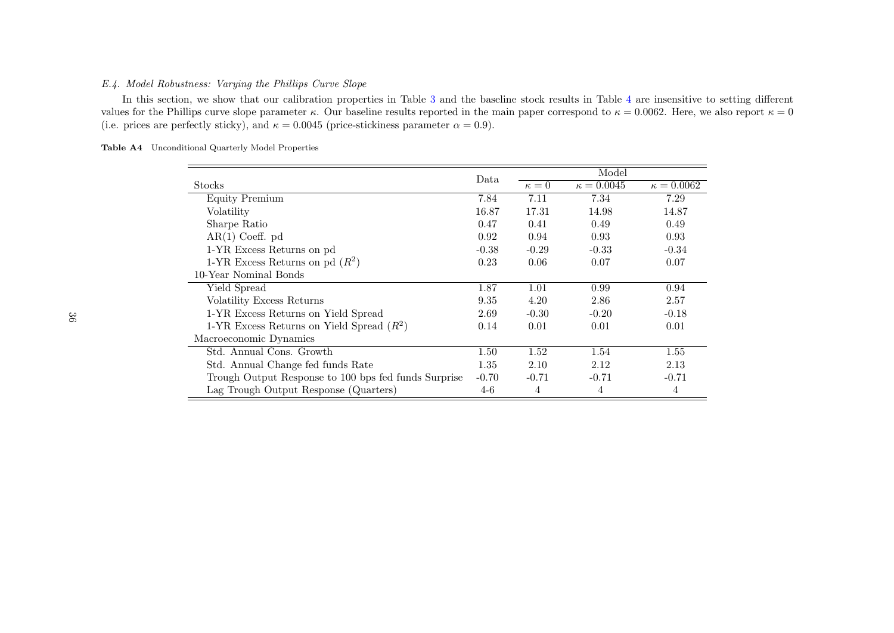*E.4. Model Robustness: Varying the Phillips Curve Slope*

In this section, we show that our calibration properties in Table 3 and the baseline stock results in Table 4 are insensitive to setting different values for the Phillips curve slope parameter $\kappa$. Our baseline results reported in the main paper correspond to $\kappa = 0.0062$. Here, we also report $\kappa = 0$ (i.e. prices are perfectly sticky), and $\kappa = 0.0045$ (price-stickiness parameter $\alpha = 0.9$).

**Table A4** Unconditional Quarterly Model Properties

| | Data | Model | | |
|---|---|---|---|---|
| Stocks | | $\kappa = 0$ | $\kappa = 0.0045$ | $\kappa = 0.0062$ |
| Equity Premium | 7.84 | 7.11 | 7.34 | 7.29 |
| Volatility | 16.87 | 17.31 | 14.98 | 14.87 |
| Sharpe Ratio | 0.47 | 0.41 | 0.49 | 0.49 |
| AR(1) Coeff. pd | 0.92 | 0.94 | 0.93 | 0.93 |
| 1-YR Excess Returns on pd | -0.38 | -0.29 | -0.33 | -0.34 |
| 1-YR Excess Returns on pd ($R^2$) | 0.23 | 0.06 | 0.07 | 0.07 |
| 10-Year Nominal Bonds | | | | |
| Yield Spread | 1.87 | 1.01 | 0.99 | 0.94 |
| Volatility Excess Returns | 9.35 | 4.20 | 2.86 | 2.57 |
| 1-YR Excess Returns on Yield Spread | 2.69 | -0.30 | -0.20 | -0.18 |
| 1-YR Excess Returns on Yield Spread ($R^2$) | 0.14 | 0.01 | 0.01 | 0.01 |
| Macroeconomic Dynamics | | | | |
| Std. Annual Cons. Growth | 1.50 | 1.52 | 1.54 | 1.55 |
| Std. Annual Change fed funds Rate | 1.35 | 2.10 | 2.12 | 2.13 |
| Trough Output Response to 100 bps fed funds Surprise | -0.70 | -0.71 | -0.71 | -0.71 |
| Lag Trough Output Response (Quarters) | 4-6 | 4 | 4 | 4 |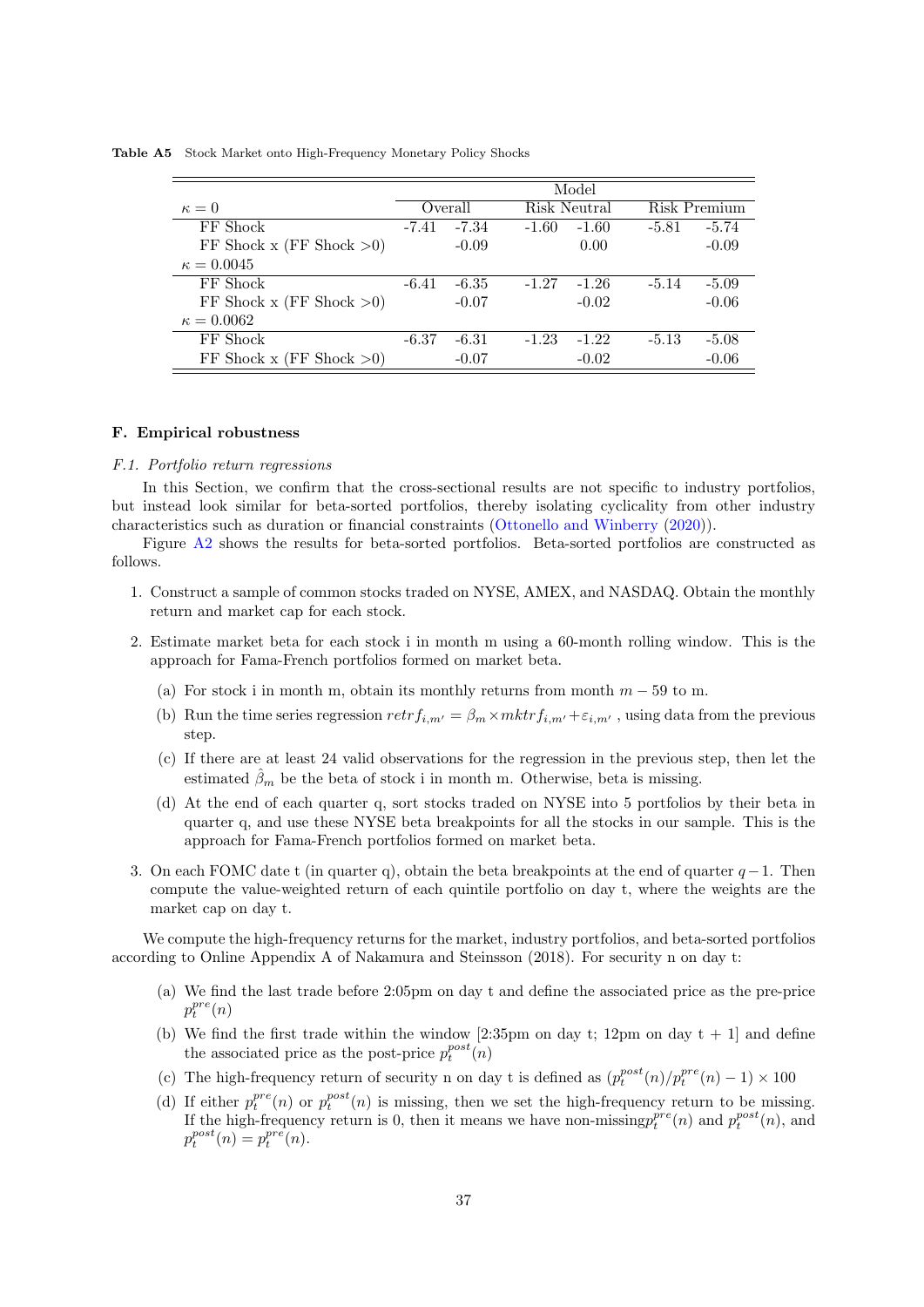**Table A5** Stock Market onto High-Frequency Monetary Policy Shocks

| | Model | | | | | |
|---|---|---|---|---|---|---|
| $\kappa = 0$ | Overall | | Risk Neutral | | Risk Premium | |
| FF Shock | -7.41 | -7.34 | -1.60 | -1.60 | -5.81 | -5.74 |
| FF Shock x (FF Shock >0) | | -0.09 | | 0.00 | | -0.09 |
| $\kappa = 0.0045$ | | | | | | |
| FF Shock | -6.41 | -6.35 | -1.27 | -1.26 | -5.14 | -5.09 |
| FF Shock x (FF Shock >0) | | -0.07 | | -0.02 | | -0.06 |
| $\kappa = 0.0062$ | | | | | | |
| FF Shock | -6.37 | -6.31 | -1.23 | -1.22 | -5.13 | -5.08 |
| FF Shock x (FF Shock >0) | | -0.07 | | -0.02 | | -0.06 |

## F. Empirical robustness

### *F.1. Portfolio return regressions*

In this Section, we confirm that the cross-sectional results are not specific to industry portfolios, but instead look similar for beta-sorted portfolios, thereby isolating cyclicality from other industry characteristics such as duration or financial constraints (Ottonello and Winberry (2020)).

Figure A2 shows the results for beta-sorted portfolios. Beta-sorted portfolios are constructed as follows.

1. Construct a sample of common stocks traded on NYSE, AMEX, and NASDAQ. Obtain the monthly return and market cap for each stock.
2. Estimate market beta for each stock i in month m using a 60-month rolling window. This is the approach for Fama-French portfolios formed on market beta.
   (a) For stock i in month m, obtain its monthly returns from month $m - 59$ to m.
   (b) Run the time series regression $retrf_{i,m'} = \beta_m \times mktrf_{i,m'} + \varepsilon_{i,m'}$ , using data from the previous step.
   (c) If there are at least 24 valid observations for the regression in the previous step, then let the estimated $\hat{\beta}_m$ be the beta of stock i in month m. Otherwise, beta is missing.
   (d) At the end of each quarter q, sort stocks traded on NYSE into 5 portfolios by their beta in quarter q, and use these NYSE beta breakpoints for all the stocks in our sample. This is the approach for Fama-French portfolios formed on market beta.
3. On each FOMC date t (in quarter q), obtain the beta breakpoints at the end of quarter $q-1$. Then compute the value-weighted return of each quintile portfolio on day t, where the weights are the market cap on day t.

We compute the high-frequency returns for the market, industry portfolios, and beta-sorted portfolios according to Online Appendix A of Nakamura and Steinsson (2018). For security n on day t:

(a) We find the last trade before 2:05pm on day t and define the associated price as the pre-price $p_t^{pre}(n)$

(b) We find the first trade within the window [2:35pm on day t; 12pm on day t + 1] and define the associated price as the post-price $p_t^{post}(n)$

(c) The high-frequency return of security n on day t is defined as $(p_t^{post}(n)/p_t^{pre}(n) - 1) \times 100$

(d) If either $p_t^{pre}(n)$ or $p_t^{post}(n)$ is missing, then we set the high-frequency return to be missing. If the high-frequency return is 0, then it means we have non-missing$p_t^{pre}(n)$ and $p_t^{post}(n)$, and $p_t^{post}(n) = p_t^{pre}(n)$.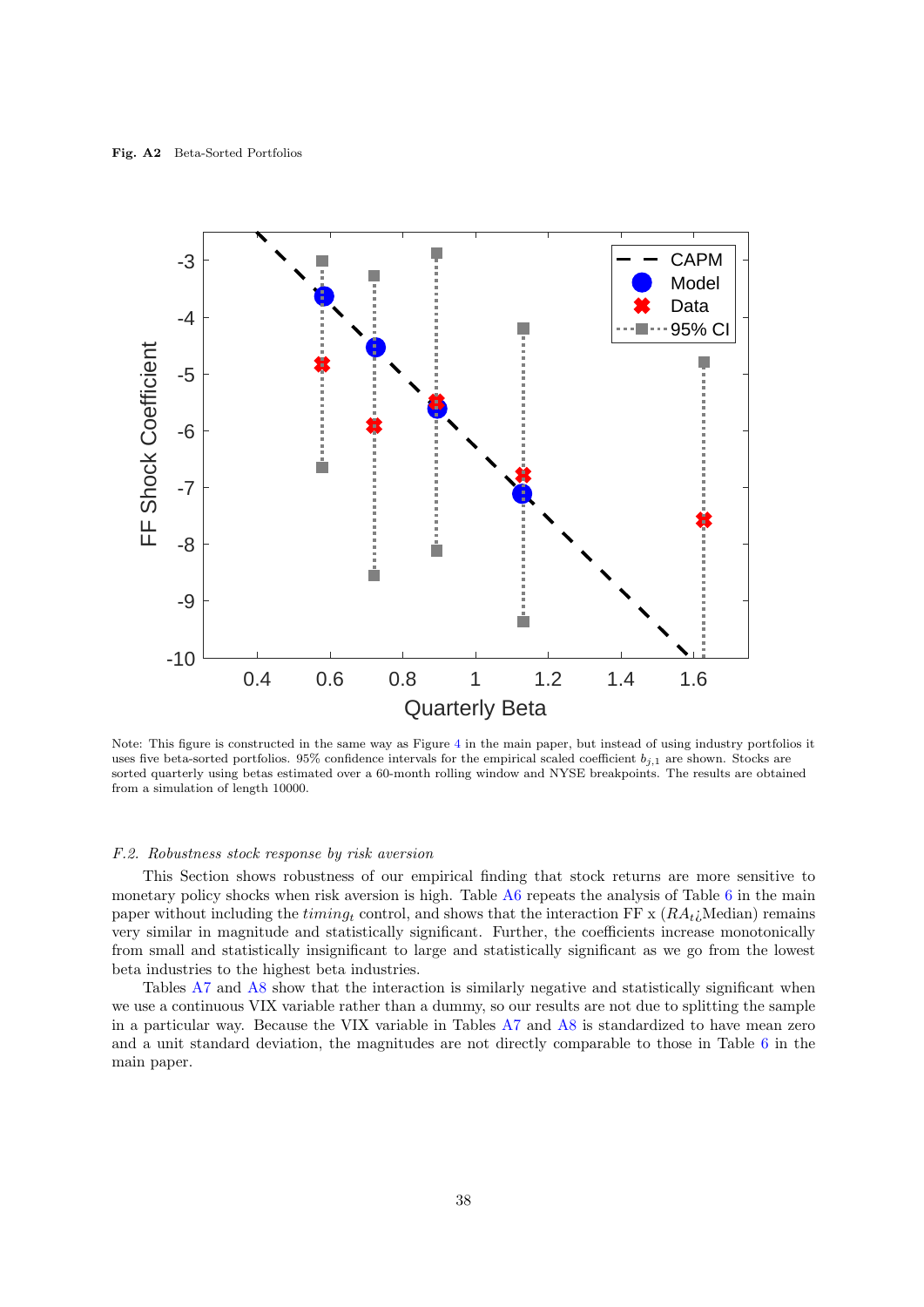**Fig. A2** Beta-Sorted Portfolios

Note: This figure is constructed in the same way as Figure 4 in the main paper, but instead of using industry portfolios it uses five beta-sorted portfolios. 95% confidence intervals for the empirical scaled coefficient $b_{j,1}$ are shown. Stocks are sorted quarterly using betas estimated over a 60-month rolling window and NYSE breakpoints. The results are obtained from a simulation of length 10000.

*F.2. Robustness stock response by risk aversion*

This Section shows robustness of our empirical finding that stock returns are more sensitive to monetary policy shocks when risk aversion is high. Table A6 repeats the analysis of Table 6 in the main paper without including the $timing_t$ control, and shows that the interaction FF x ($RA_t$¿Median) remains very similar in magnitude and statistically significant. Further, the coefficients increase monotonically from small and statistically insignificant to large and statistically significant as we go from the lowest beta industries to the highest beta industries.

Tables A7 and A8 show that the interaction is similarly negative and statistically significant when we use a continuous VIX variable rather than a dummy, so our results are not due to splitting the sample in a particular way. Because the VIX variable in Tables A7 and A8 is standardized to have mean zero and a unit standard deviation, the magnitudes are not directly comparable to those in Table 6 in the main paper.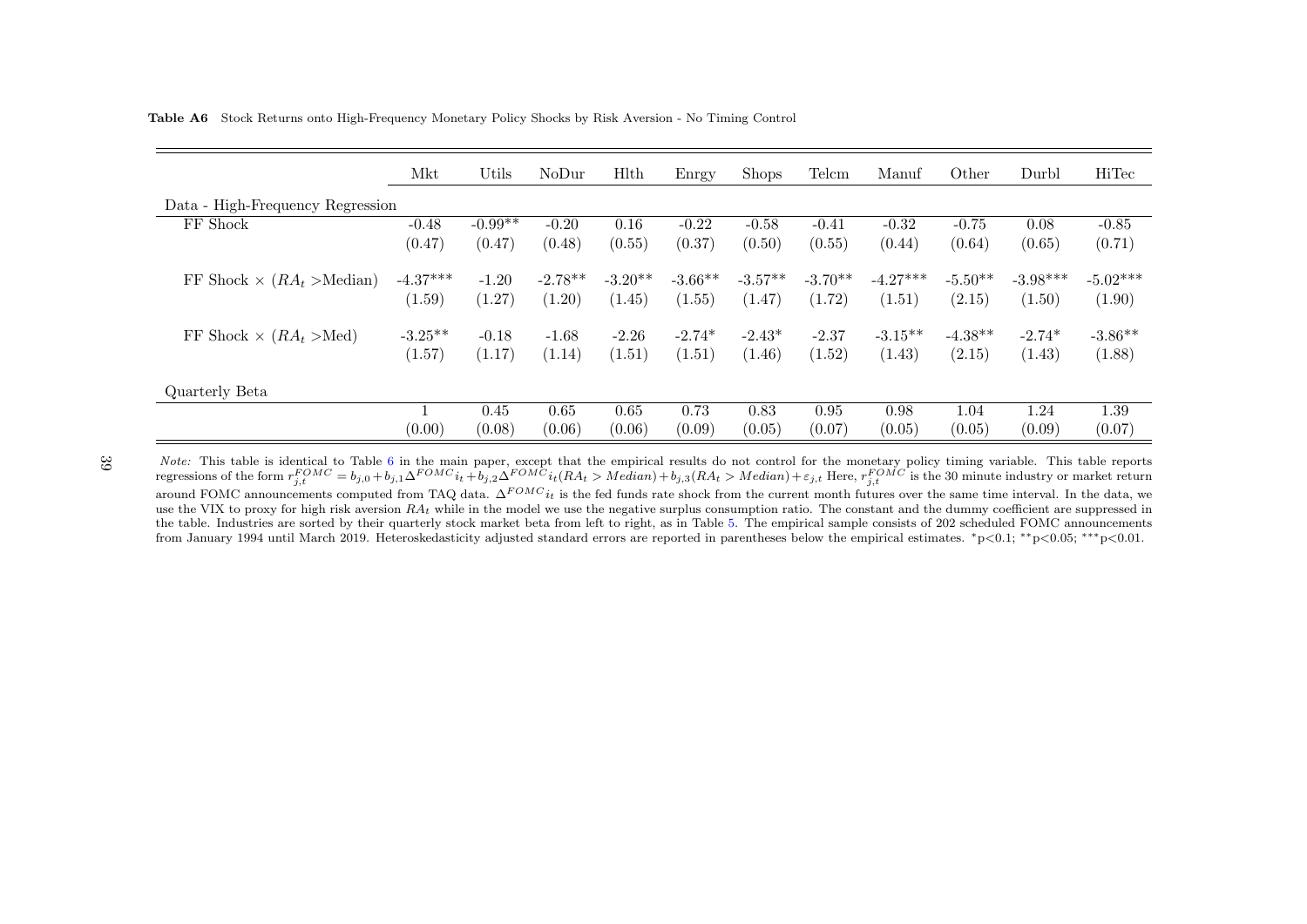**Table A6** Stock Returns onto High-Frequency Monetary Policy Shocks by Risk Aversion - No Timing Control

| | Mkt | Utils | NoDur | Hlth | Enrgy | Shops | Telcm | Manuf | Other | Durbl | HiTec |
|---|---|---|---|---|---|---|---|---|---|---|---|
| Data - High-Frequency Regression | | | | | | | | | | | |
| FF Shock | -0.48 | -0.99** | -0.20 | 0.16 | -0.22 | -0.58 | -0.41 | -0.32 | -0.75 | 0.08 | -0.85 |
| | (0.47) | (0.47) | (0.48) | (0.55) | (0.37) | (0.50) | (0.55) | (0.44) | (0.64) | (0.65) | (0.71) |
| FF Shock × ($RA_t$ >Median) | -4.37*** | -1.20 | -2.78** | -3.20** | -3.66** | -3.57** | -3.70** | -4.27*** | -5.50** | -3.98*** | -5.02*** |
| | (1.59) | (1.27) | (1.20) | (1.45) | (1.55) | (1.47) | (1.72) | (1.51) | (2.15) | (1.50) | (1.90) |
| FF Shock × ($RA_t$ >Med) | -3.25** | -0.18 | -1.68 | -2.26 | -2.74* | -2.43* | -2.37 | -3.15** | -4.38** | -2.74* | -3.86** |
| | (1.57) | (1.17) | (1.14) | (1.51) | (1.51) | (1.46) | (1.52) | (1.43) | (2.15) | (1.43) | (1.88) |
| Quarterly Beta | | | | | | | | | | | |
| | 1 | 0.45 | 0.65 | 0.65 | 0.73 | 0.83 | 0.95 | 0.98 | 1.04 | 1.24 | 1.39 |
| | (0.00) | (0.08) | (0.06) | (0.06) | (0.09) | (0.05) | (0.07) | (0.05) | (0.05) | (0.09) | (0.07) |

*Note:* This table is identical to Table 6 in the main paper, except that the empirical results do not control for the monetary policy timing variable. This table reports regressions of the form $r_{j,t}^{FOMC} = b_{j,0} + b_{j,1}\Delta^{FOMC} i_t + b_{j,2}\Delta^{FOMC} i_t (RA_t > Median) + b_{j,3}(RA_t > Median) + \varepsilon_{j,t}$ Here, $r_{j,t}^{FOMC}$ is the 30 minute industry or market return around FOMC announcements computed from TAQ data. $\Delta^{FOMC} i_t$ is the fed funds rate shock from the current month futures over the same time interval. In the data, we use the VIX to proxy for high risk aversion $RA_t$ while in the model we use the negative surplus consumption ratio. The constant and the dummy coefficient are suppressed in the table. Industries are sorted by their quarterly stock market beta from left to right, as in Table 5. The empirical sample consists of 202 scheduled FOMC announcements from January 1994 until March 2019. Heteroskedasticity adjusted standard errors are reported in parentheses below the empirical estimates. *p<0.1; **p<0.05; ***p<0.01.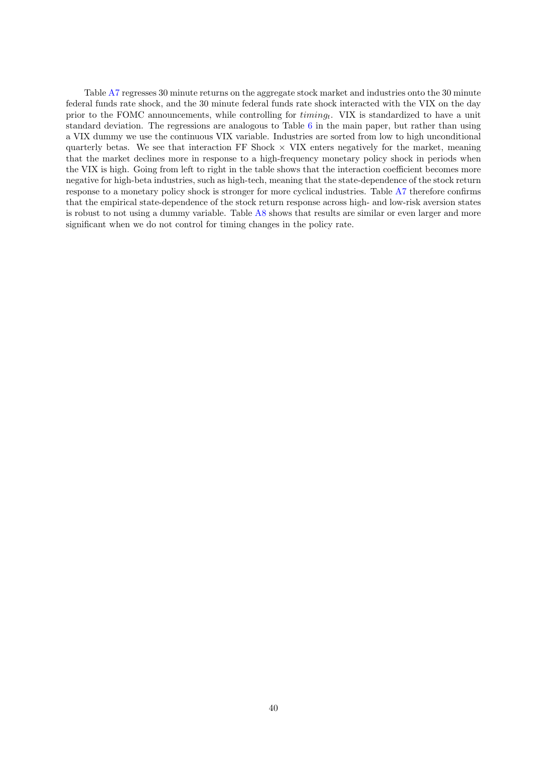Table A7 regresses 30 minute returns on the aggregate stock market and industries onto the 30 minute federal funds rate shock, and the 30 minute federal funds rate shock interacted with the VIX on the day prior to the FOMC announcements, while controlling for $timing_t$. VIX is standardized to have a unit standard deviation. The regressions are analogous to Table 6 in the main paper, but rather than using a VIX dummy we use the continuous VIX variable. Industries are sorted from low to high unconditional quarterly betas. We see that interaction FF Shock × VIX enters negatively for the market, meaning that the market declines more in response to a high-frequency monetary policy shock in periods when the VIX is high. Going from left to right in the table shows that the interaction coefficient becomes more negative for high-beta industries, such as high-tech, meaning that the state-dependence of the stock return response to a monetary policy shock is stronger for more cyclical industries. Table A7 therefore confirms that the empirical state-dependence of the stock return response across high- and low-risk aversion states is robust to not using a dummy variable. Table A8 shows that results are similar or even larger and more significant when we do not control for timing changes in the policy rate.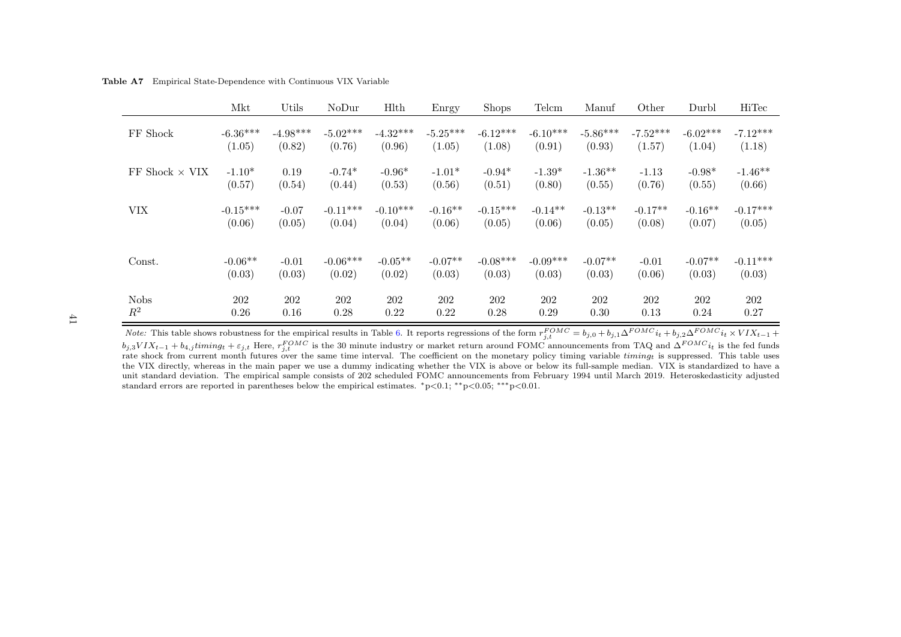**Table A7** Empirical State-Dependence with Continuous VIX Variable

| | Mkt | Utils | NoDur | Hlth | Enrgy | Shops | Telcm | Manuf | Other | Durbl | HiTec |
|---|---|---|---|---|---|---|---|---|---|---|---|
| FF Shock | -6.36*** | -4.98*** | -5.02*** | -4.32*** | -5.25*** | -6.12*** | -6.10*** | -5.86*** | -7.52*** | -6.02*** | -7.12*** |
| | (1.05) | (0.82) | (0.76) | (0.96) | (1.05) | (1.08) | (0.91) | (0.93) | (1.57) | (1.04) | (1.18) |
| FF Shock × VIX | -1.10* | 0.19 | -0.74* | -0.96* | -1.01* | -0.94* | -1.39* | -1.36** | -1.13 | -0.98* | -1.46** |
| | (0.57) | (0.54) | (0.44) | (0.53) | (0.56) | (0.51) | (0.80) | (0.55) | (0.76) | (0.55) | (0.66) |
| VIX | -0.15*** | -0.07 | -0.11*** | -0.10*** | -0.16** | -0.15*** | -0.14** | -0.13** | -0.17** | -0.16** | -0.17*** |
| | (0.06) | (0.05) | (0.04) | (0.04) | (0.06) | (0.05) | (0.06) | (0.05) | (0.08) | (0.07) | (0.05) |
| Const. | -0.06** | -0.01 | -0.06*** | -0.05** | -0.07** | -0.08*** | -0.09*** | -0.07** | -0.01 | -0.07** | -0.11*** |
| | (0.03) | (0.03) | (0.02) | (0.02) | (0.03) | (0.03) | (0.03) | (0.03) | (0.06) | (0.03) | (0.03) |
| Nobs | 202 | 202 | 202 | 202 | 202 | 202 | 202 | 202 | 202 | 202 | 202 |
| $R^2$ | 0.26 | 0.16 | 0.28 | 0.22 | 0.22 | 0.28 | 0.29 | 0.30 | 0.13 | 0.24 | 0.27 |

*Note:* This table shows robustness for the empirical results in Table 6. It reports regressions of the form $r_{j,t}^{FOMC} = b_{j,0} + b_{j,1}\Delta^{FOMC}i_t + b_{j,2}\Delta^{FOMC}i_t \times VIX_{t-1} + b_{j,3}VIX_{t-1} + b_{4,j}timing_t + \varepsilon_{j,t}$ Here, $r_{j,t}^{FOMC}$ is the 30 minute industry or market return around FOMC announcements from TAQ and $\Delta^{FOMC}i_t$ is the fed funds rate shock from current month futures over the same time interval. The coefficient on the monetary policy timing variable $timing_t$ is suppressed. This table uses the VIX directly, whereas in the main paper we use a dummy indicating whether the VIX is above or below its full-sample median. VIX is standardized to have a unit standard deviation. The empirical sample consists of 202 scheduled FOMC announcements from February 1994 until March 2019. Heteroskedasticity adjusted standard errors are reported in parentheses below the empirical estimates. *p<0.1; **p<0.05; ***p<0.01.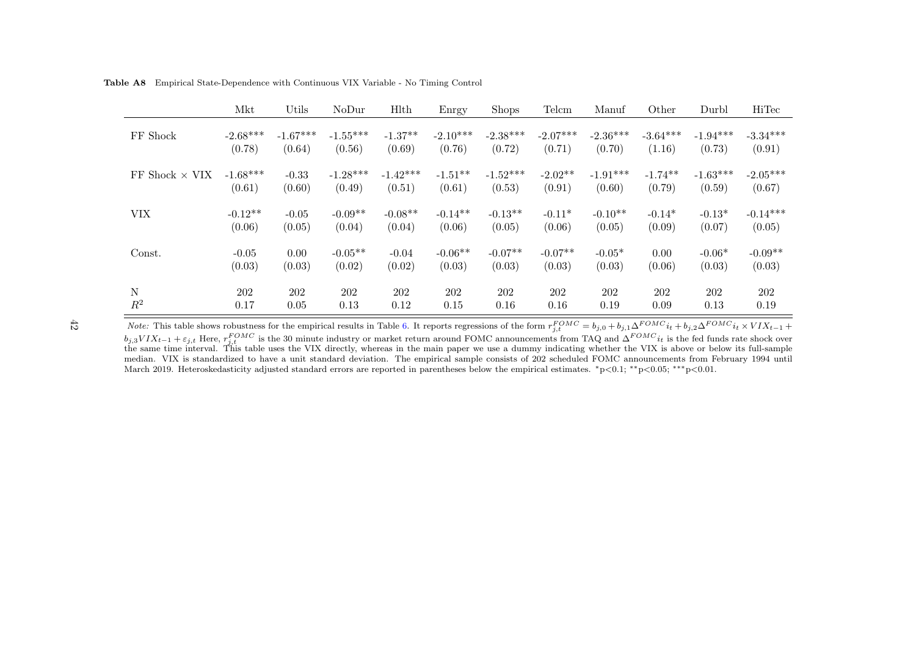**Table A8** Empirical State-Dependence with Continuous VIX Variable - No Timing Control

| | Mkt | Utils | NoDur | Hlth | Enrgy | Shops | Telcm | Manuf | Other | Durbl | HiTec |
|---|---|---|---|---|---|---|---|---|---|---|---|
| FF Shock | -2.68*** | -1.67*** | -1.55*** | -1.37** | -2.10*** | -2.38*** | -2.07*** | -2.36*** | -3.64*** | -1.94*** | -3.34*** |
| | (0.78) | (0.64) | (0.56) | (0.69) | (0.76) | (0.72) | (0.71) | (0.70) | (1.16) | (0.73) | (0.91) |
| FF Shock × VIX | -1.68*** | -0.33 | -1.28*** | -1.42*** | -1.51** | -1.52*** | -2.02** | -1.91*** | -1.74** | -1.63*** | -2.05*** |
| | (0.61) | (0.60) | (0.49) | (0.51) | (0.61) | (0.53) | (0.91) | (0.60) | (0.79) | (0.59) | (0.67) |
| VIX | -0.12** | -0.05 | -0.09** | -0.08** | -0.14** | -0.13** | -0.11* | -0.10** | -0.14* | -0.13* | -0.14*** |
| | (0.06) | (0.05) | (0.04) | (0.04) | (0.06) | (0.05) | (0.06) | (0.05) | (0.09) | (0.07) | (0.05) |
| Const. | -0.05 | 0.00 | -0.05** | -0.04 | -0.06** | -0.07** | -0.07** | -0.05* | 0.00 | -0.06* | -0.09** |
| | (0.03) | (0.03) | (0.02) | (0.02) | (0.03) | (0.03) | (0.03) | (0.03) | (0.06) | (0.03) | (0.03) |
| N | 202 | 202 | 202 | 202 | 202 | 202 | 202 | 202 | 202 | 202 | 202 |
| $R^2$ | 0.17 | 0.05 | 0.13 | 0.12 | 0.15 | 0.16 | 0.16 | 0.19 | 0.09 | 0.13 | 0.19 |

*Note:* This table shows robustness for the empirical results in Table 6. It reports regressions of the form $r_{j,t}^{FOMC} = b_{j,0} + b_{j,1}\Delta^{FOMC}i_t + b_{j,2}\Delta^{FOMC}i_t \times VIX_{t-1} + b_{j,3}VIX_{t-1} + \varepsilon_{j,t}$ Here, $r_{j,t}^{FOMC}$ is the 30 minute industry or market return around FOMC announcements from TAQ and $\Delta^{FOMC}i_t$ is the fed funds rate shock over the same time interval. This table uses the VIX directly, whereas in the main paper we use a dummy indicating whether the VIX is above or below its full-sample median. VIX is standardized to have a unit standard deviation. The empirical sample consists of 202 scheduled FOMC announcements from February 1994 until March 2019. Heteroskedasticity adjusted standard errors are reported in parentheses below the empirical estimates. *p<0.1; **p<0.05; ***p<0.01.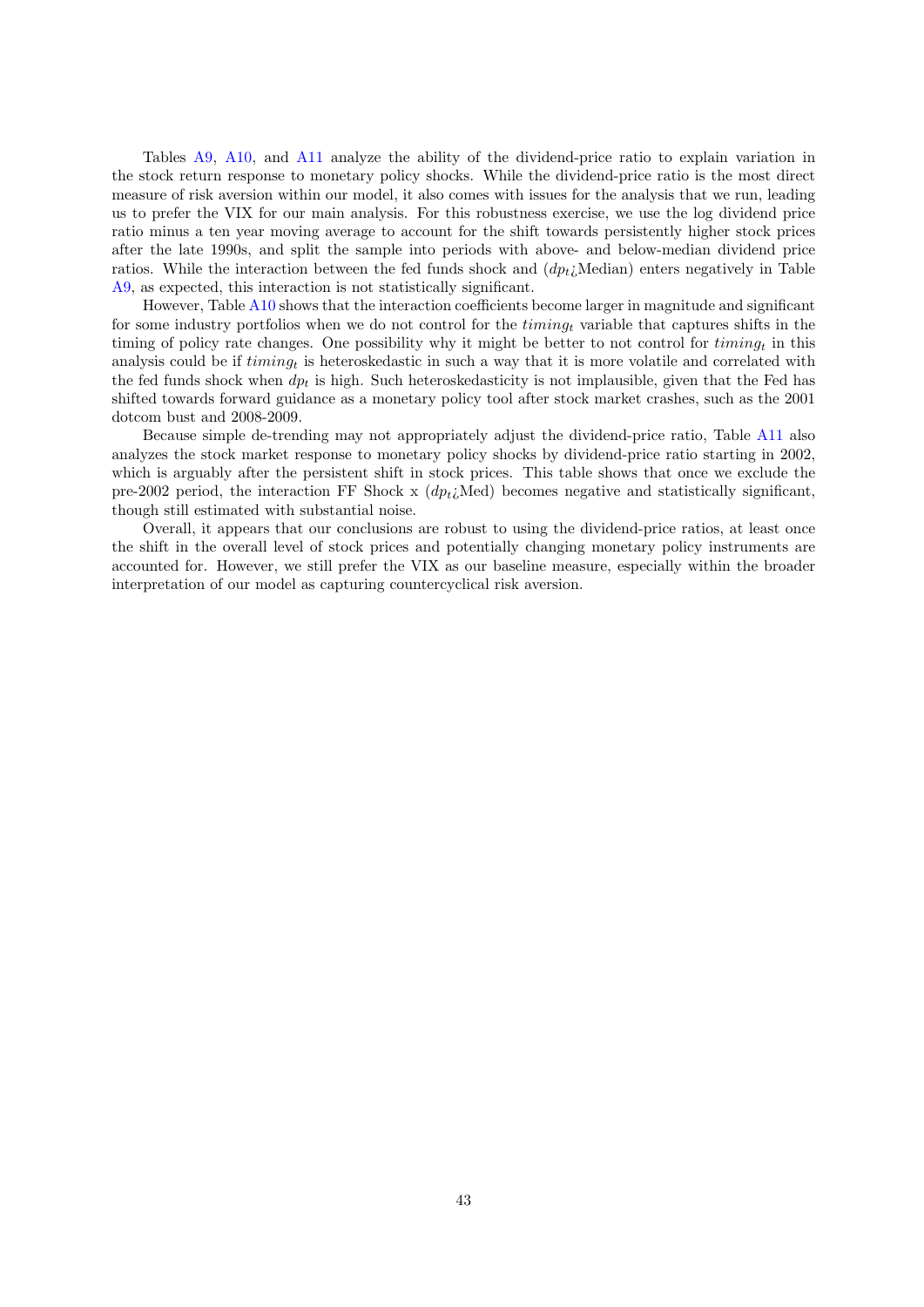Tables A9, A10, and A11 analyze the ability of the dividend-price ratio to explain variation in the stock return response to monetary policy shocks. While the dividend-price ratio is the most direct measure of risk aversion within our model, it also comes with issues for the analysis that we run, leading us to prefer the VIX for our main analysis. For this robustness exercise, we use the log dividend price ratio minus a ten year moving average to account for the shift towards persistently higher stock prices after the late 1990s, and split the sample into periods with above- and below-median dividend price ratios. While the interaction between the fed funds shock and ($dp_t$¿Median) enters negatively in Table A9, as expected, this interaction is not statistically significant.

However, Table A10 shows that the interaction coefficients become larger in magnitude and significant for some industry portfolios when we do not control for the $timing_t$ variable that captures shifts in the timing of policy rate changes. One possibility why it might be better to not control for $timing_t$ in this analysis could be if $timing_t$ is heteroskedastic in such a way that it is more volatile and correlated with the fed funds shock when $dp_t$ is high. Such heteroskedasticity is not implausible, given that the Fed has shifted towards forward guidance as a monetary policy tool after stock market crashes, such as the 2001 dotcom bust and 2008-2009.

Because simple de-trending may not appropriately adjust the dividend-price ratio, Table A11 also analyzes the stock market response to monetary policy shocks by dividend-price ratio starting in 2002, which is arguably after the persistent shift in stock prices. This table shows that once we exclude the pre-2002 period, the interaction FF Shock x ($dp_t$¿Med) becomes negative and statistically significant, though still estimated with substantial noise.

Overall, it appears that our conclusions are robust to using the dividend-price ratios, at least once the shift in the overall level of stock prices and potentially changing monetary policy instruments are accounted for. However, we still prefer the VIX as our baseline measure, especially within the broader interpretation of our model as capturing countercyclical risk aversion.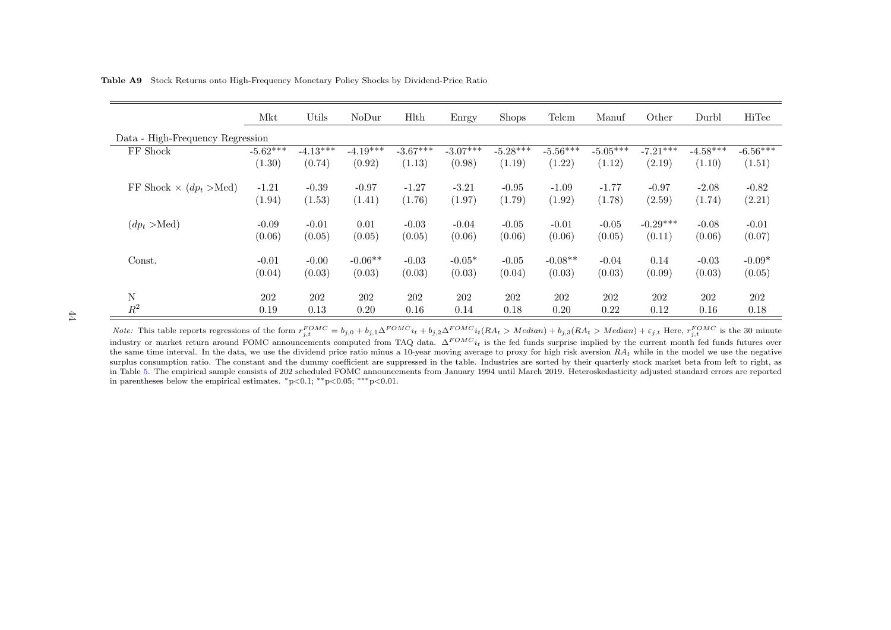**Table A9** Stock Returns onto High-Frequency Monetary Policy Shocks by Dividend-Price Ratio

| | Mkt | Utils | NoDur | Hlth | Enrgy | Shops | Telcm | Manuf | Other | Durbl | HiTec |
|---|---|---|---|---|---|---|---|---|---|---|---|
| Data - High-Frequency Regression | | | | | | | | | | | |
| FF Shock | -5.62*** | -4.13*** | -4.19*** | -3.67*** | -3.07*** | -5.28*** | -5.56*** | -5.05*** | -7.21*** | -4.58*** | -6.56*** |
| | (1.30) | (0.74) | (0.92) | (1.13) | (0.98) | (1.19) | (1.22) | (1.12) | (2.19) | (1.10) | (1.51) |
| FF Shock × ($dp_t$ >Med) | -1.21 | -0.39 | -0.97 | -1.27 | -3.21 | -0.95 | -1.09 | -1.77 | -0.97 | -2.08 | -0.82 |
| | (1.94) | (1.53) | (1.41) | (1.76) | (1.97) | (1.79) | (1.92) | (1.78) | (2.59) | (1.74) | (2.21) |
| ($dp_t$ >Med) | -0.09 | -0.01 | 0.01 | -0.03 | -0.04 | -0.05 | -0.01 | -0.05 | -0.29*** | -0.08 | -0.01 |
| | (0.06) | (0.05) | (0.05) | (0.05) | (0.06) | (0.06) | (0.06) | (0.05) | (0.11) | (0.06) | (0.07) |
| Const. | -0.01 | -0.00 | -0.06** | -0.03 | -0.05* | -0.05 | -0.08** | -0.04 | 0.14 | -0.03 | -0.09* |
| | (0.04) | (0.03) | (0.03) | (0.03) | (0.03) | (0.04) | (0.03) | (0.03) | (0.09) | (0.03) | (0.05) |
| N | 202 | 202 | 202 | 202 | 202 | 202 | 202 | 202 | 202 | 202 | 202 |
| $R^2$ | 0.19 | 0.13 | 0.20 | 0.16 | 0.14 | 0.18 | 0.20 | 0.22 | 0.12 | 0.16 | 0.18 |

*Note:* This table reports regressions of the form $r_{j,t}^{FOMC} = b_{j,0} + b_{j,1}\Delta^{FOMC}i_t + b_{j,2}\Delta^{FOMC}i_t(RA_t > Median) + b_{j,3}(RA_t > Median) + \varepsilon_{j,t}$ Here, $r_{j,t}^{FOMC}$ is the 30 minute industry or market return around FOMC announcements computed from TAQ data. $\Delta^{FOMC}i_t$ is the fed funds surprise implied by the current month fed funds futures over the same time interval. In the data, we use the dividend price ratio minus a 10-year moving average to proxy for high risk aversion $RA_t$ while in the model we use the negative surplus consumption ratio. The constant and the dummy coefficient are suppressed in the table. Industries are sorted by their quarterly stock market beta from left to right, as in Table 5. The empirical sample consists of 202 scheduled FOMC announcements from January 1994 until March 2019. Heteroskedasticity adjusted standard errors are reported in parentheses below the empirical estimates. *p<0.1; **p<0.05; ***p<0.01.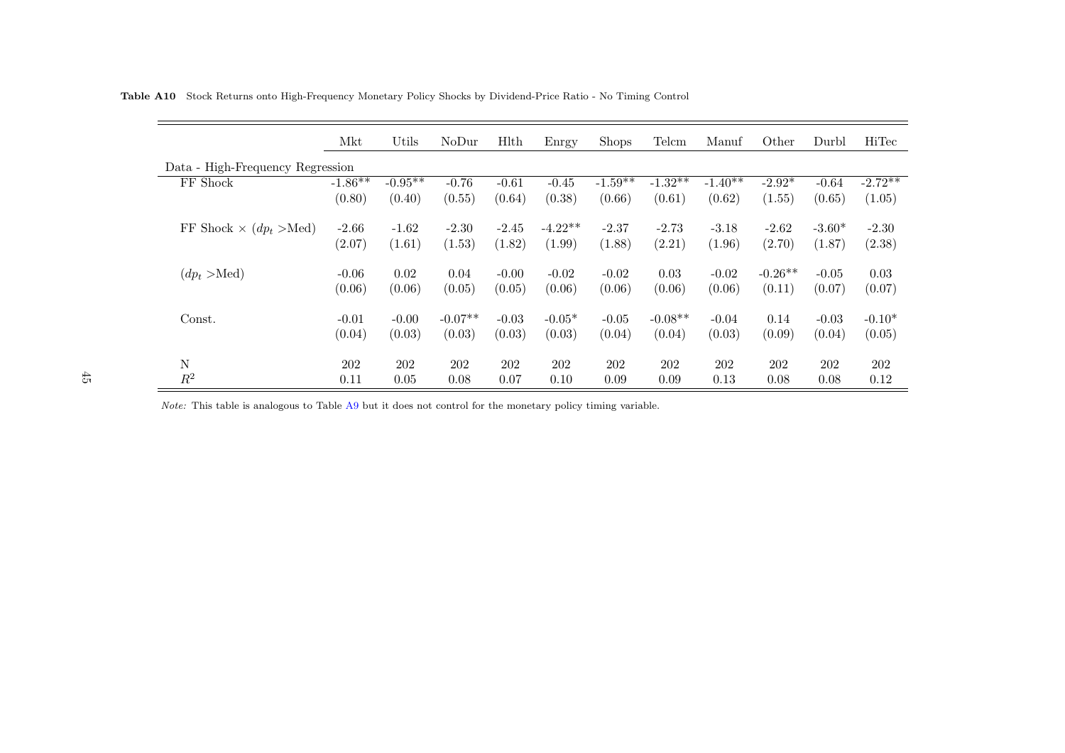**Table A10** Stock Returns onto High-Frequency Monetary Policy Shocks by Dividend-Price Ratio - No Timing Control

| | Mkt | Utils | NoDur | Hlth | Enrgy | Shops | Telcm | Manuf | Other | Durbl | HiTec |
|---|---|---|---|---|---|---|---|---|---|---|---|
| Data - High-Frequency Regression | | | | | | | | | | | |
| FF Shock | -1.86** | -0.95** | -0.76 | -0.61 | -0.45 | -1.59** | -1.32** | -1.40** | -2.92* | -0.64 | -2.72** |
| | (0.80) | (0.40) | (0.55) | (0.64) | (0.38) | (0.66) | (0.61) | (0.62) | (1.55) | (0.65) | (1.05) |
| FF Shock × ($dp_t$ >Med) | -2.66 | -1.62 | -2.30 | -2.45 | -4.22** | -2.37 | -2.73 | -3.18 | -2.62 | -3.60* | -2.30 |
| | (2.07) | (1.61) | (1.53) | (1.82) | (1.99) | (1.88) | (2.21) | (1.96) | (2.70) | (1.87) | (2.38) |
| ($dp_t$ >Med) | -0.06 | 0.02 | 0.04 | -0.00 | -0.02 | -0.02 | 0.03 | -0.02 | -0.26** | -0.05 | 0.03 |
| | (0.06) | (0.06) | (0.05) | (0.05) | (0.06) | (0.06) | (0.06) | (0.06) | (0.11) | (0.07) | (0.07) |
| Const. | -0.01 | -0.00 | -0.07** | -0.03 | -0.05* | -0.05 | -0.08** | -0.04 | 0.14 | -0.03 | -0.10* |
| | (0.04) | (0.03) | (0.03) | (0.03) | (0.03) | (0.04) | (0.04) | (0.03) | (0.09) | (0.04) | (0.05) |
| N | 202 | 202 | 202 | 202 | 202 | 202 | 202 | 202 | 202 | 202 | 202 |
| $R^2$ | 0.11 | 0.05 | 0.08 | 0.07 | 0.10 | 0.09 | 0.09 | 0.13 | 0.08 | 0.08 | 0.12 |

*Note:* This table is analogous to Table A9 but it does not control for the monetary policy timing variable.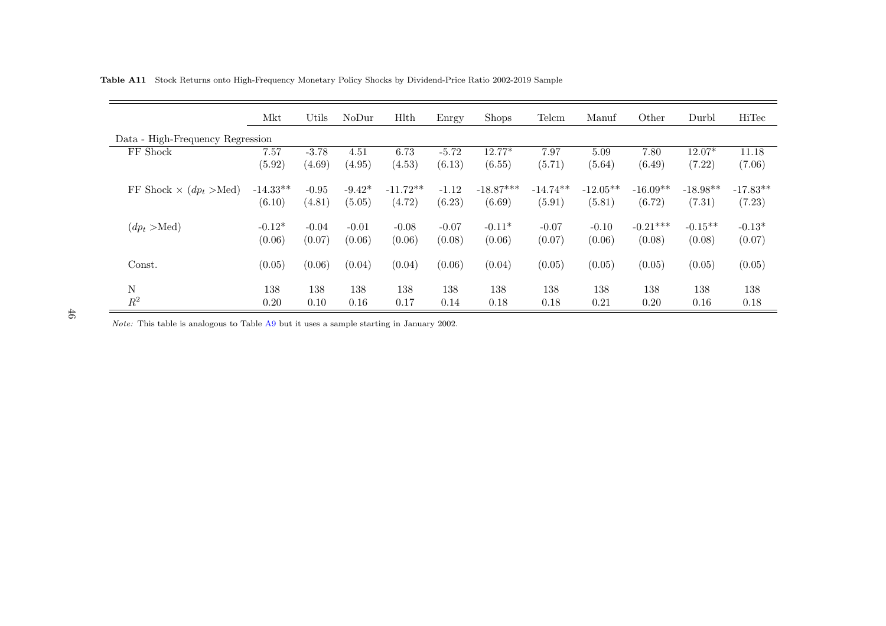**Table A11** Stock Returns onto High-Frequency Monetary Policy Shocks by Dividend-Price Ratio 2002-2019 Sample

| | Mkt | Utils | NoDur | Hlth | Enrgy | Shops | Telcm | Manuf | Other | Durbl | HiTec |
|---|---|---|---|---|---|---|---|---|---|---|---|
| Data - High-Frequency Regression | | | | | | | | | | | |
| FF Shock | 7.57 | -3.78 | 4.51 | 6.73 | -5.72 | 12.77* | 7.97 | 5.09 | 7.80 | 12.07* | 11.18 |
| | (5.92) | (4.69) | (4.95) | (4.53) | (6.13) | (6.55) | (5.71) | (5.64) | (6.49) | (7.22) | (7.06) |
| FF Shock × ($dp_t$ >Med) | -14.33** | -0.95 | -9.42* | -11.72** | -1.12 | -18.87*** | -14.74** | -12.05** | -16.09** | -18.98** | -17.83** |
| | (6.10) | (4.81) | (5.05) | (4.72) | (6.23) | (6.69) | (5.91) | (5.81) | (6.72) | (7.31) | (7.23) |
| ($dp_t$ >Med) | -0.12* | -0.04 | -0.01 | -0.08 | -0.07 | -0.11* | -0.07 | -0.10 | -0.21*** | -0.15** | -0.13* |
| | (0.06) | (0.07) | (0.06) | (0.06) | (0.08) | (0.06) | (0.07) | (0.06) | (0.08) | (0.08) | (0.07) |
| Const. | (0.05) | (0.06) | (0.04) | (0.04) | (0.06) | (0.04) | (0.05) | (0.05) | (0.05) | (0.05) | (0.05) |
| N | 138 | 138 | 138 | 138 | 138 | 138 | 138 | 138 | 138 | 138 | 138 |
| $R^2$ | 0.20 | 0.10 | 0.16 | 0.17 | 0.14 | 0.18 | 0.18 | 0.21 | 0.20 | 0.16 | 0.18 |

*Note:* This table is analogous to Table A9 but it uses a sample starting in January 2002.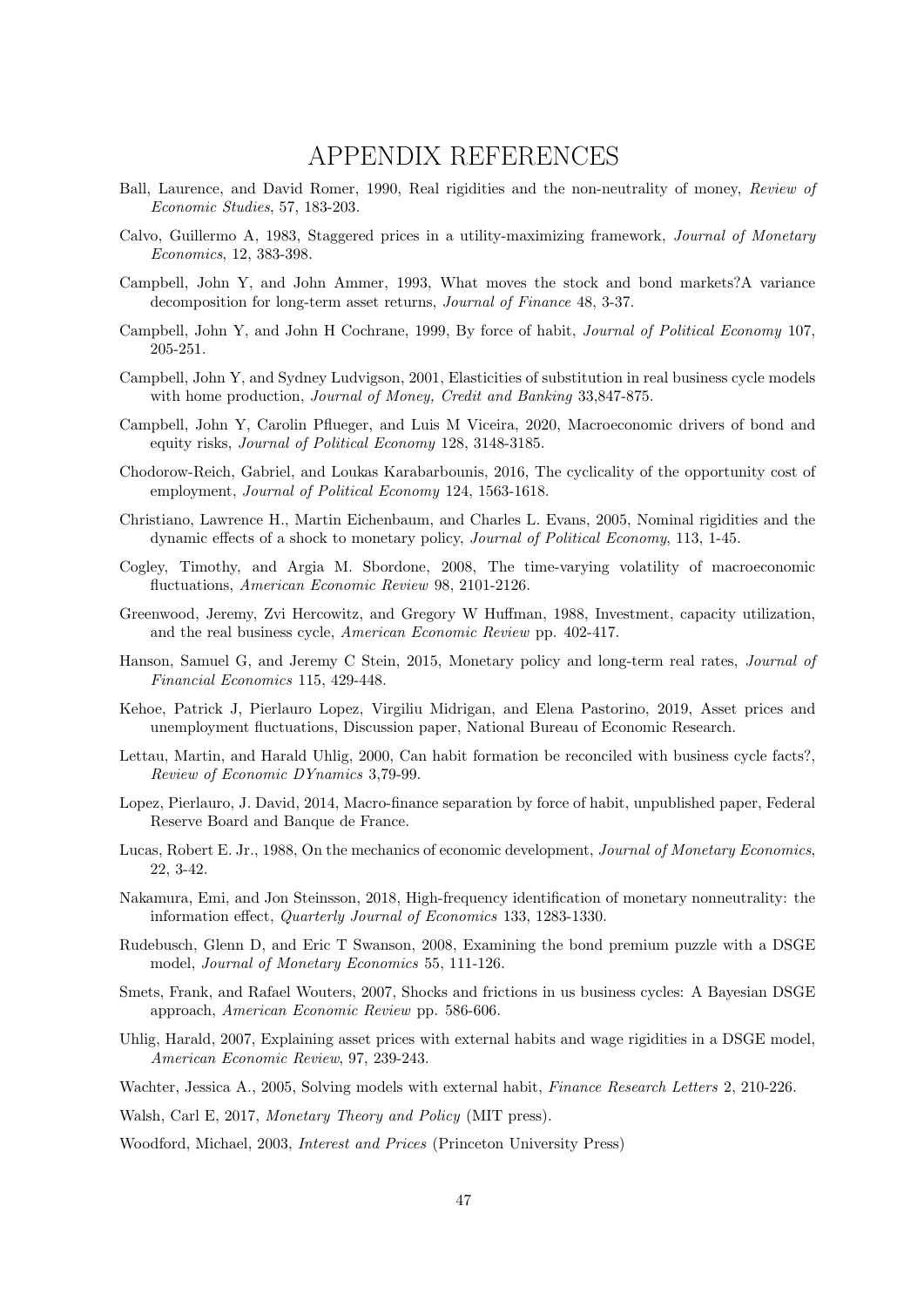# APPENDIX REFERENCES

Ball, Laurence, and David Romer, 1990, Real rigidities and the non-neutrality of money, *Review of Economic Studies*, 57, 183-203.

Calvo, Guillermo A, 1983, Staggered prices in a utility-maximizing framework, *Journal of Monetary Economics*, 12, 383-398.

Campbell, John Y, and John Ammer, 1993, What moves the stock and bond markets?A variance decomposition for long-term asset returns, *Journal of Finance* 48, 3-37.

Campbell, John Y, and John H Cochrane, 1999, By force of habit, *Journal of Political Economy* 107, 205-251.

Campbell, John Y, and Sydney Ludvigson, 2001, Elasticities of substitution in real business cycle models with home production, *Journal of Money, Credit and Banking* 33,847-875.

Campbell, John Y, Carolin Pflueger, and Luis M Viceira, 2020, Macroeconomic drivers of bond and equity risks, *Journal of Political Economy* 128, 3148-3185.

Chodorow-Reich, Gabriel, and Loukas Karabarbounis, 2016, The cyclicality of the opportunity cost of employment, *Journal of Political Economy* 124, 1563-1618.

Christiano, Lawrence H., Martin Eichenbaum, and Charles L. Evans, 2005, Nominal rigidities and the dynamic effects of a shock to monetary policy, *Journal of Political Economy*, 113, 1-45.

Cogley, Timothy, and Argia M. Sbordone, 2008, The time-varying volatility of macroeconomic fluctuations, *American Economic Review* 98, 2101-2126.

Greenwood, Jeremy, Zvi Hercowitz, and Gregory W Huffman, 1988, Investment, capacity utilization, and the real business cycle, *American Economic Review* pp. 402-417.

Hanson, Samuel G, and Jeremy C Stein, 2015, Monetary policy and long-term real rates, *Journal of Financial Economics* 115, 429-448.

Kehoe, Patrick J, Pierlauro Lopez, Virgiliu Midrigan, and Elena Pastorino, 2019, Asset prices and unemployment fluctuations, Discussion paper, National Bureau of Economic Research.

Lettau, Martin, and Harald Uhlig, 2000, Can habit formation be reconciled with business cycle facts?, *Review of Economic DYnamics* 3,79-99.

Lopez, Pierlauro, J. David, 2014, Macro-finance separation by force of habit, unpublished paper, Federal Reserve Board and Banque de France.

Lucas, Robert E. Jr., 1988, On the mechanics of economic development, *Journal of Monetary Economics*, 22, 3-42.

Nakamura, Emi, and Jon Steinsson, 2018, High-frequency identification of monetary nonneutrality: the information effect, *Quarterly Journal of Economics* 133, 1283-1330.

Rudebusch, Glenn D, and Eric T Swanson, 2008, Examining the bond premium puzzle with a DSGE model, *Journal of Monetary Economics* 55, 111-126.

Smets, Frank, and Rafael Wouters, 2007, Shocks and frictions in us business cycles: A Bayesian DSGE approach, *American Economic Review* pp. 586-606.

Uhlig, Harald, 2007, Explaining asset prices with external habits and wage rigidities in a DSGE model, *American Economic Review*, 97, 239-243.

Wachter, Jessica A., 2005, Solving models with external habit, *Finance Research Letters* 2, 210-226.

Walsh, Carl E, 2017, *Monetary Theory and Policy* (MIT press).

Woodford, Michael, 2003, *Interest and Prices* (Princeton University Press)